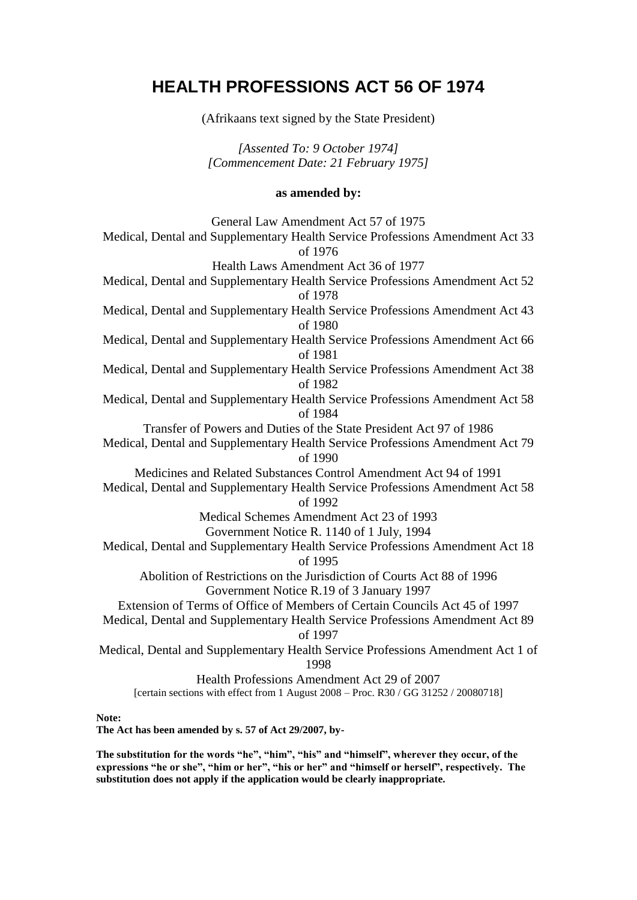# HEALTH PROFESSIONS ACT 56 OF 1974

(Afrikaans text signed by the State President)

*[Assented To: 9 October 1974]*
*[Commencement Date: 21 February 1975]*

**as amended by:**

General Law Amendment Act 57 of 1975
Medical, Dental and Supplementary Health Service Professions Amendment Act 33 of 1976
Health Laws Amendment Act 36 of 1977
Medical, Dental and Supplementary Health Service Professions Amendment Act 52 of 1978
Medical, Dental and Supplementary Health Service Professions Amendment Act 43 of 1980
Medical, Dental and Supplementary Health Service Professions Amendment Act 66 of 1981
Medical, Dental and Supplementary Health Service Professions Amendment Act 38 of 1982
Medical, Dental and Supplementary Health Service Professions Amendment Act 58 of 1984
Transfer of Powers and Duties of the State President Act 97 of 1986
Medical, Dental and Supplementary Health Service Professions Amendment Act 79 of 1990
Medicines and Related Substances Control Amendment Act 94 of 1991
Medical, Dental and Supplementary Health Service Professions Amendment Act 58 of 1992
Medical Schemes Amendment Act 23 of 1993
Government Notice R. 1140 of 1 July, 1994
Medical, Dental and Supplementary Health Service Professions Amendment Act 18 of 1995
Abolition of Restrictions on the Jurisdiction of Courts Act 88 of 1996
Government Notice R.19 of 3 January 1997
Extension of Terms of Office of Members of Certain Councils Act 45 of 1997
Medical, Dental and Supplementary Health Service Professions Amendment Act 89 of 1997
Medical, Dental and Supplementary Health Service Professions Amendment Act 1 of 1998
Health Professions Amendment Act 29 of 2007
[certain sections with effect from 1 August 2008 – Proc. R30 / GG 31252 / 20080718]

**Note:**
**The Act has been amended by s. 57 of Act 29/2007, by-**

**The substitution for the words "he", "him", "his" and "himself", wherever they occur, of the expressions "he or she", "him or her", "his or her" and "himself or herself", respectively. The substitution does not apply if the application would be clearly inappropriate.**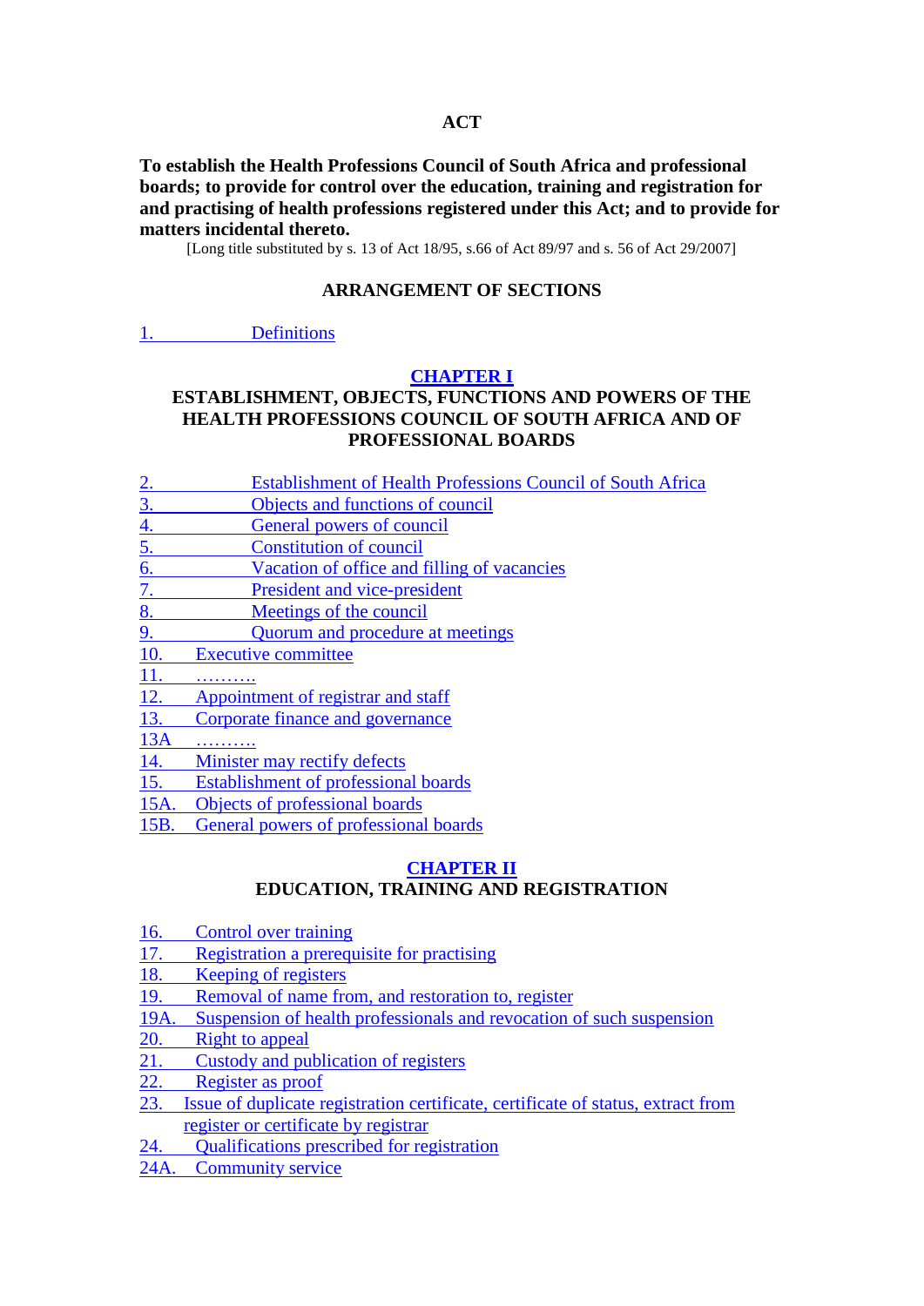# ACT

**To establish the Health Professions Council of South Africa and professional boards; to provide for control over the education, training and registration for and practising of health professions registered under this Act; and to provide for matters incidental thereto.**

[Long title substituted by s. 13 of Act 18/95, s.66 of Act 89/97 and s. 56 of Act 29/2007]

## ARRANGEMENT OF SECTIONS

1. Definitions

## CHAPTER I

### ESTABLISHMENT, OBJECTS, FUNCTIONS AND POWERS OF THE HEALTH PROFESSIONS COUNCIL OF SOUTH AFRICA AND OF PROFESSIONAL BOARDS

2. Establishment of Health Professions Council of South Africa
3. Objects and functions of council
4. General powers of council
5. Constitution of council
6. Vacation of office and filling of vacancies
7. President and vice-president
8. Meetings of the council
9. Quorum and procedure at meetings
10. Executive committee
11. ……….
12. Appointment of registrar and staff
13. Corporate finance and governance

13A ……….

14. Minister may rectify defects
15. Establishment of professional boards

15A. Objects of professional boards

15B. General powers of professional boards

## CHAPTER II

### EDUCATION, TRAINING AND REGISTRATION

16. Control over training
17. Registration a prerequisite for practising
18. Keeping of registers
19. Removal of name from, and restoration to, register

19A. Suspension of health professionals and revocation of such suspension

20. Right to appeal
21. Custody and publication of registers
22. Register as proof
23. Issue of duplicate registration certificate, certificate of status, extract from register or certificate by registrar
24. Qualifications prescribed for registration

24A. Community service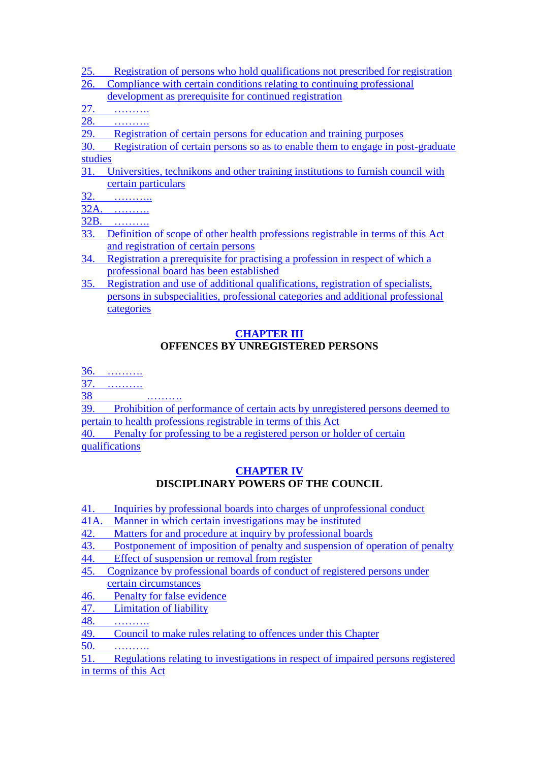25. Registration of persons who hold qualifications not prescribed for registration
26. Compliance with certain conditions relating to continuing professional development as prerequisite for continued registration
27. ……….
28. ……….
29. Registration of certain persons for education and training purposes
30. Registration of certain persons so as to enable them to engage in post-graduate studies
31. Universities, technikons and other training institutions to furnish council with certain particulars
32. ………..
32A. ……….
32B. ……….
33. Definition of scope of other health professions registrable in terms of this Act and registration of certain persons
34. Registration a prerequisite for practising a profession in respect of which a professional board has been established
35. Registration and use of additional qualifications, registration of specialists, persons in subspecialities, professional categories and additional professional categories

## CHAPTER III
## OFFENCES BY UNREGISTERED PERSONS

36. ……….
37. ……….
38 ……….
39. Prohibition of performance of certain acts by unregistered persons deemed to pertain to health professions registrable in terms of this Act
40. Penalty for professing to be a registered person or holder of certain qualifications

## CHAPTER IV
## DISCIPLINARY POWERS OF THE COUNCIL

41. Inquiries by professional boards into charges of unprofessional conduct
41A. Manner in which certain investigations may be instituted
42. Matters for and procedure at inquiry by professional boards
43. Postponement of imposition of penalty and suspension of operation of penalty
44. Effect of suspension or removal from register
45. Cognizance by professional boards of conduct of registered persons under certain circumstances
46. Penalty for false evidence
47. Limitation of liability
48. ……….
49. Council to make rules relating to offences under this Chapter
50. ……….
51. Regulations relating to investigations in respect of impaired persons registered in terms of this Act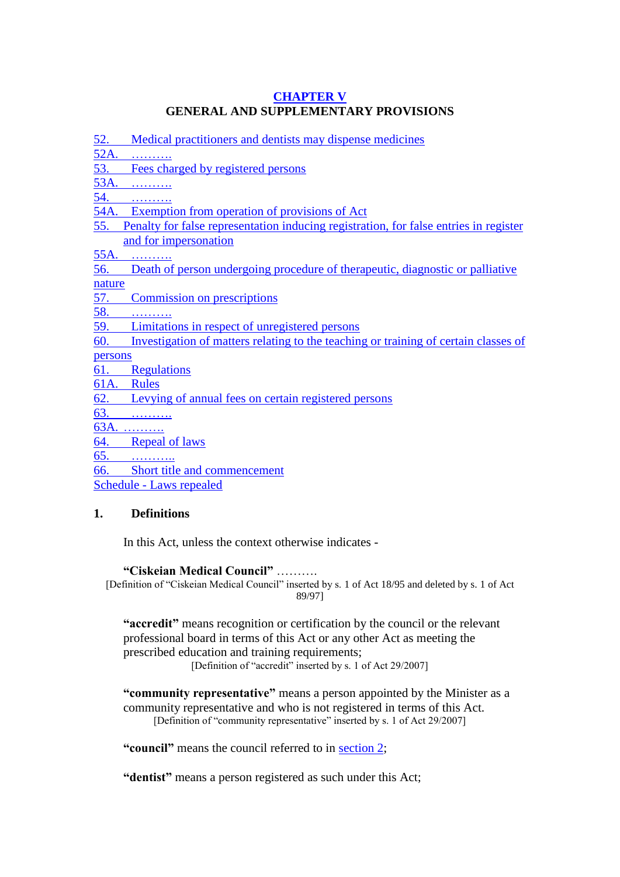## CHAPTER V
## GENERAL AND SUPPLEMENTARY PROVISIONS

52. Medical practitioners and dentists may dispense medicines
52A. ……….
53. Fees charged by registered persons
53A. ……….
54. ……….
54A. Exemption from operation of provisions of Act
55. Penalty for false representation inducing registration, for false entries in register and for impersonation
55A. ……….
56. Death of person undergoing procedure of therapeutic, diagnostic or palliative nature
57. Commission on prescriptions
58. ……….
59. Limitations in respect of unregistered persons
60. Investigation of matters relating to the teaching or training of certain classes of persons
61. Regulations
61A. Rules
62. Levying of annual fees on certain registered persons
63. ……….
63A. ……….
64. Repeal of laws
65. ………..
66. Short title and commencement
Schedule - Laws repealed

### 1. Definitions

In this Act, unless the context otherwise indicates -

**"Ciskeian Medical Council"** ……….
[Definition of "Ciskeian Medical Council" inserted by s. 1 of Act 18/95 and deleted by s. 1 of Act 89/97]

**"accredit"** means recognition or certification by the council or the relevant professional board in terms of this Act or any other Act as meeting the prescribed education and training requirements;
[Definition of "accredit" inserted by s. 1 of Act 29/2007]

**"community representative"** means a person appointed by the Minister as a community representative and who is not registered in terms of this Act.
[Definition of "community representative" inserted by s. 1 of Act 29/2007]

**"council"** means the council referred to in section 2;

**"dentist"** means a person registered as such under this Act;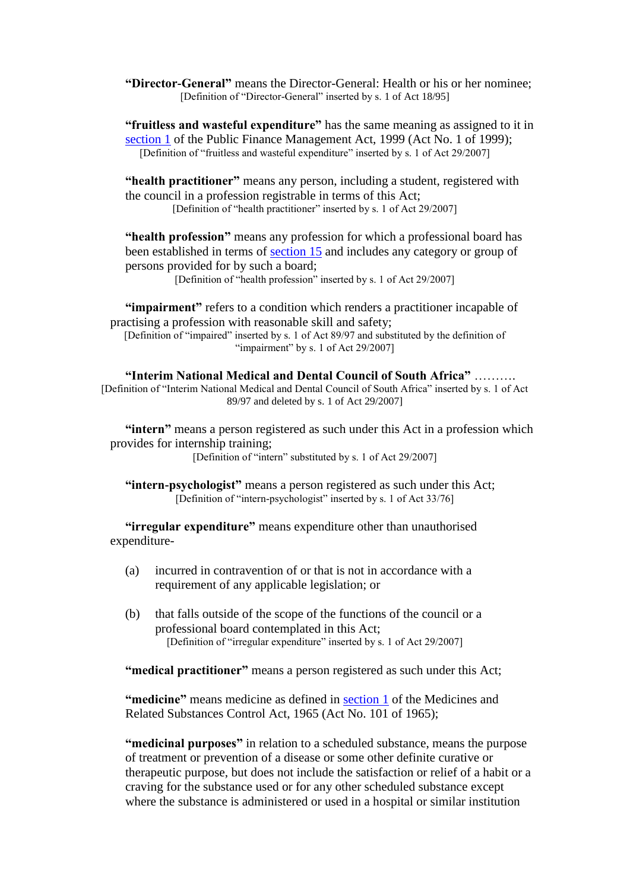**"Director-General"** means the Director-General: Health or his or her nominee;

[Definition of "Director-General" inserted by s. 1 of Act 18/95]

**"fruitless and wasteful expenditure"** has the same meaning as assigned to it in section 1 of the Public Finance Management Act, 1999 (Act No. 1 of 1999);

[Definition of "fruitless and wasteful expenditure" inserted by s. 1 of Act 29/2007]

**"health practitioner"** means any person, including a student, registered with the council in a profession registrable in terms of this Act;

[Definition of "health practitioner" inserted by s. 1 of Act 29/2007]

**"health profession"** means any profession for which a professional board has been established in terms of section 15 and includes any category or group of persons provided for by such a board;

[Definition of "health profession" inserted by s. 1 of Act 29/2007]

**"impairment"** refers to a condition which renders a practitioner incapable of practising a profession with reasonable skill and safety;

[Definition of "impaired" inserted by s. 1 of Act 89/97 and substituted by the definition of "impairment" by s. 1 of Act 29/2007]

**"Interim National Medical and Dental Council of South Africa"** ……….

[Definition of "Interim National Medical and Dental Council of South Africa" inserted by s. 1 of Act 89/97 and deleted by s. 1 of Act 29/2007]

**"intern"** means a person registered as such under this Act in a profession which provides for internship training;

[Definition of "intern" substituted by s. 1 of Act 29/2007]

**"intern-psychologist"** means a person registered as such under this Act;

[Definition of "intern-psychologist" inserted by s. 1 of Act 33/76]

**"irregular expenditure"** means expenditure other than unauthorised expenditure-

(a) incurred in contravention of or that is not in accordance with a requirement of any applicable legislation; or

(b) that falls outside of the scope of the functions of the council or a professional board contemplated in this Act;

[Definition of "irregular expenditure" inserted by s. 1 of Act 29/2007]

**"medical practitioner"** means a person registered as such under this Act;

**"medicine"** means medicine as defined in section 1 of the Medicines and Related Substances Control Act, 1965 (Act No. 101 of 1965);

**"medicinal purposes"** in relation to a scheduled substance, means the purpose of treatment or prevention of a disease or some other definite curative or therapeutic purpose, but does not include the satisfaction or relief of a habit or a craving for the substance used or for any other scheduled substance except where the substance is administered or used in a hospital or similar institution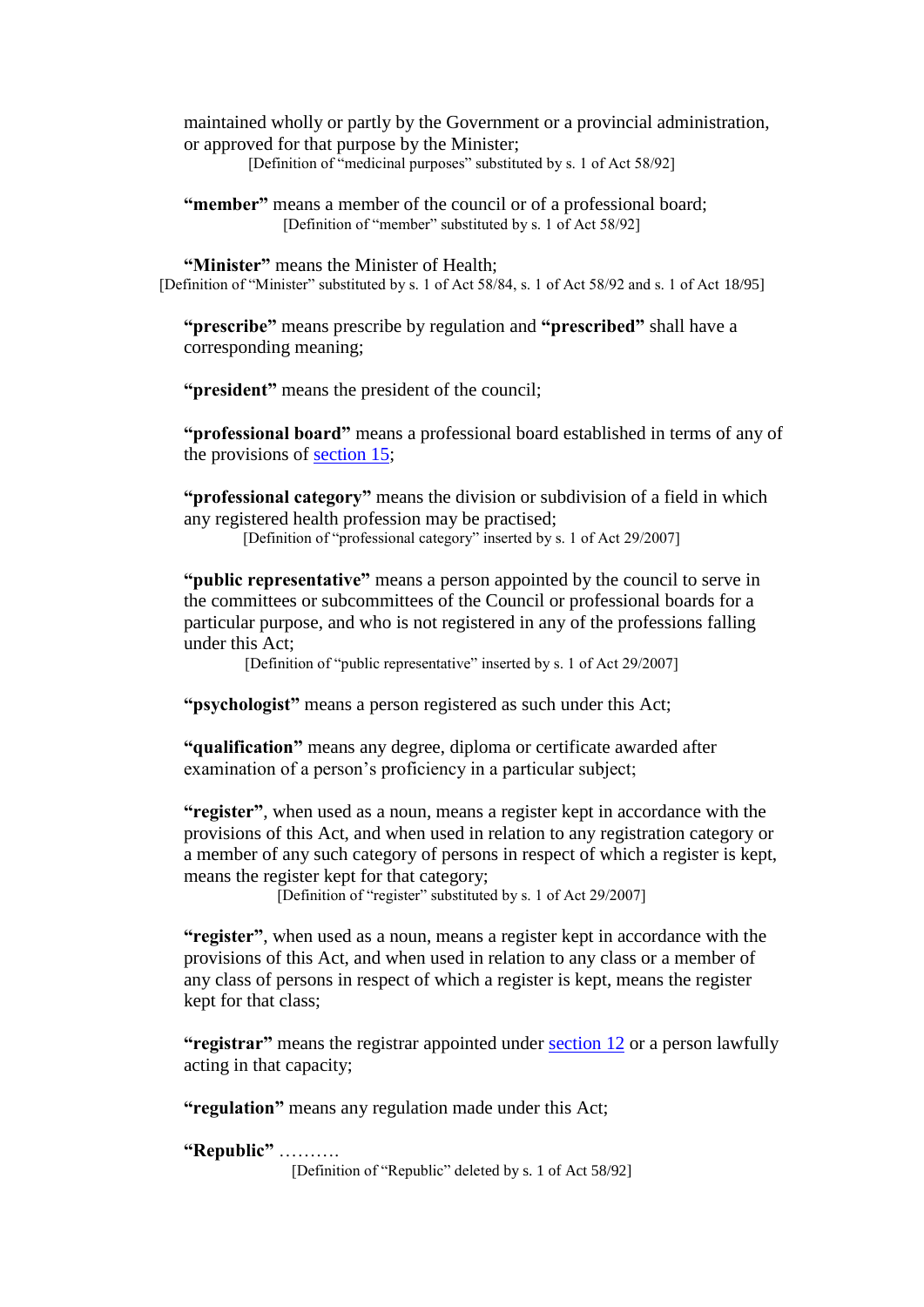maintained wholly or partly by the Government or a provincial administration, or approved for that purpose by the Minister;

[Definition of "medicinal purposes" substituted by s. 1 of Act 58/92]

**"member"** means a member of the council or of a professional board;

[Definition of "member" substituted by s. 1 of Act 58/92]

**"Minister"** means the Minister of Health;

[Definition of "Minister" substituted by s. 1 of Act 58/84, s. 1 of Act 58/92 and s. 1 of Act 18/95]

**"prescribe"** means prescribe by regulation and **"prescribed"** shall have a corresponding meaning;

**"president"** means the president of the council;

**"professional board"** means a professional board established in terms of any of the provisions of section 15;

**"professional category"** means the division or subdivision of a field in which any registered health profession may be practised;

[Definition of "professional category" inserted by s. 1 of Act 29/2007]

**"public representative"** means a person appointed by the council to serve in the committees or subcommittees of the Council or professional boards for a particular purpose, and who is not registered in any of the professions falling under this Act;

[Definition of "public representative" inserted by s. 1 of Act 29/2007]

**"psychologist"** means a person registered as such under this Act;

**"qualification"** means any degree, diploma or certificate awarded after examination of a person's proficiency in a particular subject;

**"register"**, when used as a noun, means a register kept in accordance with the provisions of this Act, and when used in relation to any registration category or a member of any such category of persons in respect of which a register is kept, means the register kept for that category;

[Definition of "register" substituted by s. 1 of Act 29/2007]

**"register"**, when used as a noun, means a register kept in accordance with the provisions of this Act, and when used in relation to any class or a member of any class of persons in respect of which a register is kept, means the register kept for that class;

**"registrar"** means the registrar appointed under section 12 or a person lawfully acting in that capacity;

**"regulation"** means any regulation made under this Act;

**"Republic"** ……….

[Definition of "Republic" deleted by s. 1 of Act 58/92]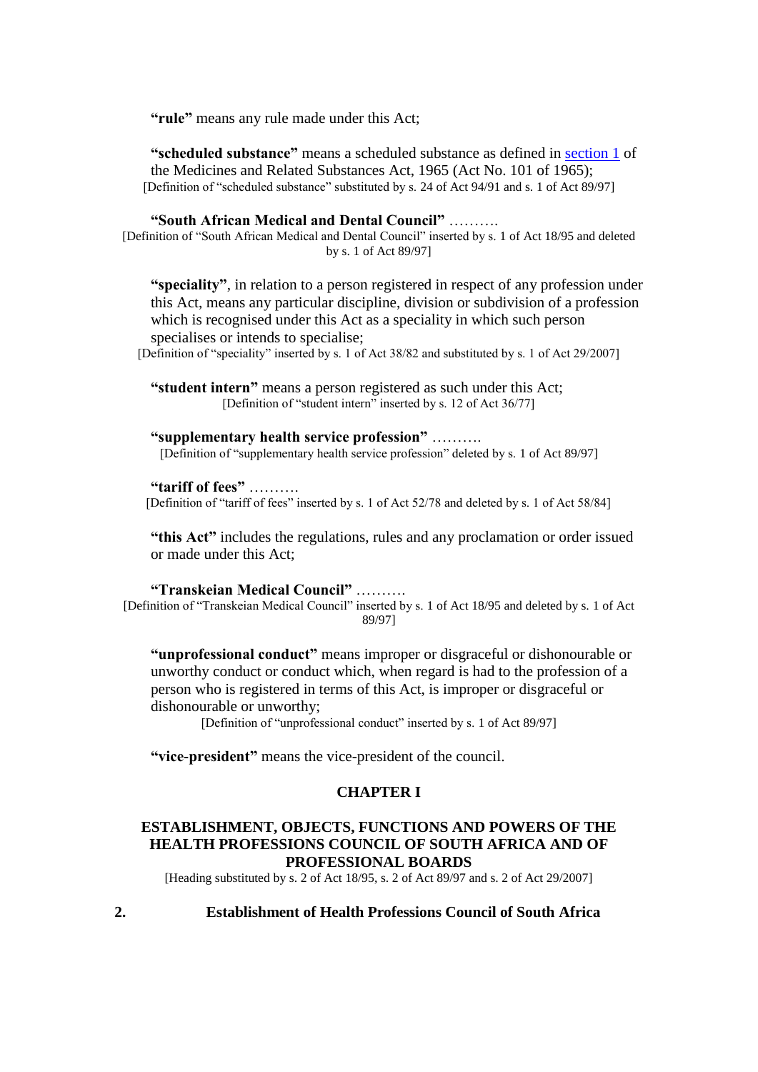**"rule"** means any rule made under this Act;

**"scheduled substance"** means a scheduled substance as defined in section 1 of the Medicines and Related Substances Act, 1965 (Act No. 101 of 1965);

[Definition of "scheduled substance" substituted by s. 24 of Act 94/91 and s. 1 of Act 89/97]

**"South African Medical and Dental Council"** ……….

[Definition of "South African Medical and Dental Council" inserted by s. 1 of Act 18/95 and deleted by s. 1 of Act 89/97]

**"speciality"**, in relation to a person registered in respect of any profession under this Act, means any particular discipline, division or subdivision of a profession which is recognised under this Act as a speciality in which such person specialises or intends to specialise;

[Definition of "speciality" inserted by s. 1 of Act 38/82 and substituted by s. 1 of Act 29/2007]

**"student intern"** means a person registered as such under this Act;

[Definition of "student intern" inserted by s. 12 of Act 36/77]

**"supplementary health service profession"** ……….

[Definition of "supplementary health service profession" deleted by s. 1 of Act 89/97]

**"tariff of fees"** ……….

[Definition of "tariff of fees" inserted by s. 1 of Act 52/78 and deleted by s. 1 of Act 58/84]

**"this Act"** includes the regulations, rules and any proclamation or order issued or made under this Act;

**"Transkeian Medical Council"** ……….

[Definition of "Transkeian Medical Council" inserted by s. 1 of Act 18/95 and deleted by s. 1 of Act 89/97]

**"unprofessional conduct"** means improper or disgraceful or dishonourable or unworthy conduct or conduct which, when regard is had to the profession of a person who is registered in terms of this Act, is improper or disgraceful or dishonourable or unworthy;

[Definition of "unprofessional conduct" inserted by s. 1 of Act 89/97]

**"vice-president"** means the vice-president of the council.

## CHAPTER I

## ESTABLISHMENT, OBJECTS, FUNCTIONS AND POWERS OF THE HEALTH PROFESSIONS COUNCIL OF SOUTH AFRICA AND OF PROFESSIONAL BOARDS

[Heading substituted by s. 2 of Act 18/95, s. 2 of Act 89/97 and s. 2 of Act 29/2007]

### 2. Establishment of Health Professions Council of South Africa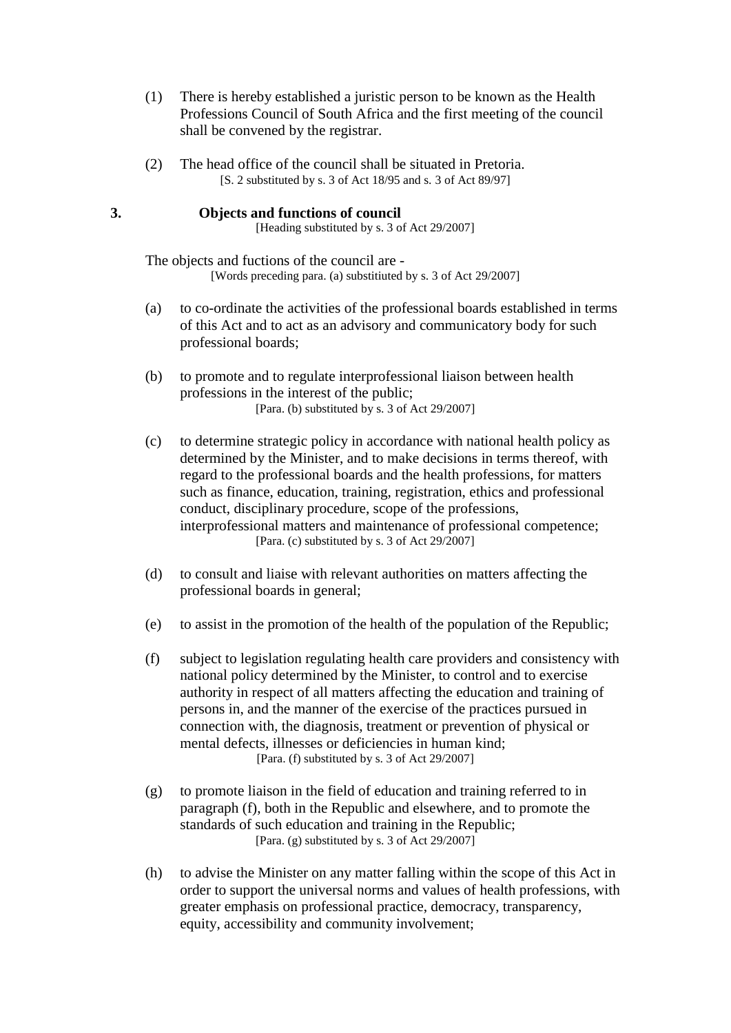(1) There is hereby established a juristic person to be known as the Health Professions Council of South Africa and the first meeting of the council shall be convened by the registrar.

(2) The head office of the council shall be situated in Pretoria.
[S. 2 substituted by s. 3 of Act 18/95 and s. 3 of Act 89/97]

### 3. Objects and functions of council

[Heading substituted by s. 3 of Act 29/2007]

The objects and fuctions of the council are -
[Words preceding para. (a) substitiuted by s. 3 of Act 29/2007]

(a) to co-ordinate the activities of the professional boards established in terms of this Act and to act as an advisory and communicatory body for such professional boards;

(b) to promote and to regulate interprofessional liaison between health professions in the interest of the public;
[Para. (b) substituted by s. 3 of Act 29/2007]

(c) to determine strategic policy in accordance with national health policy as determined by the Minister, and to make decisions in terms thereof, with regard to the professional boards and the health professions, for matters such as finance, education, training, registration, ethics and professional conduct, disciplinary procedure, scope of the professions, interprofessional matters and maintenance of professional competence;
[Para. (c) substituted by s. 3 of Act 29/2007]

(d) to consult and liaise with relevant authorities on matters affecting the professional boards in general;

(e) to assist in the promotion of the health of the population of the Republic;

(f) subject to legislation regulating health care providers and consistency with national policy determined by the Minister, to control and to exercise authority in respect of all matters affecting the education and training of persons in, and the manner of the exercise of the practices pursued in connection with, the diagnosis, treatment or prevention of physical or mental defects, illnesses or deficiencies in human kind;
[Para. (f) substituted by s. 3 of Act 29/2007]

(g) to promote liaison in the field of education and training referred to in paragraph (f), both in the Republic and elsewhere, and to promote the standards of such education and training in the Republic;
[Para. (g) substituted by s. 3 of Act 29/2007]

(h) to advise the Minister on any matter falling within the scope of this Act in order to support the universal norms and values of health professions, with greater emphasis on professional practice, democracy, transparency, equity, accessibility and community involvement;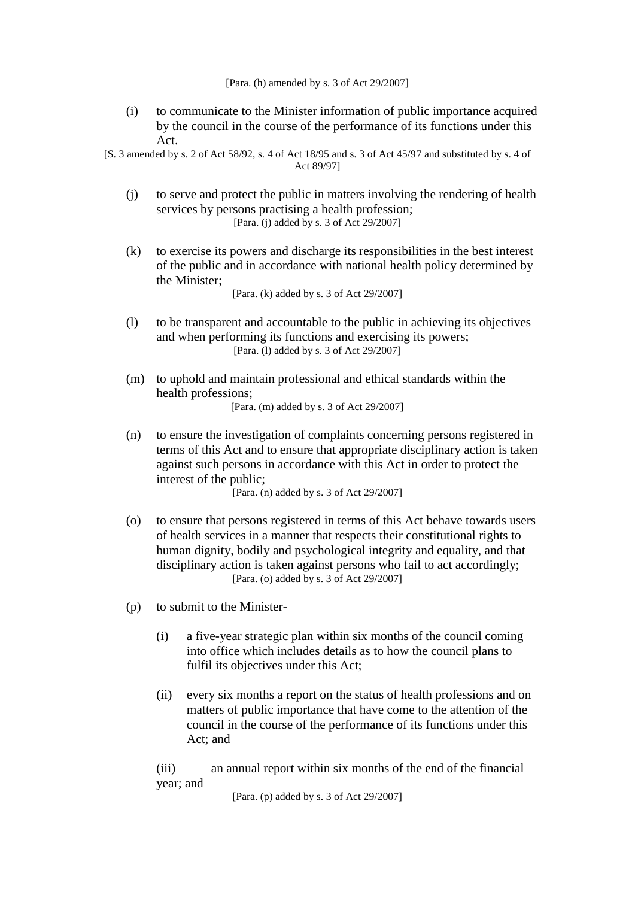[Para. (h) amended by s. 3 of Act 29/2007]

(i) to communicate to the Minister information of public importance acquired by the council in the course of the performance of its functions under this Act.

[S. 3 amended by s. 2 of Act 58/92, s. 4 of Act 18/95 and s. 3 of Act 45/97 and substituted by s. 4 of Act 89/97]

(j) to serve and protect the public in matters involving the rendering of health services by persons practising a health profession;

[Para. (j) added by s. 3 of Act 29/2007]

(k) to exercise its powers and discharge its responsibilities in the best interest of the public and in accordance with national health policy determined by the Minister;

[Para. (k) added by s. 3 of Act 29/2007]

(l) to be transparent and accountable to the public in achieving its objectives and when performing its functions and exercising its powers;

[Para. (l) added by s. 3 of Act 29/2007]

(m) to uphold and maintain professional and ethical standards within the health professions;

[Para. (m) added by s. 3 of Act 29/2007]

(n) to ensure the investigation of complaints concerning persons registered in terms of this Act and to ensure that appropriate disciplinary action is taken against such persons in accordance with this Act in order to protect the interest of the public;

[Para. (n) added by s. 3 of Act 29/2007]

(o) to ensure that persons registered in terms of this Act behave towards users of health services in a manner that respects their constitutional rights to human dignity, bodily and psychological integrity and equality, and that disciplinary action is taken against persons who fail to act accordingly;

[Para. (o) added by s. 3 of Act 29/2007]

(p) to submit to the Minister-

(i) a five-year strategic plan within six months of the council coming into office which includes details as to how the council plans to fulfil its objectives under this Act;

(ii) every six months a report on the status of health professions and on matters of public importance that have come to the attention of the council in the course of the performance of its functions under this Act; and

(iii) an annual report within six months of the end of the financial year; and

[Para. (p) added by s. 3 of Act 29/2007]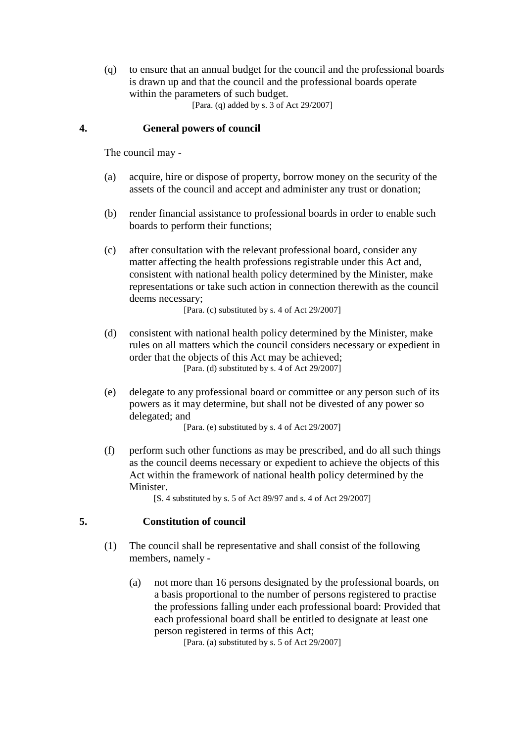(q) to ensure that an annual budget for the council and the professional boards is drawn up and that the council and the professional boards operate within the parameters of such budget.

[Para. (q) added by s. 3 of Act 29/2007]

## 4. General powers of council

The council may -

(a) acquire, hire or dispose of property, borrow money on the security of the assets of the council and accept and administer any trust or donation;

(b) render financial assistance to professional boards in order to enable such boards to perform their functions;

(c) after consultation with the relevant professional board, consider any matter affecting the health professions registrable under this Act and, consistent with national health policy determined by the Minister, make representations or take such action in connection therewith as the council deems necessary;

[Para. (c) substituted by s. 4 of Act 29/2007]

(d) consistent with national health policy determined by the Minister, make rules on all matters which the council considers necessary or expedient in order that the objects of this Act may be achieved;

[Para. (d) substituted by s. 4 of Act 29/2007]

(e) delegate to any professional board or committee or any person such of its powers as it may determine, but shall not be divested of any power so delegated; and

[Para. (e) substituted by s. 4 of Act 29/2007]

(f) perform such other functions as may be prescribed, and do all such things as the council deems necessary or expedient to achieve the objects of this Act within the framework of national health policy determined by the Minister.

[S. 4 substituted by s. 5 of Act 89/97 and s. 4 of Act 29/2007]

## 5. Constitution of council

(1) The council shall be representative and shall consist of the following members, namely -

(a) not more than 16 persons designated by the professional boards, on a basis proportional to the number of persons registered to practise the professions falling under each professional board: Provided that each professional board shall be entitled to designate at least one person registered in terms of this Act;

[Para. (a) substituted by s. 5 of Act 29/2007]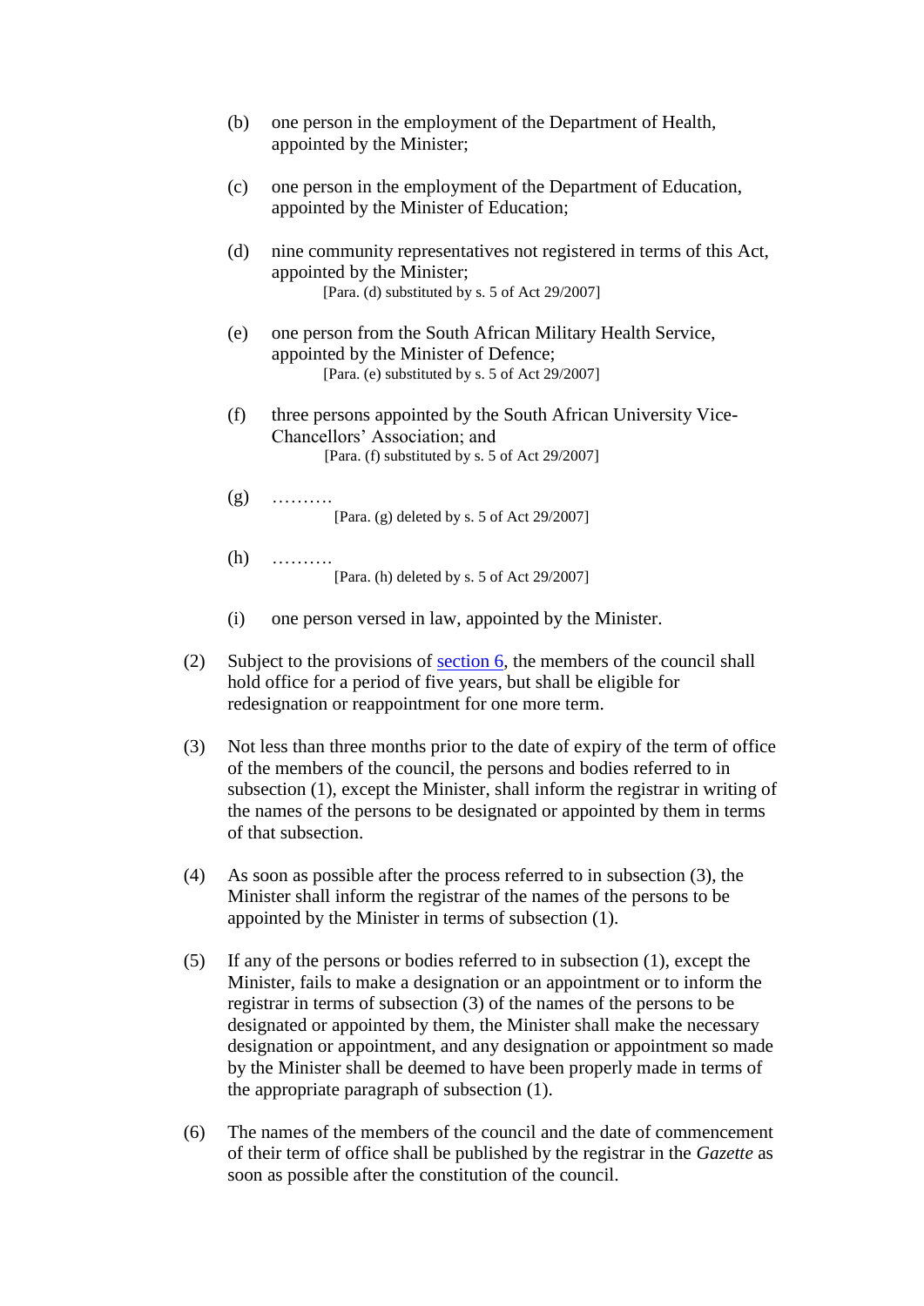(b) one person in the employment of the Department of Health, appointed by the Minister;

(c) one person in the employment of the Department of Education, appointed by the Minister of Education;

(d) nine community representatives not registered in terms of this Act, appointed by the Minister;
[Para. (d) substituted by s. 5 of Act 29/2007]

(e) one person from the South African Military Health Service, appointed by the Minister of Defence;
[Para. (e) substituted by s. 5 of Act 29/2007]

(f) three persons appointed by the South African University Vice-Chancellors' Association; and
[Para. (f) substituted by s. 5 of Act 29/2007]

(g) ……….
[Para. (g) deleted by s. 5 of Act 29/2007]

(h) ……….
[Para. (h) deleted by s. 5 of Act 29/2007]

(i) one person versed in law, appointed by the Minister.

(2) Subject to the provisions of section 6, the members of the council shall hold office for a period of five years, but shall be eligible for redesignation or reappointment for one more term.

(3) Not less than three months prior to the date of expiry of the term of office of the members of the council, the persons and bodies referred to in subsection (1), except the Minister, shall inform the registrar in writing of the names of the persons to be designated or appointed by them in terms of that subsection.

(4) As soon as possible after the process referred to in subsection (3), the Minister shall inform the registrar of the names of the persons to be appointed by the Minister in terms of subsection (1).

(5) If any of the persons or bodies referred to in subsection (1), except the Minister, fails to make a designation or an appointment or to inform the registrar in terms of subsection (3) of the names of the persons to be designated or appointed by them, the Minister shall make the necessary designation or appointment, and any designation or appointment so made by the Minister shall be deemed to have been properly made in terms of the appropriate paragraph of subsection (1).

(6) The names of the members of the council and the date of commencement of their term of office shall be published by the registrar in the *Gazette* as soon as possible after the constitution of the council.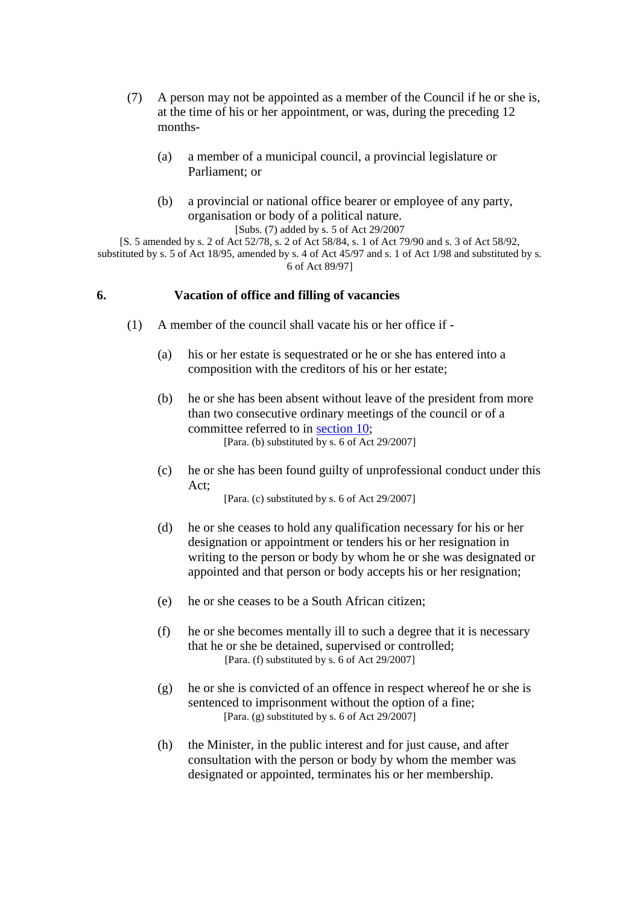(7) A person may not be appointed as a member of the Council if he or she is, at the time of his or her appointment, or was, during the preceding 12 months-

(a) a member of a municipal council, a provincial legislature or Parliament; or

(b) a provincial or national office bearer or employee of any party, organisation or body of a political nature.

[Subs. (7) added by s. 5 of Act 29/2007

[S. 5 amended by s. 2 of Act 52/78, s. 2 of Act 58/84, s. 1 of Act 79/90 and s. 3 of Act 58/92, substituted by s. 5 of Act 18/95, amended by s. 4 of Act 45/97 and s. 1 of Act 1/98 and substituted by s. 6 of Act 89/97]

## 6. Vacation of office and filling of vacancies

(1) A member of the council shall vacate his or her office if -

(a) his or her estate is sequestrated or he or she has entered into a composition with the creditors of his or her estate;

(b) he or she has been absent without leave of the president from more than two consecutive ordinary meetings of the council or of a committee referred to in section 10;

[Para. (b) substituted by s. 6 of Act 29/2007]

(c) he or she has been found guilty of unprofessional conduct under this Act;

[Para. (c) substituted by s. 6 of Act 29/2007]

(d) he or she ceases to hold any qualification necessary for his or her designation or appointment or tenders his or her resignation in writing to the person or body by whom he or she was designated or appointed and that person or body accepts his or her resignation;

(e) he or she ceases to be a South African citizen;

(f) he or she becomes mentally ill to such a degree that it is necessary that he or she be detained, supervised or controlled;

[Para. (f) substituted by s. 6 of Act 29/2007]

(g) he or she is convicted of an offence in respect whereof he or she is sentenced to imprisonment without the option of a fine;

[Para. (g) substituted by s. 6 of Act 29/2007]

(h) the Minister, in the public interest and for just cause, and after consultation with the person or body by whom the member was designated or appointed, terminates his or her membership.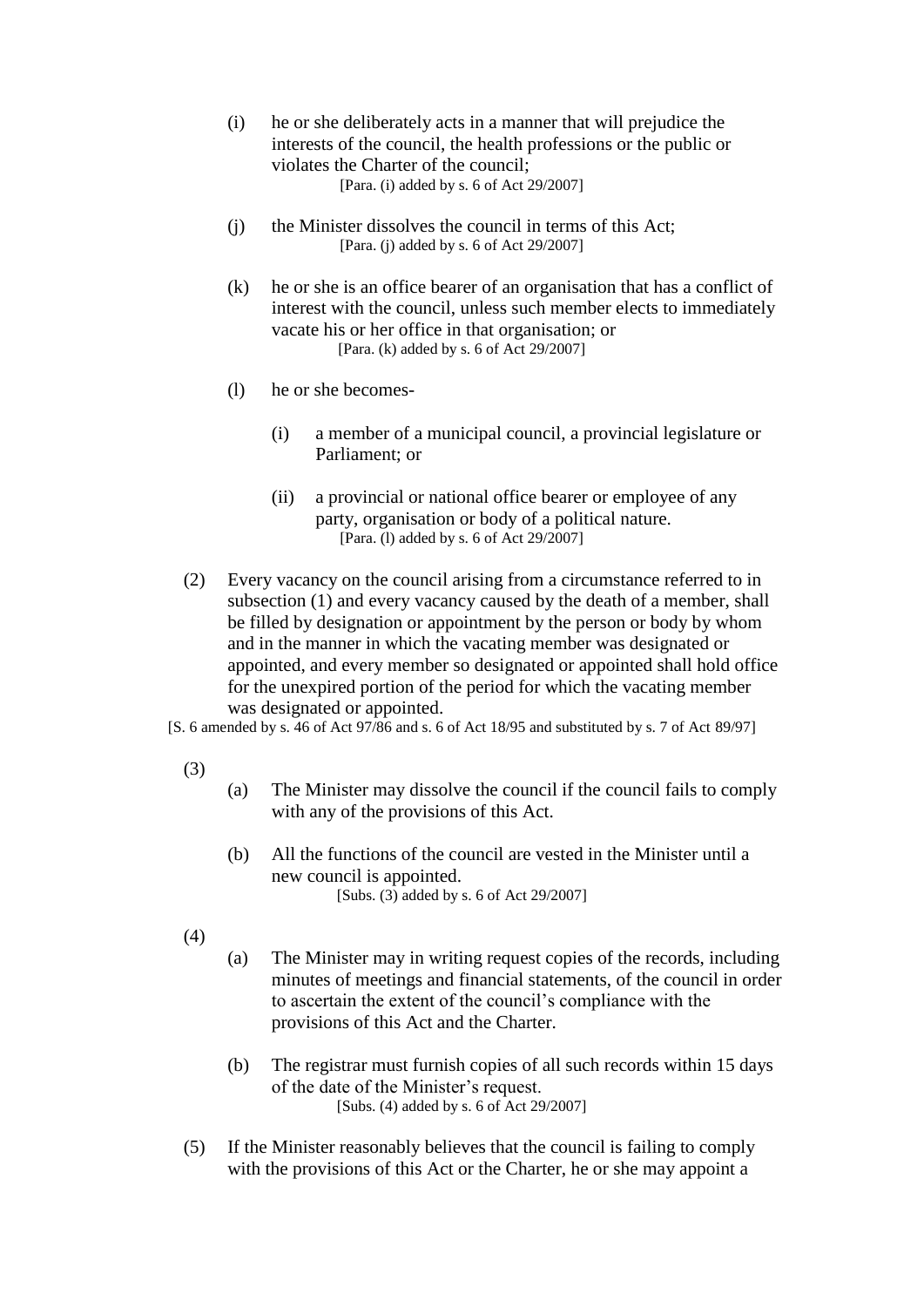(i) he or she deliberately acts in a manner that will prejudice the interests of the council, the health professions or the public or violates the Charter of the council;
[Para. (i) added by s. 6 of Act 29/2007]

(j) the Minister dissolves the council in terms of this Act;
[Para. (j) added by s. 6 of Act 29/2007]

(k) he or she is an office bearer of an organisation that has a conflict of interest with the council, unless such member elects to immediately vacate his or her office in that organisation; or
[Para. (k) added by s. 6 of Act 29/2007]

(l) he or she becomes-

(i) a member of a municipal council, a provincial legislature or Parliament; or

(ii) a provincial or national office bearer or employee of any party, organisation or body of a political nature.
[Para. (l) added by s. 6 of Act 29/2007]

(2) Every vacancy on the council arising from a circumstance referred to in subsection (1) and every vacancy caused by the death of a member, shall be filled by designation or appointment by the person or body by whom and in the manner in which the vacating member was designated or appointed, and every member so designated or appointed shall hold office for the unexpired portion of the period for which the vacating member was designated or appointed.

[S. 6 amended by s. 46 of Act 97/86 and s. 6 of Act 18/95 and substituted by s. 7 of Act 89/97]

(3)

(a) The Minister may dissolve the council if the council fails to comply with any of the provisions of this Act.

(b) All the functions of the council are vested in the Minister until a new council is appointed.
[Subs. (3) added by s. 6 of Act 29/2007]

(4)

(a) The Minister may in writing request copies of the records, including minutes of meetings and financial statements, of the council in order to ascertain the extent of the council's compliance with the provisions of this Act and the Charter.

(b) The registrar must furnish copies of all such records within 15 days of the date of the Minister's request.
[Subs. (4) added by s. 6 of Act 29/2007]

(5) If the Minister reasonably believes that the council is failing to comply with the provisions of this Act or the Charter, he or she may appoint a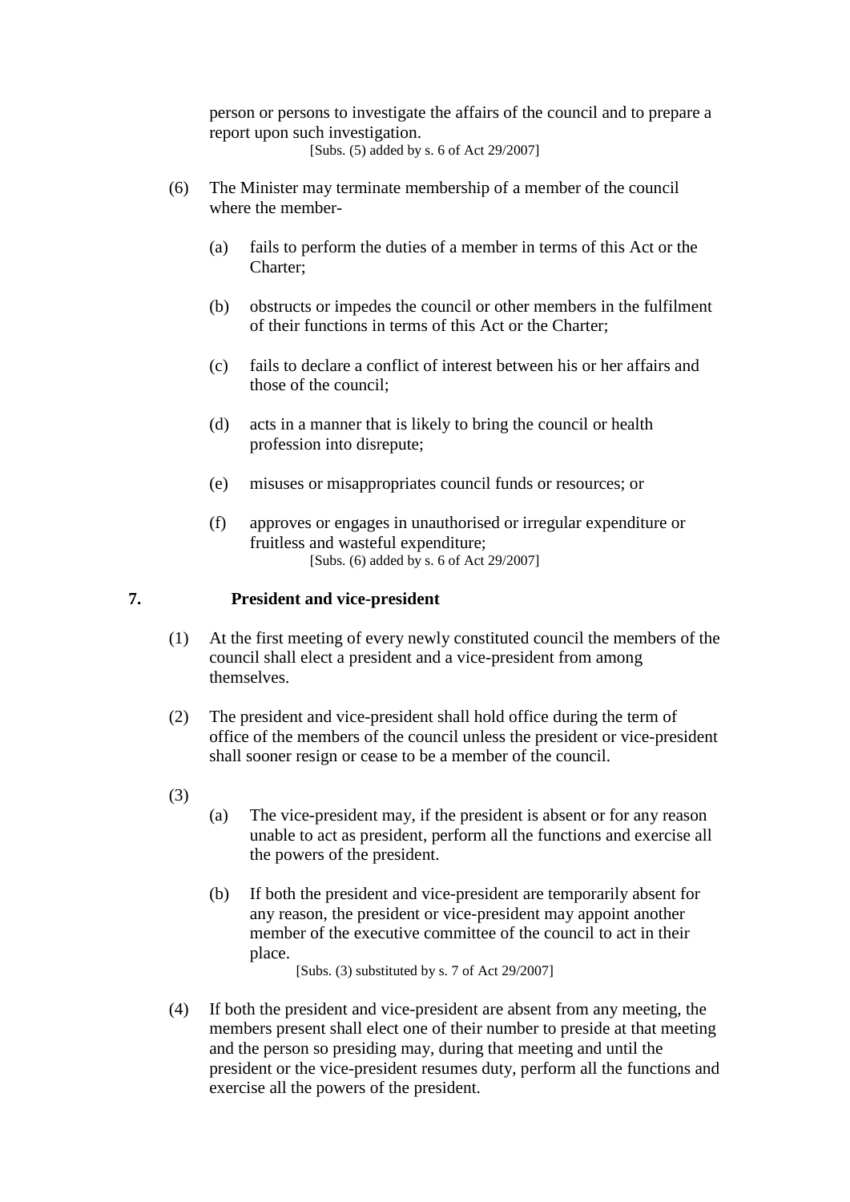person or persons to investigate the affairs of the council and to prepare a report upon such investigation.

[Subs. (5) added by s. 6 of Act 29/2007]

(6) The Minister may terminate membership of a member of the council where the member-

(a) fails to perform the duties of a member in terms of this Act or the Charter;

(b) obstructs or impedes the council or other members in the fulfilment of their functions in terms of this Act or the Charter;

(c) fails to declare a conflict of interest between his or her affairs and those of the council;

(d) acts in a manner that is likely to bring the council or health profession into disrepute;

(e) misuses or misappropriates council funds or resources; or

(f) approves or engages in unauthorised or irregular expenditure or fruitless and wasteful expenditure;

[Subs. (6) added by s. 6 of Act 29/2007]

## 7. President and vice-president

(1) At the first meeting of every newly constituted council the members of the council shall elect a president and a vice-president from among themselves.

(2) The president and vice-president shall hold office during the term of office of the members of the council unless the president or vice-president shall sooner resign or cease to be a member of the council.

(3)

(a) The vice-president may, if the president is absent or for any reason unable to act as president, perform all the functions and exercise all the powers of the president.

(b) If both the president and vice-president are temporarily absent for any reason, the president or vice-president may appoint another member of the executive committee of the council to act in their place.

[Subs. (3) substituted by s. 7 of Act 29/2007]

(4) If both the president and vice-president are absent from any meeting, the members present shall elect one of their number to preside at that meeting and the person so presiding may, during that meeting and until the president or the vice-president resumes duty, perform all the functions and exercise all the powers of the president.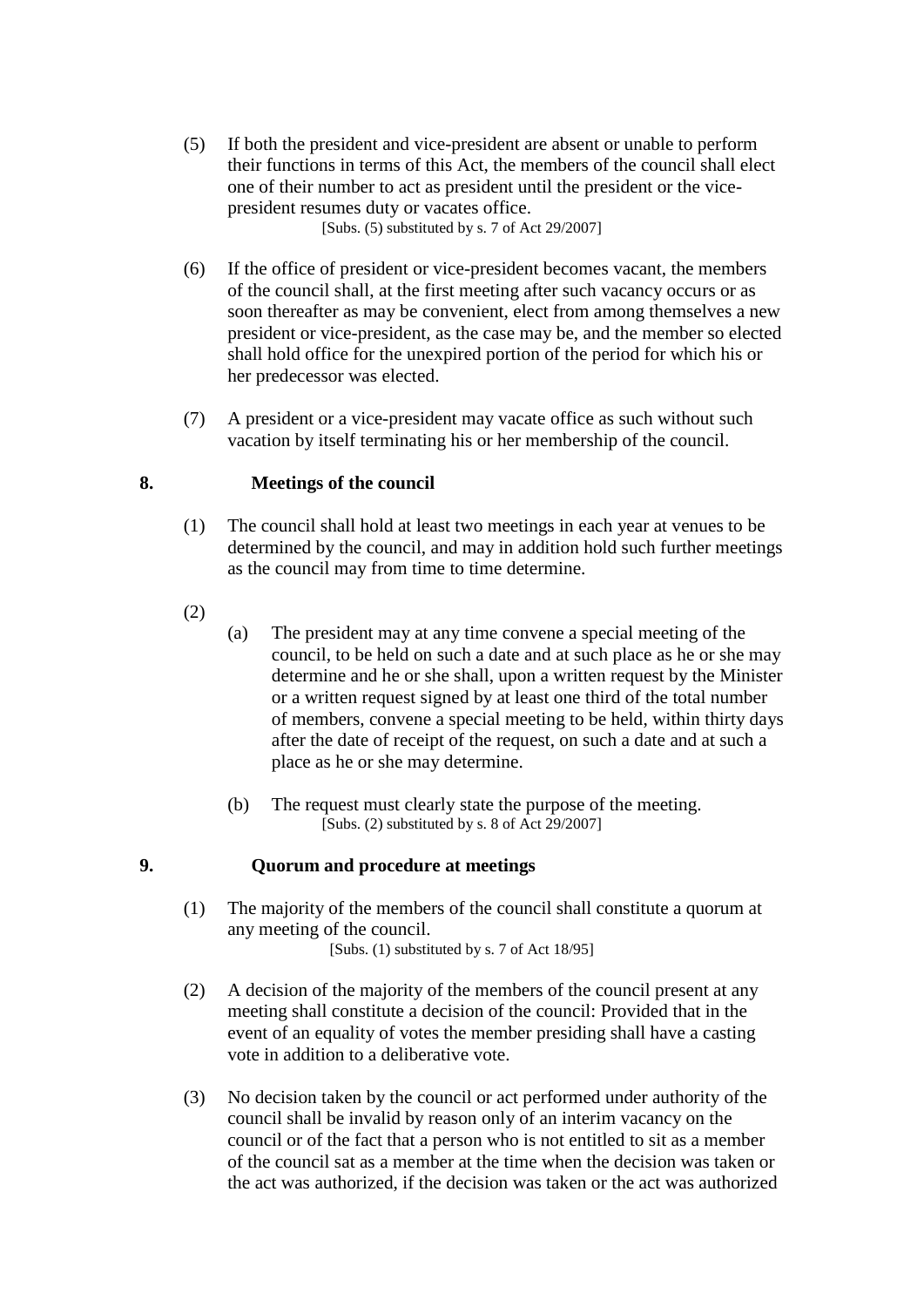(5) If both the president and vice-president are absent or unable to perform their functions in terms of this Act, the members of the council shall elect one of their number to act as president until the president or the vice-president resumes duty or vacates office.

[Subs. (5) substituted by s. 7 of Act 29/2007]

(6) If the office of president or vice-president becomes vacant, the members of the council shall, at the first meeting after such vacancy occurs or as soon thereafter as may be convenient, elect from among themselves a new president or vice-president, as the case may be, and the member so elected shall hold office for the unexpired portion of the period for which his or her predecessor was elected.

(7) A president or a vice-president may vacate office as such without such vacation by itself terminating his or her membership of the council.

**8. Meetings of the council**

(1) The council shall hold at least two meetings in each year at venues to be determined by the council, and may in addition hold such further meetings as the council may from time to time determine.

(2)

(a) The president may at any time convene a special meeting of the council, to be held on such a date and at such place as he or she may determine and he or she shall, upon a written request by the Minister or a written request signed by at least one third of the total number of members, convene a special meeting to be held, within thirty days after the date of receipt of the request, on such a date and at such a place as he or she may determine.

(b) The request must clearly state the purpose of the meeting.

[Subs. (2) substituted by s. 8 of Act 29/2007]

**9. Quorum and procedure at meetings**

(1) The majority of the members of the council shall constitute a quorum at any meeting of the council.

[Subs. (1) substituted by s. 7 of Act 18/95]

(2) A decision of the majority of the members of the council present at any meeting shall constitute a decision of the council: Provided that in the event of an equality of votes the member presiding shall have a casting vote in addition to a deliberative vote.

(3) No decision taken by the council or act performed under authority of the council shall be invalid by reason only of an interim vacancy on the council or of the fact that a person who is not entitled to sit as a member of the council sat as a member at the time when the decision was taken or the act was authorized, if the decision was taken or the act was authorized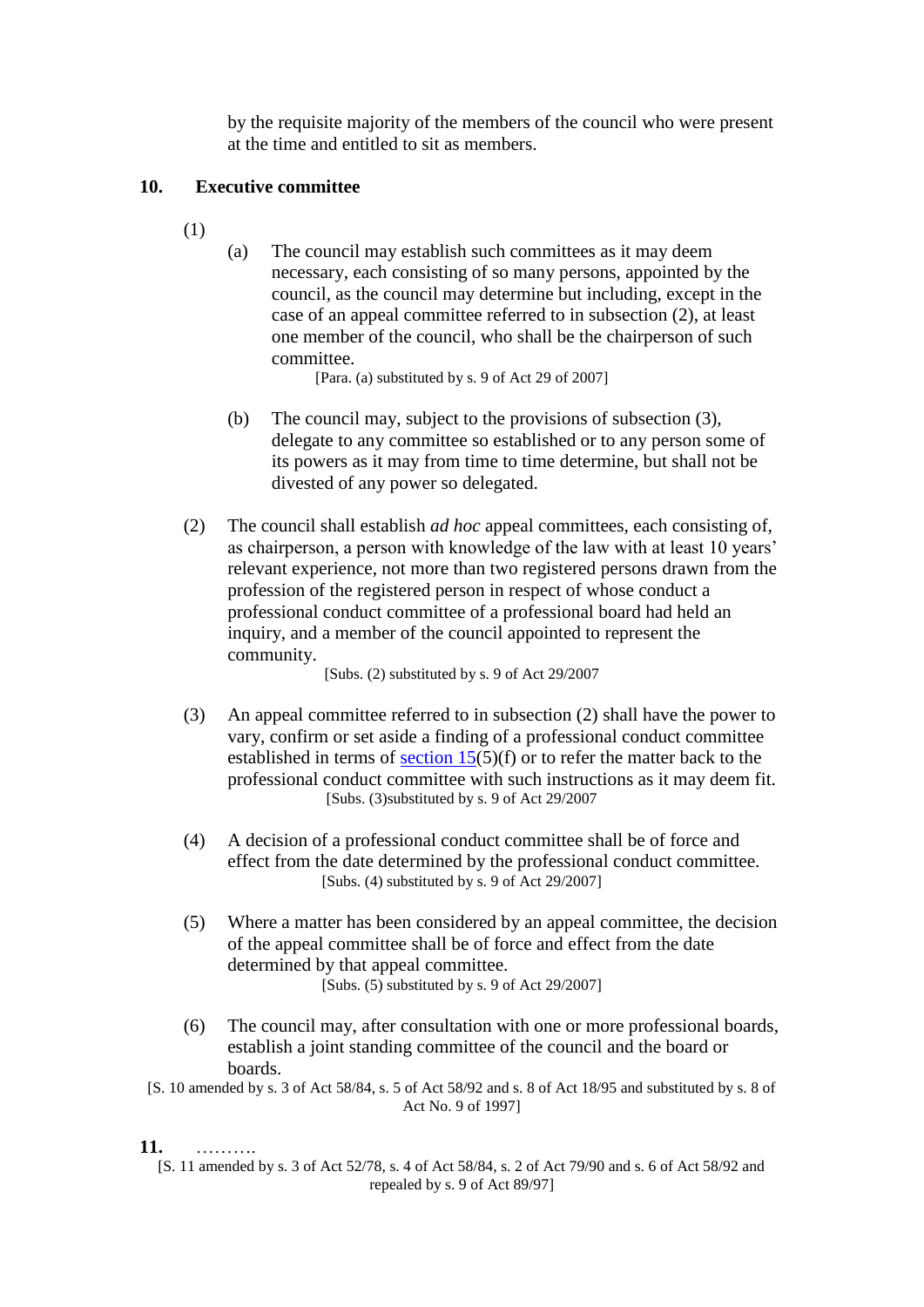by the requisite majority of the members of the council who were present at the time and entitled to sit as members.

**10. Executive committee**

(1)

(a) The council may establish such committees as it may deem necessary, each consisting of so many persons, appointed by the council, as the council may determine but including, except in the case of an appeal committee referred to in subsection (2), at least one member of the council, who shall be the chairperson of such committee.

[Para. (a) substituted by s. 9 of Act 29 of 2007]

(b) The council may, subject to the provisions of subsection (3), delegate to any committee so established or to any person some of its powers as it may from time to time determine, but shall not be divested of any power so delegated.

(2) The council shall establish *ad hoc* appeal committees, each consisting of, as chairperson, a person with knowledge of the law with at least 10 years' relevant experience, not more than two registered persons drawn from the profession of the registered person in respect of whose conduct a professional conduct committee of a professional board had held an inquiry, and a member of the council appointed to represent the community.

[Subs. (2) substituted by s. 9 of Act 29/2007

(3) An appeal committee referred to in subsection (2) shall have the power to vary, confirm or set aside a finding of a professional conduct committee established in terms of section 15(5)(f) or to refer the matter back to the professional conduct committee with such instructions as it may deem fit.

[Subs. (3)substituted by s. 9 of Act 29/2007

(4) A decision of a professional conduct committee shall be of force and effect from the date determined by the professional conduct committee.

[Subs. (4) substituted by s. 9 of Act 29/2007]

(5) Where a matter has been considered by an appeal committee, the decision of the appeal committee shall be of force and effect from the date determined by that appeal committee.

[Subs. (5) substituted by s. 9 of Act 29/2007]

(6) The council may, after consultation with one or more professional boards, establish a joint standing committee of the council and the board or boards.

[S. 10 amended by s. 3 of Act 58/84, s. 5 of Act 58/92 and s. 8 of Act 18/95 and substituted by s. 8 of Act No. 9 of 1997]

**11.** ……….

[S. 11 amended by s. 3 of Act 52/78, s. 4 of Act 58/84, s. 2 of Act 79/90 and s. 6 of Act 58/92 and repealed by s. 9 of Act 89/97]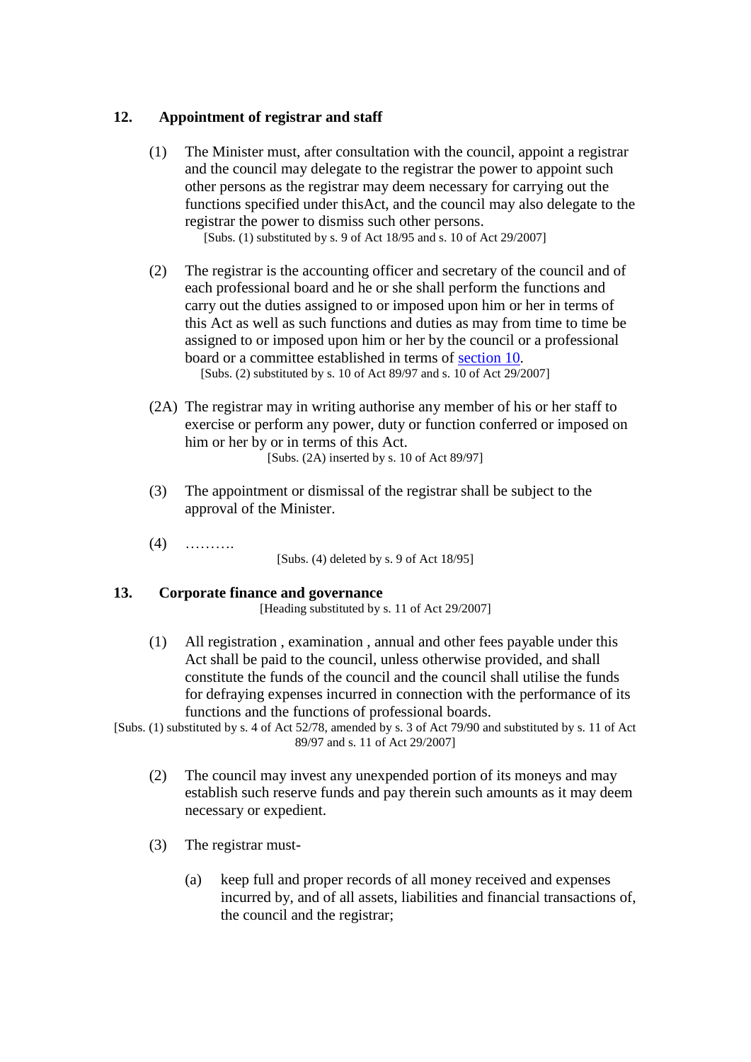## 12. Appointment of registrar and staff

(1) The Minister must, after consultation with the council, appoint a registrar and the council may delegate to the registrar the power to appoint such other persons as the registrar may deem necessary for carrying out the functions specified under thisAct, and the council may also delegate to the registrar the power to dismiss such other persons.

[Subs. (1) substituted by s. 9 of Act 18/95 and s. 10 of Act 29/2007]

(2) The registrar is the accounting officer and secretary of the council and of each professional board and he or she shall perform the functions and carry out the duties assigned to or imposed upon him or her in terms of this Act as well as such functions and duties as may from time to time be assigned to or imposed upon him or her by the council or a professional board or a committee established in terms of section 10.

[Subs. (2) substituted by s. 10 of Act 89/97 and s. 10 of Act 29/2007]

(2A) The registrar may in writing authorise any member of his or her staff to exercise or perform any power, duty or function conferred or imposed on him or her by or in terms of this Act.

[Subs. (2A) inserted by s. 10 of Act 89/97]

(3) The appointment or dismissal of the registrar shall be subject to the approval of the Minister.

(4) ……….

[Subs. (4) deleted by s. 9 of Act 18/95]

## 13. Corporate finance and governance

[Heading substituted by s. 11 of Act 29/2007]

(1) All registration , examination , annual and other fees payable under this Act shall be paid to the council, unless otherwise provided, and shall constitute the funds of the council and the council shall utilise the funds for defraying expenses incurred in connection with the performance of its functions and the functions of professional boards.

[Subs. (1) substituted by s. 4 of Act 52/78, amended by s. 3 of Act 79/90 and substituted by s. 11 of Act 89/97 and s. 11 of Act 29/2007]

(2) The council may invest any unexpended portion of its moneys and may establish such reserve funds and pay therein such amounts as it may deem necessary or expedient.

(3) The registrar must-

(a) keep full and proper records of all money received and expenses incurred by, and of all assets, liabilities and financial transactions of, the council and the registrar;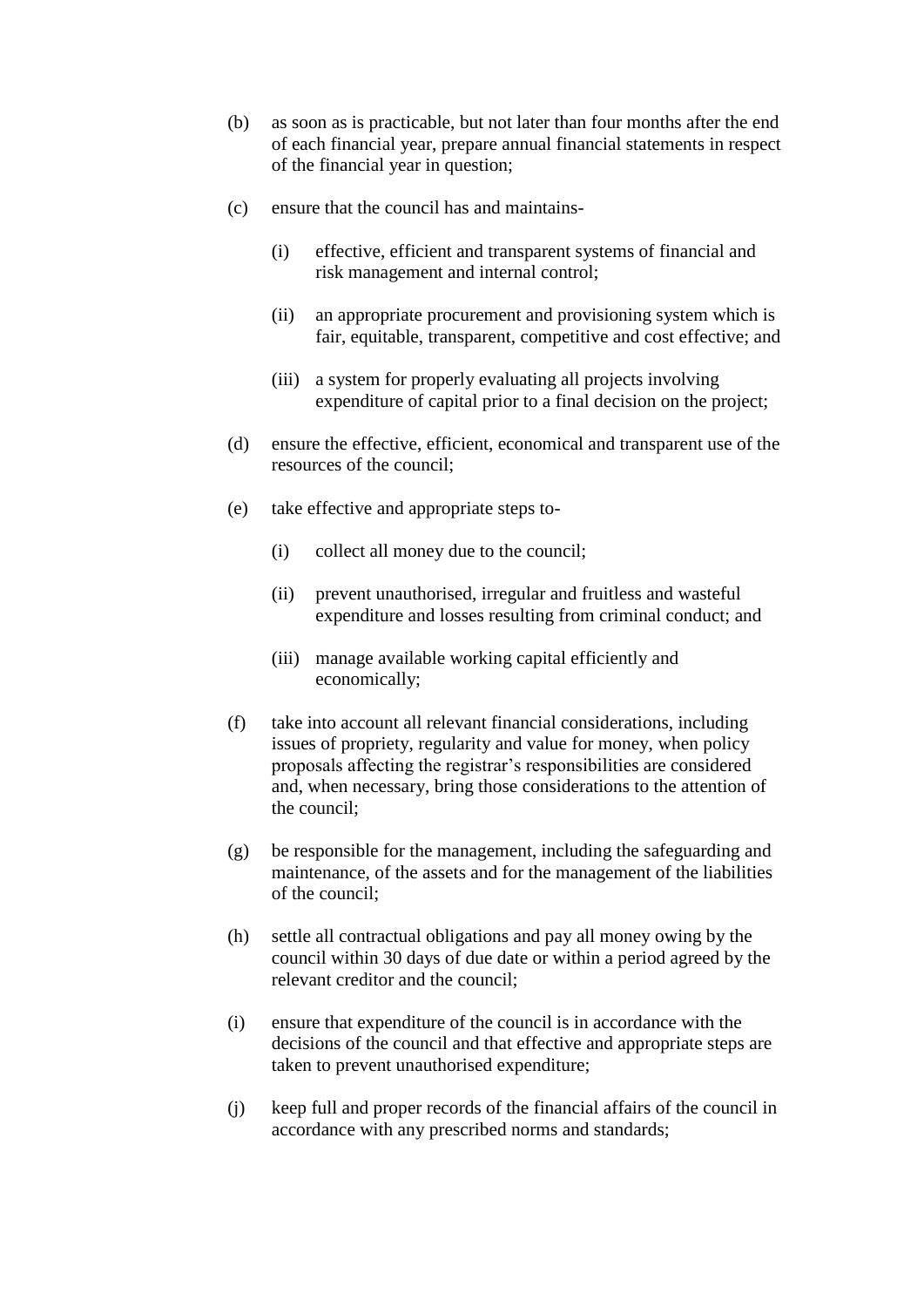(b) as soon as is practicable, but not later than four months after the end of each financial year, prepare annual financial statements in respect of the financial year in question;

(c) ensure that the council has and maintains-

    (i) effective, efficient and transparent systems of financial and risk management and internal control;

    (ii) an appropriate procurement and provisioning system which is fair, equitable, transparent, competitive and cost effective; and

    (iii) a system for properly evaluating all projects involving expenditure of capital prior to a final decision on the project;

(d) ensure the effective, efficient, economical and transparent use of the resources of the council;

(e) take effective and appropriate steps to-

    (i) collect all money due to the council;

    (ii) prevent unauthorised, irregular and fruitless and wasteful expenditure and losses resulting from criminal conduct; and

    (iii) manage available working capital efficiently and economically;

(f) take into account all relevant financial considerations, including issues of propriety, regularity and value for money, when policy proposals affecting the registrar's responsibilities are considered and, when necessary, bring those considerations to the attention of the council;

(g) be responsible for the management, including the safeguarding and maintenance, of the assets and for the management of the liabilities of the council;

(h) settle all contractual obligations and pay all money owing by the council within 30 days of due date or within a period agreed by the relevant creditor and the council;

(i) ensure that expenditure of the council is in accordance with the decisions of the council and that effective and appropriate steps are taken to prevent unauthorised expenditure;

(j) keep full and proper records of the financial affairs of the council in accordance with any prescribed norms and standards;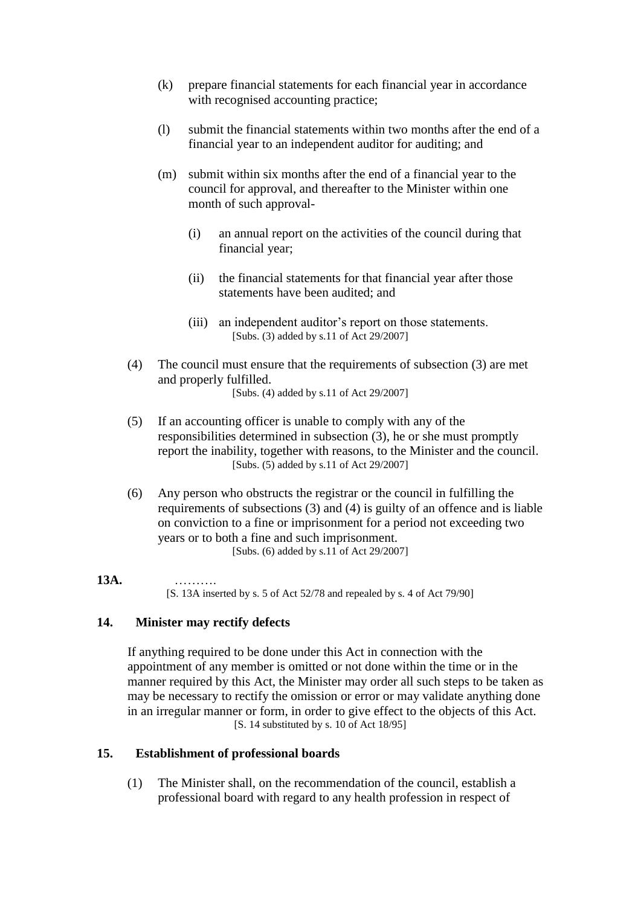(k) prepare financial statements for each financial year in accordance with recognised accounting practice;

(l) submit the financial statements within two months after the end of a financial year to an independent auditor for auditing; and

(m) submit within six months after the end of a financial year to the council for approval, and thereafter to the Minister within one month of such approval-

(i) an annual report on the activities of the council during that financial year;

(ii) the financial statements for that financial year after those statements have been audited; and

(iii) an independent auditor's report on those statements.
[Subs. (3) added by s.11 of Act 29/2007]

(4) The council must ensure that the requirements of subsection (3) are met and properly fulfilled.
[Subs. (4) added by s.11 of Act 29/2007]

(5) If an accounting officer is unable to comply with any of the responsibilities determined in subsection (3), he or she must promptly report the inability, together with reasons, to the Minister and the council.
[Subs. (5) added by s.11 of Act 29/2007]

(6) Any person who obstructs the registrar or the council in fulfilling the requirements of subsections (3) and (4) is guilty of an offence and is liable on conviction to a fine or imprisonment for a period not exceeding two years or to both a fine and such imprisonment.
[Subs. (6) added by s.11 of Act 29/2007]

**13A.** ……….
[S. 13A inserted by s. 5 of Act 52/78 and repealed by s. 4 of Act 79/90]

**14. Minister may rectify defects**

If anything required to be done under this Act in connection with the appointment of any member is omitted or not done within the time or in the manner required by this Act, the Minister may order all such steps to be taken as may be necessary to rectify the omission or error or may validate anything done in an irregular manner or form, in order to give effect to the objects of this Act.
[S. 14 substituted by s. 10 of Act 18/95]

**15. Establishment of professional boards**

(1) The Minister shall, on the recommendation of the council, establish a professional board with regard to any health profession in respect of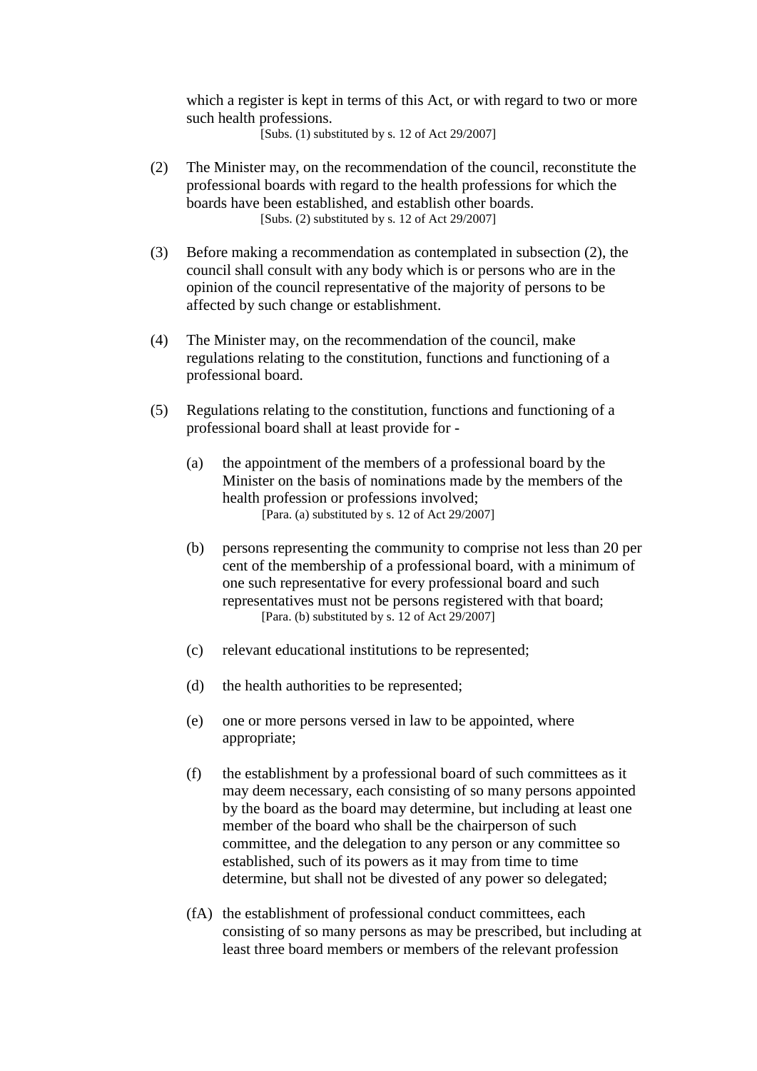which a register is kept in terms of this Act, or with regard to two or more such health professions.

[Subs. (1) substituted by s. 12 of Act 29/2007]

(2) The Minister may, on the recommendation of the council, reconstitute the professional boards with regard to the health professions for which the boards have been established, and establish other boards.

[Subs. (2) substituted by s. 12 of Act 29/2007]

(3) Before making a recommendation as contemplated in subsection (2), the council shall consult with any body which is or persons who are in the opinion of the council representative of the majority of persons to be affected by such change or establishment.

(4) The Minister may, on the recommendation of the council, make regulations relating to the constitution, functions and functioning of a professional board.

(5) Regulations relating to the constitution, functions and functioning of a professional board shall at least provide for -

(a) the appointment of the members of a professional board by the Minister on the basis of nominations made by the members of the health profession or professions involved;

[Para. (a) substituted by s. 12 of Act 29/2007]

(b) persons representing the community to comprise not less than 20 per cent of the membership of a professional board, with a minimum of one such representative for every professional board and such representatives must not be persons registered with that board;

[Para. (b) substituted by s. 12 of Act 29/2007]

(c) relevant educational institutions to be represented;

(d) the health authorities to be represented;

(e) one or more persons versed in law to be appointed, where appropriate;

(f) the establishment by a professional board of such committees as it may deem necessary, each consisting of so many persons appointed by the board as the board may determine, but including at least one member of the board who shall be the chairperson of such committee, and the delegation to any person or any committee so established, such of its powers as it may from time to time determine, but shall not be divested of any power so delegated;

(fA) the establishment of professional conduct committees, each consisting of so many persons as may be prescribed, but including at least three board members or members of the relevant profession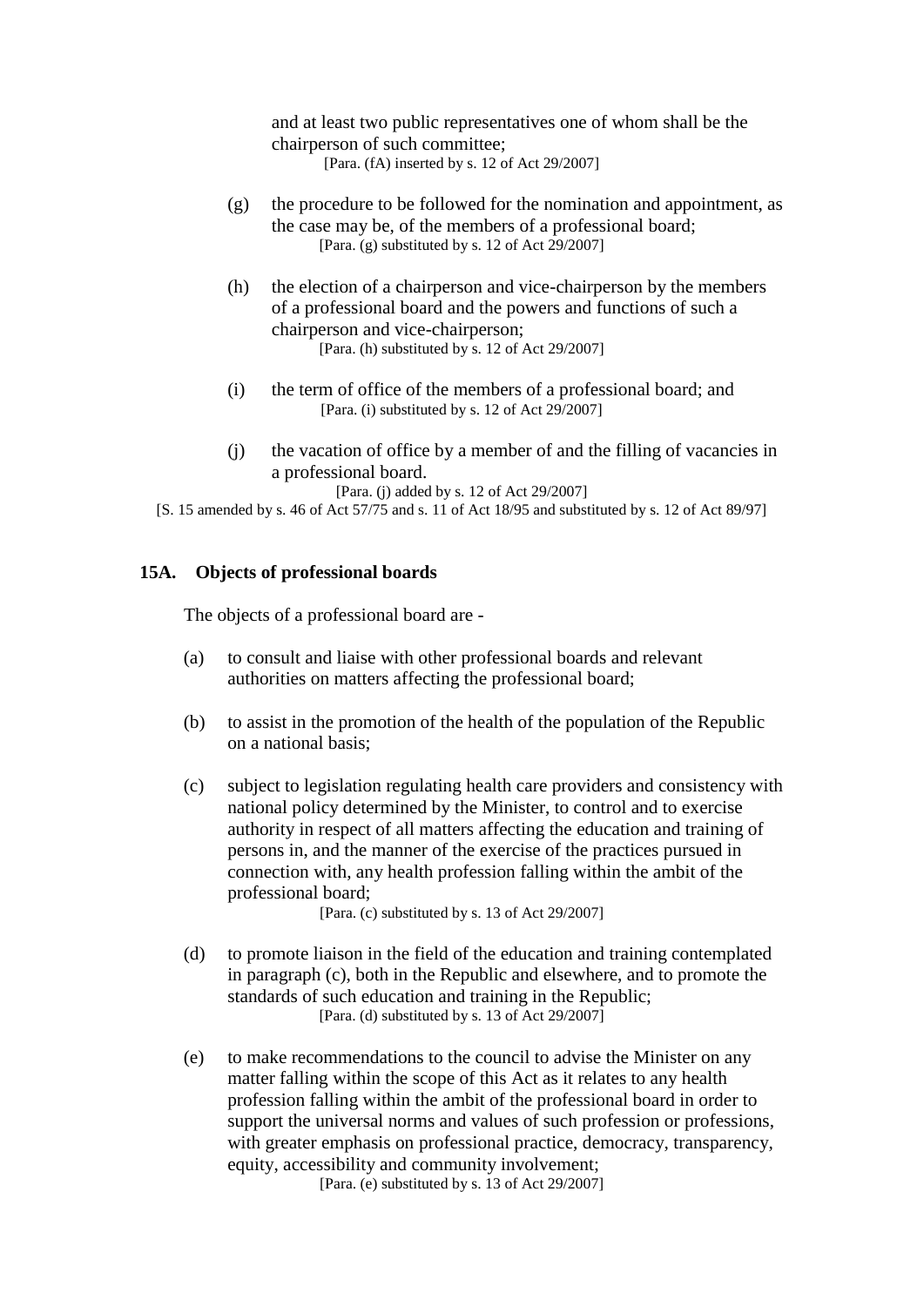and at least two public representatives one of whom shall be the chairperson of such committee;
[Para. (fA) inserted by s. 12 of Act 29/2007]

(g) the procedure to be followed for the nomination and appointment, as the case may be, of the members of a professional board;
[Para. (g) substituted by s. 12 of Act 29/2007]

(h) the election of a chairperson and vice-chairperson by the members of a professional board and the powers and functions of such a chairperson and vice-chairperson;
[Para. (h) substituted by s. 12 of Act 29/2007]

(i) the term of office of the members of a professional board; and
[Para. (i) substituted by s. 12 of Act 29/2007]

(j) the vacation of office by a member of and the filling of vacancies in a professional board.
[Para. (j) added by s. 12 of Act 29/2007]

[S. 15 amended by s. 46 of Act 57/75 and s. 11 of Act 18/95 and substituted by s. 12 of Act 89/97]

### 15A. Objects of professional boards

The objects of a professional board are -

(a) to consult and liaise with other professional boards and relevant authorities on matters affecting the professional board;

(b) to assist in the promotion of the health of the population of the Republic on a national basis;

(c) subject to legislation regulating health care providers and consistency with national policy determined by the Minister, to control and to exercise authority in respect of all matters affecting the education and training of persons in, and the manner of the exercise of the practices pursued in connection with, any health profession falling within the ambit of the professional board;
[Para. (c) substituted by s. 13 of Act 29/2007]

(d) to promote liaison in the field of the education and training contemplated in paragraph (c), both in the Republic and elsewhere, and to promote the standards of such education and training in the Republic;
[Para. (d) substituted by s. 13 of Act 29/2007]

(e) to make recommendations to the council to advise the Minister on any matter falling within the scope of this Act as it relates to any health profession falling within the ambit of the professional board in order to support the universal norms and values of such profession or professions, with greater emphasis on professional practice, democracy, transparency, equity, accessibility and community involvement;
[Para. (e) substituted by s. 13 of Act 29/2007]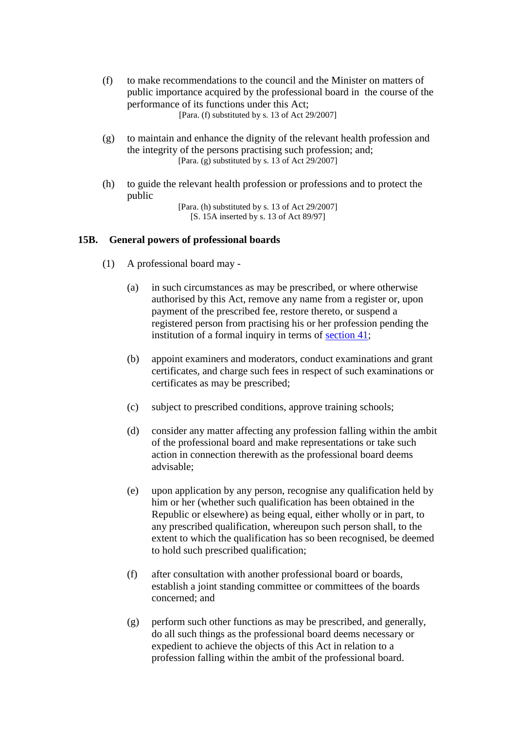(f) to make recommendations to the council and the Minister on matters of public importance acquired by the professional board in the course of the performance of its functions under this Act;

[Para. (f) substituted by s. 13 of Act 29/2007]

(g) to maintain and enhance the dignity of the relevant health profession and the integrity of the persons practising such profession; and;

[Para. (g) substituted by s. 13 of Act 29/2007]

(h) to guide the relevant health profession or professions and to protect the public

[Para. (h) substituted by s. 13 of Act 29/2007]
[S. 15A inserted by s. 13 of Act 89/97]

## 15B. General powers of professional boards

(1) A professional board may -

(a) in such circumstances as may be prescribed, or where otherwise authorised by this Act, remove any name from a register or, upon payment of the prescribed fee, restore thereto, or suspend a registered person from practising his or her profession pending the institution of a formal inquiry in terms of section 41;

(b) appoint examiners and moderators, conduct examinations and grant certificates, and charge such fees in respect of such examinations or certificates as may be prescribed;

(c) subject to prescribed conditions, approve training schools;

(d) consider any matter affecting any profession falling within the ambit of the professional board and make representations or take such action in connection therewith as the professional board deems advisable;

(e) upon application by any person, recognise any qualification held by him or her (whether such qualification has been obtained in the Republic or elsewhere) as being equal, either wholly or in part, to any prescribed qualification, whereupon such person shall, to the extent to which the qualification has so been recognised, be deemed to hold such prescribed qualification;

(f) after consultation with another professional board or boards, establish a joint standing committee or committees of the boards concerned; and

(g) perform such other functions as may be prescribed, and generally, do all such things as the professional board deems necessary or expedient to achieve the objects of this Act in relation to a profession falling within the ambit of the professional board.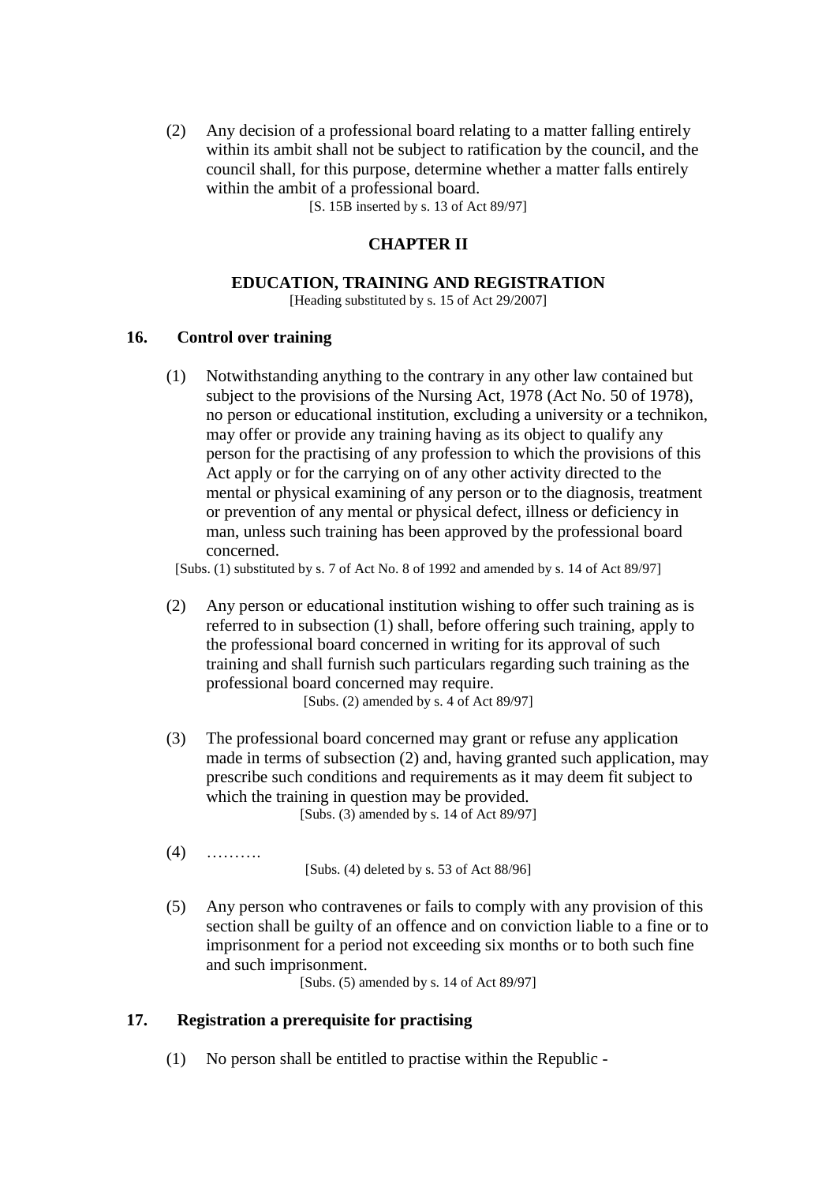(2) Any decision of a professional board relating to a matter falling entirely within its ambit shall not be subject to ratification by the council, and the council shall, for this purpose, determine whether a matter falls entirely within the ambit of a professional board.

[S. 15B inserted by s. 13 of Act 89/97]

## CHAPTER II

## EDUCATION, TRAINING AND REGISTRATION

[Heading substituted by s. 15 of Act 29/2007]

### 16. Control over training

(1) Notwithstanding anything to the contrary in any other law contained but subject to the provisions of the Nursing Act, 1978 (Act No. 50 of 1978), no person or educational institution, excluding a university or a technikon, may offer or provide any training having as its object to qualify any person for the practising of any profession to which the provisions of this Act apply or for the carrying on of any other activity directed to the mental or physical examining of any person or to the diagnosis, treatment or prevention of any mental or physical defect, illness or deficiency in man, unless such training has been approved by the professional board concerned.

[Subs. (1) substituted by s. 7 of Act No. 8 of 1992 and amended by s. 14 of Act 89/97]

(2) Any person or educational institution wishing to offer such training as is referred to in subsection (1) shall, before offering such training, apply to the professional board concerned in writing for its approval of such training and shall furnish such particulars regarding such training as the professional board concerned may require.

[Subs. (2) amended by s. 4 of Act 89/97]

(3) The professional board concerned may grant or refuse any application made in terms of subsection (2) and, having granted such application, may prescribe such conditions and requirements as it may deem fit subject to which the training in question may be provided.

[Subs. (3) amended by s. 14 of Act 89/97]

(4) ……….

[Subs. (4) deleted by s. 53 of Act 88/96]

(5) Any person who contravenes or fails to comply with any provision of this section shall be guilty of an offence and on conviction liable to a fine or to imprisonment for a period not exceeding six months or to both such fine and such imprisonment.

[Subs. (5) amended by s. 14 of Act 89/97]

### 17. Registration a prerequisite for practising

(1) No person shall be entitled to practise within the Republic -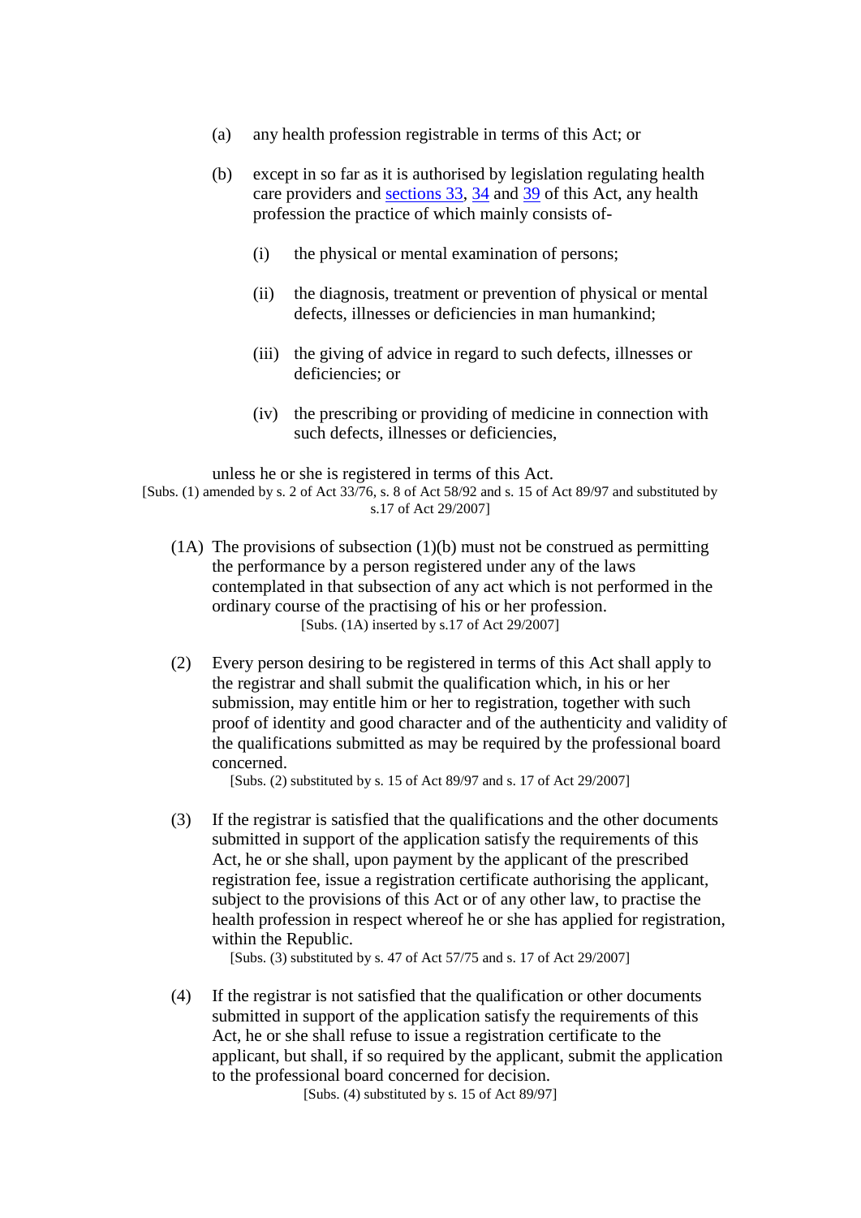(a) any health profession registrable in terms of this Act; or

(b) except in so far as it is authorised by legislation regulating health care providers and sections 33, 34 and 39 of this Act, any health profession the practice of which mainly consists of-

  (i) the physical or mental examination of persons;

  (ii) the diagnosis, treatment or prevention of physical or mental defects, illnesses or deficiencies in man humankind;

  (iii) the giving of advice in regard to such defects, illnesses or deficiencies; or

  (iv) the prescribing or providing of medicine in connection with such defects, illnesses or deficiencies,

unless he or she is registered in terms of this Act.

[Subs. (1) amended by s. 2 of Act 33/76, s. 8 of Act 58/92 and s. 15 of Act 89/97 and substituted by s.17 of Act 29/2007]

(1A) The provisions of subsection (1)(b) must not be construed as permitting the performance by a person registered under any of the laws contemplated in that subsection of any act which is not performed in the ordinary course of the practising of his or her profession.

[Subs. (1A) inserted by s.17 of Act 29/2007]

(2) Every person desiring to be registered in terms of this Act shall apply to the registrar and shall submit the qualification which, in his or her submission, may entitle him or her to registration, together with such proof of identity and good character and of the authenticity and validity of the qualifications submitted as may be required by the professional board concerned.

[Subs. (2) substituted by s. 15 of Act 89/97 and s. 17 of Act 29/2007]

(3) If the registrar is satisfied that the qualifications and the other documents submitted in support of the application satisfy the requirements of this Act, he or she shall, upon payment by the applicant of the prescribed registration fee, issue a registration certificate authorising the applicant, subject to the provisions of this Act or of any other law, to practise the health profession in respect whereof he or she has applied for registration, within the Republic.

[Subs. (3) substituted by s. 47 of Act 57/75 and s. 17 of Act 29/2007]

(4) If the registrar is not satisfied that the qualification or other documents submitted in support of the application satisfy the requirements of this Act, he or she shall refuse to issue a registration certificate to the applicant, but shall, if so required by the applicant, submit the application to the professional board concerned for decision.

[Subs. (4) substituted by s. 15 of Act 89/97]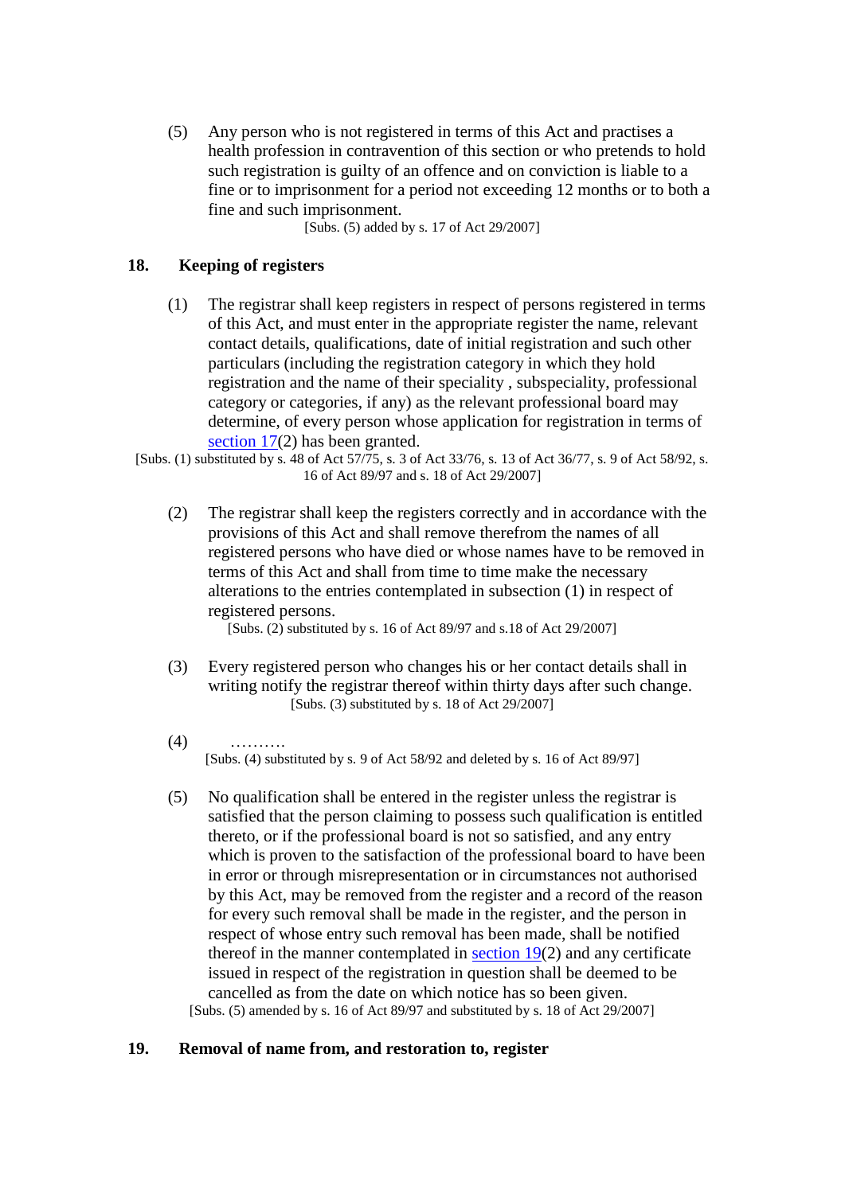(5) Any person who is not registered in terms of this Act and practises a health profession in contravention of this section or who pretends to hold such registration is guilty of an offence and on conviction is liable to a fine or to imprisonment for a period not exceeding 12 months or to both a fine and such imprisonment.

[Subs. (5) added by s. 17 of Act 29/2007]

## 18. Keeping of registers

(1) The registrar shall keep registers in respect of persons registered in terms of this Act, and must enter in the appropriate register the name, relevant contact details, qualifications, date of initial registration and such other particulars (including the registration category in which they hold registration and the name of their speciality , subspeciality, professional category or categories, if any) as the relevant professional board may determine, of every person whose application for registration in terms of section 17(2) has been granted.

[Subs. (1) substituted by s. 48 of Act 57/75, s. 3 of Act 33/76, s. 13 of Act 36/77, s. 9 of Act 58/92, s. 16 of Act 89/97 and s. 18 of Act 29/2007]

(2) The registrar shall keep the registers correctly and in accordance with the provisions of this Act and shall remove therefrom the names of all registered persons who have died or whose names have to be removed in terms of this Act and shall from time to time make the necessary alterations to the entries contemplated in subsection (1) in respect of registered persons.

[Subs. (2) substituted by s. 16 of Act 89/97 and s.18 of Act 29/2007]

(3) Every registered person who changes his or her contact details shall in writing notify the registrar thereof within thirty days after such change.

[Subs. (3) substituted by s. 18 of Act 29/2007]

(4) ……….

[Subs. (4) substituted by s. 9 of Act 58/92 and deleted by s. 16 of Act 89/97]

(5) No qualification shall be entered in the register unless the registrar is satisfied that the person claiming to possess such qualification is entitled thereto, or if the professional board is not so satisfied, and any entry which is proven to the satisfaction of the professional board to have been in error or through misrepresentation or in circumstances not authorised by this Act, may be removed from the register and a record of the reason for every such removal shall be made in the register, and the person in respect of whose entry such removal has been made, shall be notified thereof in the manner contemplated in section 19(2) and any certificate issued in respect of the registration in question shall be deemed to be cancelled as from the date on which notice has so been given.

[Subs. (5) amended by s. 16 of Act 89/97 and substituted by s. 18 of Act 29/2007]

## 19. Removal of name from, and restoration to, register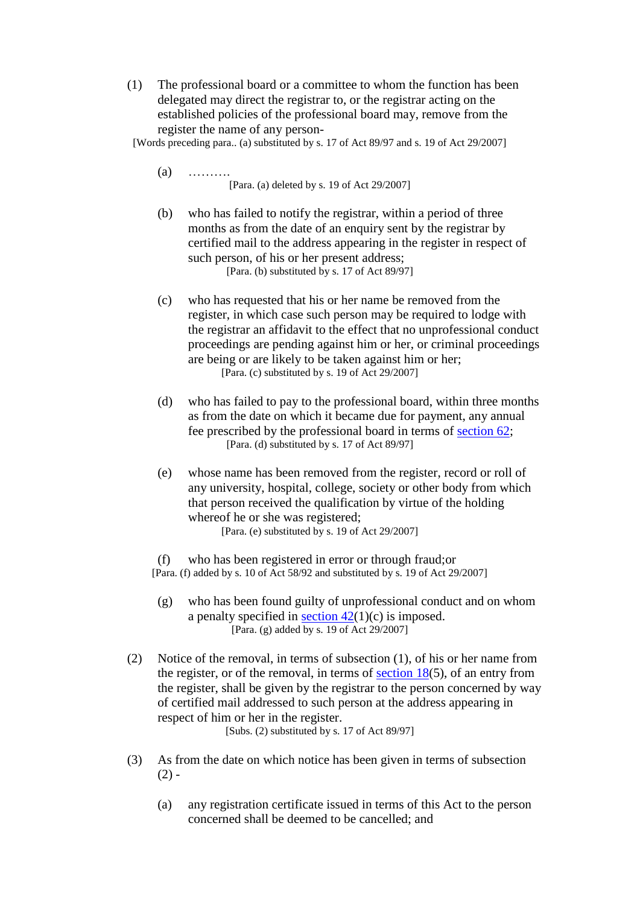(1) The professional board or a committee to whom the function has been delegated may direct the registrar to, or the registrar acting on the established policies of the professional board may, remove from the register the name of any person-

[Words preceding para.. (a) substituted by s. 17 of Act 89/97 and s. 19 of Act 29/2007]

(a) ……….

[Para. (a) deleted by s. 19 of Act 29/2007]

(b) who has failed to notify the registrar, within a period of three months as from the date of an enquiry sent by the registrar by certified mail to the address appearing in the register in respect of such person, of his or her present address;

[Para. (b) substituted by s. 17 of Act 89/97]

(c) who has requested that his or her name be removed from the register, in which case such person may be required to lodge with the registrar an affidavit to the effect that no unprofessional conduct proceedings are pending against him or her, or criminal proceedings are being or are likely to be taken against him or her;

[Para. (c) substituted by s. 19 of Act 29/2007]

(d) who has failed to pay to the professional board, within three months as from the date on which it became due for payment, any annual fee prescribed by the professional board in terms of section 62;

[Para. (d) substituted by s. 17 of Act 89/97]

(e) whose name has been removed from the register, record or roll of any university, hospital, college, society or other body from which that person received the qualification by virtue of the holding whereof he or she was registered;

[Para. (e) substituted by s. 19 of Act 29/2007]

(f) who has been registered in error or through fraud;or

[Para. (f) added by s. 10 of Act 58/92 and substituted by s. 19 of Act 29/2007]

(g) who has been found guilty of unprofessional conduct and on whom a penalty specified in section 42(1)(c) is imposed.

[Para. (g) added by s. 19 of Act 29/2007]

(2) Notice of the removal, in terms of subsection (1), of his or her name from the register, or of the removal, in terms of section 18(5), of an entry from the register, shall be given by the registrar to the person concerned by way of certified mail addressed to such person at the address appearing in respect of him or her in the register.

[Subs. (2) substituted by s. 17 of Act 89/97]

(3) As from the date on which notice has been given in terms of subsection (2) -

(a) any registration certificate issued in terms of this Act to the person concerned shall be deemed to be cancelled; and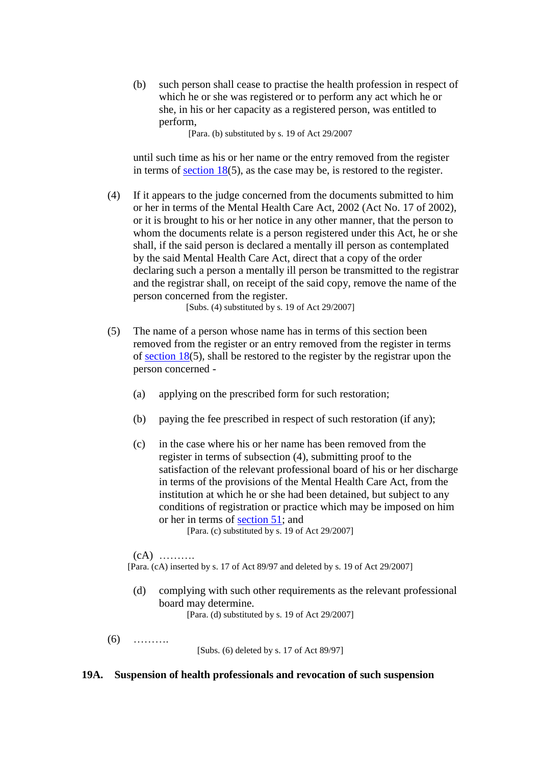(b) such person shall cease to practise the health profession in respect of which he or she was registered or to perform any act which he or she, in his or her capacity as a registered person, was entitled to perform,

[Para. (b) substituted by s. 19 of Act 29/2007

until such time as his or her name or the entry removed from the register in terms of section 18(5), as the case may be, is restored to the register.

(4) If it appears to the judge concerned from the documents submitted to him or her in terms of the Mental Health Care Act, 2002 (Act No. 17 of 2002), or it is brought to his or her notice in any other manner, that the person to whom the documents relate is a person registered under this Act, he or she shall, if the said person is declared a mentally ill person as contemplated by the said Mental Health Care Act, direct that a copy of the order declaring such a person a mentally ill person be transmitted to the registrar and the registrar shall, on receipt of the said copy, remove the name of the person concerned from the register.

[Subs. (4) substituted by s. 19 of Act 29/2007]

(5) The name of a person whose name has in terms of this section been removed from the register or an entry removed from the register in terms of section 18(5), shall be restored to the register by the registrar upon the person concerned -

(a) applying on the prescribed form for such restoration;

(b) paying the fee prescribed in respect of such restoration (if any);

(c) in the case where his or her name has been removed from the register in terms of subsection (4), submitting proof to the satisfaction of the relevant professional board of his or her discharge in terms of the provisions of the Mental Health Care Act, from the institution at which he or she had been detained, but subject to any conditions of registration or practice which may be imposed on him or her in terms of section 51; and

[Para. (c) substituted by s. 19 of Act 29/2007]

(cA) ……….

[Para. (cA) inserted by s. 17 of Act 89/97 and deleted by s. 19 of Act 29/2007]

(d) complying with such other requirements as the relevant professional board may determine.

[Para. (d) substituted by s. 19 of Act 29/2007]

(6) ……….

[Subs. (6) deleted by s. 17 of Act 89/97]

**19A. Suspension of health professionals and revocation of such suspension**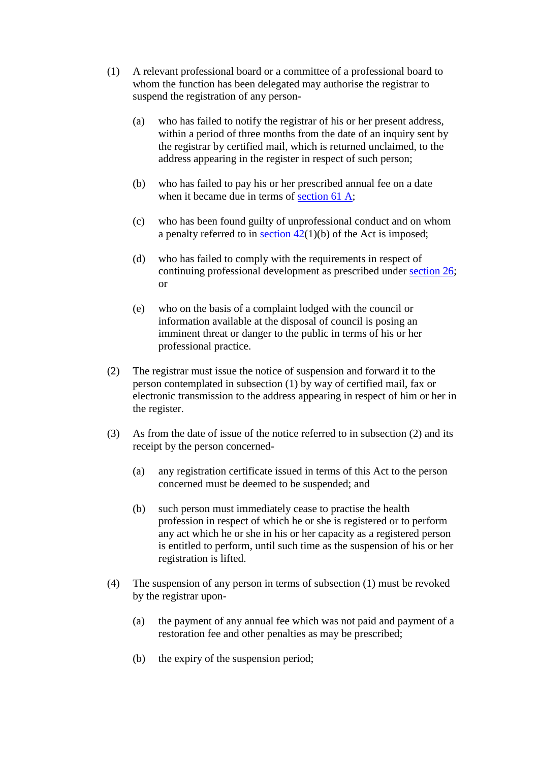(1) A relevant professional board or a committee of a professional board to whom the function has been delegated may authorise the registrar to suspend the registration of any person-

(a) who has failed to notify the registrar of his or her present address, within a period of three months from the date of an inquiry sent by the registrar by certified mail, which is returned unclaimed, to the address appearing in the register in respect of such person;

(b) who has failed to pay his or her prescribed annual fee on a date when it became due in terms of section 61 A;

(c) who has been found guilty of unprofessional conduct and on whom a penalty referred to in section 42(1)(b) of the Act is imposed;

(d) who has failed to comply with the requirements in respect of continuing professional development as prescribed under section 26; or

(e) who on the basis of a complaint lodged with the council or information available at the disposal of council is posing an imminent threat or danger to the public in terms of his or her professional practice.

(2) The registrar must issue the notice of suspension and forward it to the person contemplated in subsection (1) by way of certified mail, fax or electronic transmission to the address appearing in respect of him or her in the register.

(3) As from the date of issue of the notice referred to in subsection (2) and its receipt by the person concerned-

(a) any registration certificate issued in terms of this Act to the person concerned must be deemed to be suspended; and

(b) such person must immediately cease to practise the health profession in respect of which he or she is registered or to perform any act which he or she in his or her capacity as a registered person is entitled to perform, until such time as the suspension of his or her registration is lifted.

(4) The suspension of any person in terms of subsection (1) must be revoked by the registrar upon-

(a) the payment of any annual fee which was not paid and payment of a restoration fee and other penalties as may be prescribed;

(b) the expiry of the suspension period;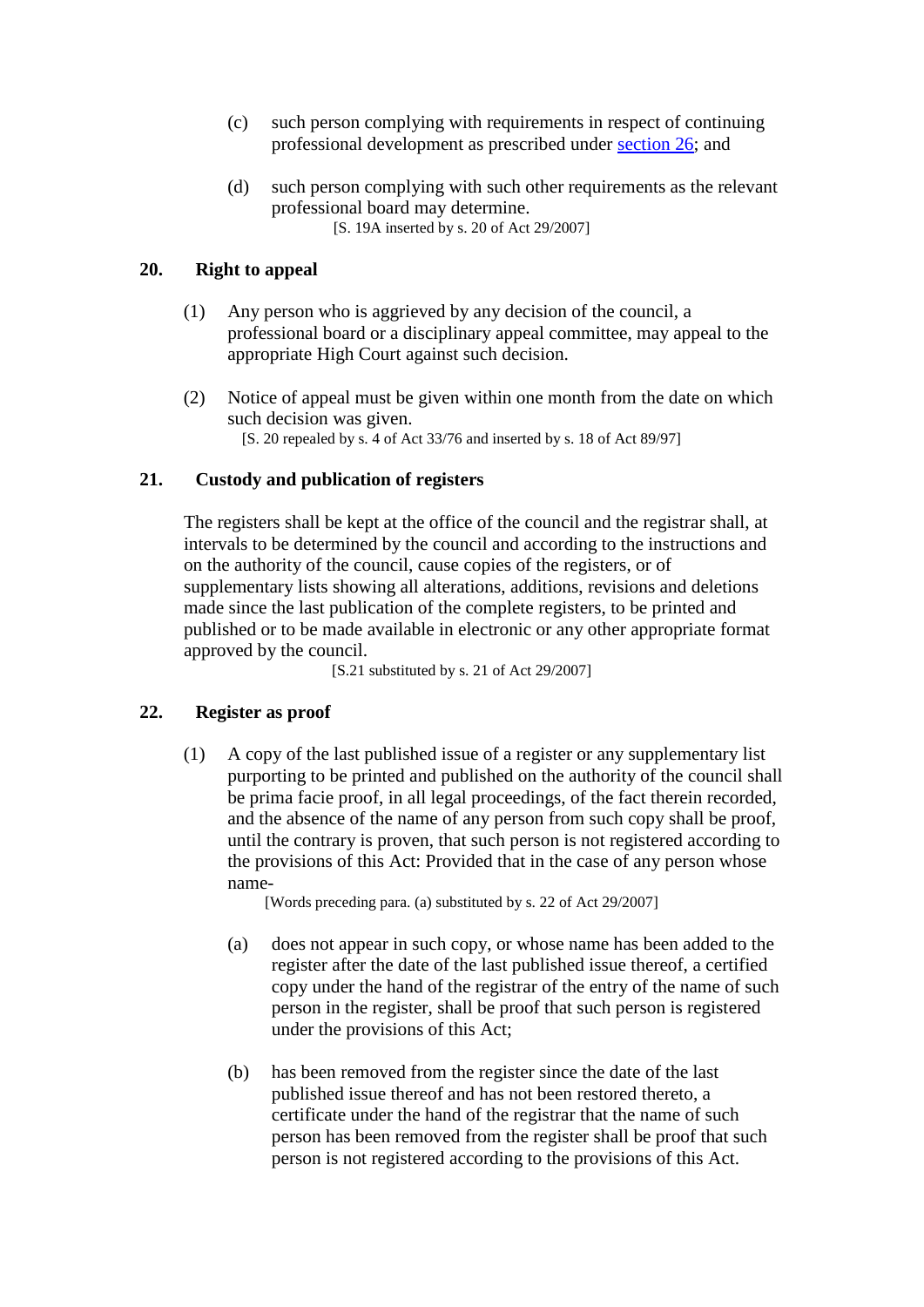(c) such person complying with requirements in respect of continuing professional development as prescribed under section 26; and

(d) such person complying with such other requirements as the relevant professional board may determine.

[S. 19A inserted by s. 20 of Act 29/2007]

### 20. Right to appeal

(1) Any person who is aggrieved by any decision of the council, a professional board or a disciplinary appeal committee, may appeal to the appropriate High Court against such decision.

(2) Notice of appeal must be given within one month from the date on which such decision was given.

[S. 20 repealed by s. 4 of Act 33/76 and inserted by s. 18 of Act 89/97]

### 21. Custody and publication of registers

The registers shall be kept at the office of the council and the registrar shall, at intervals to be determined by the council and according to the instructions and on the authority of the council, cause copies of the registers, or of supplementary lists showing all alterations, additions, revisions and deletions made since the last publication of the complete registers, to be printed and published or to be made available in electronic or any other appropriate format approved by the council.

[S.21 substituted by s. 21 of Act 29/2007]

### 22. Register as proof

(1) A copy of the last published issue of a register or any supplementary list purporting to be printed and published on the authority of the council shall be prima facie proof, in all legal proceedings, of the fact therein recorded, and the absence of the name of any person from such copy shall be proof, until the contrary is proven, that such person is not registered according to the provisions of this Act: Provided that in the case of any person whose name-

[Words preceding para. (a) substituted by s. 22 of Act 29/2007]

(a) does not appear in such copy, or whose name has been added to the register after the date of the last published issue thereof, a certified copy under the hand of the registrar of the entry of the name of such person in the register, shall be proof that such person is registered under the provisions of this Act;

(b) has been removed from the register since the date of the last published issue thereof and has not been restored thereto, a certificate under the hand of the registrar that the name of such person has been removed from the register shall be proof that such person is not registered according to the provisions of this Act.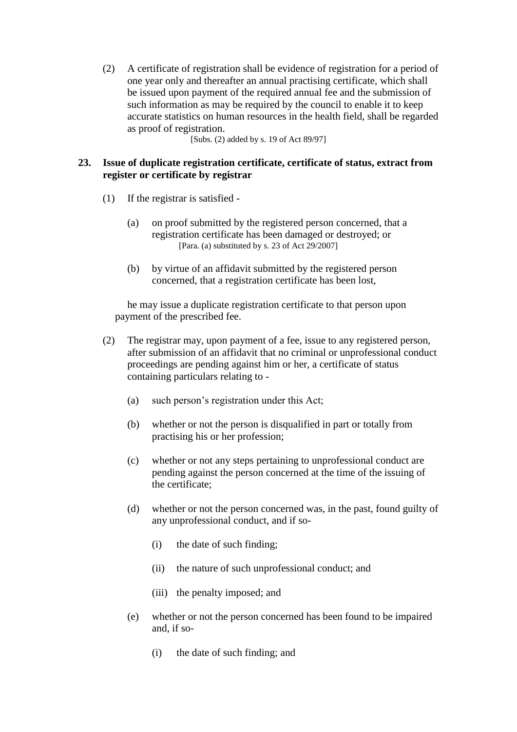(2) A certificate of registration shall be evidence of registration for a period of one year only and thereafter an annual practising certificate, which shall be issued upon payment of the required annual fee and the submission of such information as may be required by the council to enable it to keep accurate statistics on human resources in the health field, shall be regarded as proof of registration.

[Subs. (2) added by s. 19 of Act 89/97]

**23. Issue of duplicate registration certificate, certificate of status, extract from register or certificate by registrar**

(1) If the registrar is satisfied -

(a) on proof submitted by the registered person concerned, that a registration certificate has been damaged or destroyed; or

[Para. (a) substituted by s. 23 of Act 29/2007]

(b) by virtue of an affidavit submitted by the registered person concerned, that a registration certificate has been lost,

he may issue a duplicate registration certificate to that person upon payment of the prescribed fee.

(2) The registrar may, upon payment of a fee, issue to any registered person, after submission of an affidavit that no criminal or unprofessional conduct proceedings are pending against him or her, a certificate of status containing particulars relating to -

(a) such person's registration under this Act;

(b) whether or not the person is disqualified in part or totally from practising his or her profession;

(c) whether or not any steps pertaining to unprofessional conduct are pending against the person concerned at the time of the issuing of the certificate;

(d) whether or not the person concerned was, in the past, found guilty of any unprofessional conduct, and if so-

(i) the date of such finding;

(ii) the nature of such unprofessional conduct; and

(iii) the penalty imposed; and

(e) whether or not the person concerned has been found to be impaired and, if so-

(i) the date of such finding; and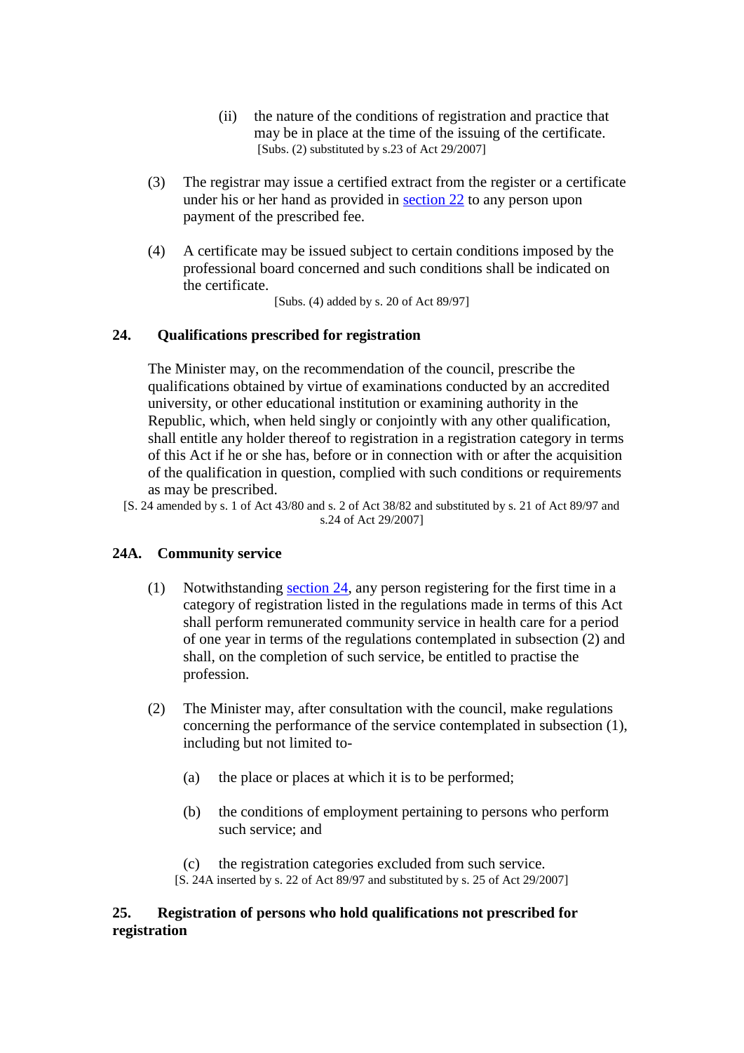(ii) the nature of the conditions of registration and practice that may be in place at the time of the issuing of the certificate.
[Subs. (2) substituted by s.23 of Act 29/2007]

(3) The registrar may issue a certified extract from the register or a certificate under his or her hand as provided in section 22 to any person upon payment of the prescribed fee.

(4) A certificate may be issued subject to certain conditions imposed by the professional board concerned and such conditions shall be indicated on the certificate.
[Subs. (4) added by s. 20 of Act 89/97]

## 24. Qualifications prescribed for registration

The Minister may, on the recommendation of the council, prescribe the qualifications obtained by virtue of examinations conducted by an accredited university, or other educational institution or examining authority in the Republic, which, when held singly or conjointly with any other qualification, shall entitle any holder thereof to registration in a registration category in terms of this Act if he or she has, before or in connection with or after the acquisition of the qualification in question, complied with such conditions or requirements as may be prescribed.
[S. 24 amended by s. 1 of Act 43/80 and s. 2 of Act 38/82 and substituted by s. 21 of Act 89/97 and s.24 of Act 29/2007]

## 24A. Community service

(1) Notwithstanding section 24, any person registering for the first time in a category of registration listed in the regulations made in terms of this Act shall perform remunerated community service in health care for a period of one year in terms of the regulations contemplated in subsection (2) and shall, on the completion of such service, be entitled to practise the profession.

(2) The Minister may, after consultation with the council, make regulations concerning the performance of the service contemplated in subsection (1), including but not limited to-

(a) the place or places at which it is to be performed;

(b) the conditions of employment pertaining to persons who perform such service; and

(c) the registration categories excluded from such service.
[S. 24A inserted by s. 22 of Act 89/97 and substituted by s. 25 of Act 29/2007]

## 25. Registration of persons who hold qualifications not prescribed for registration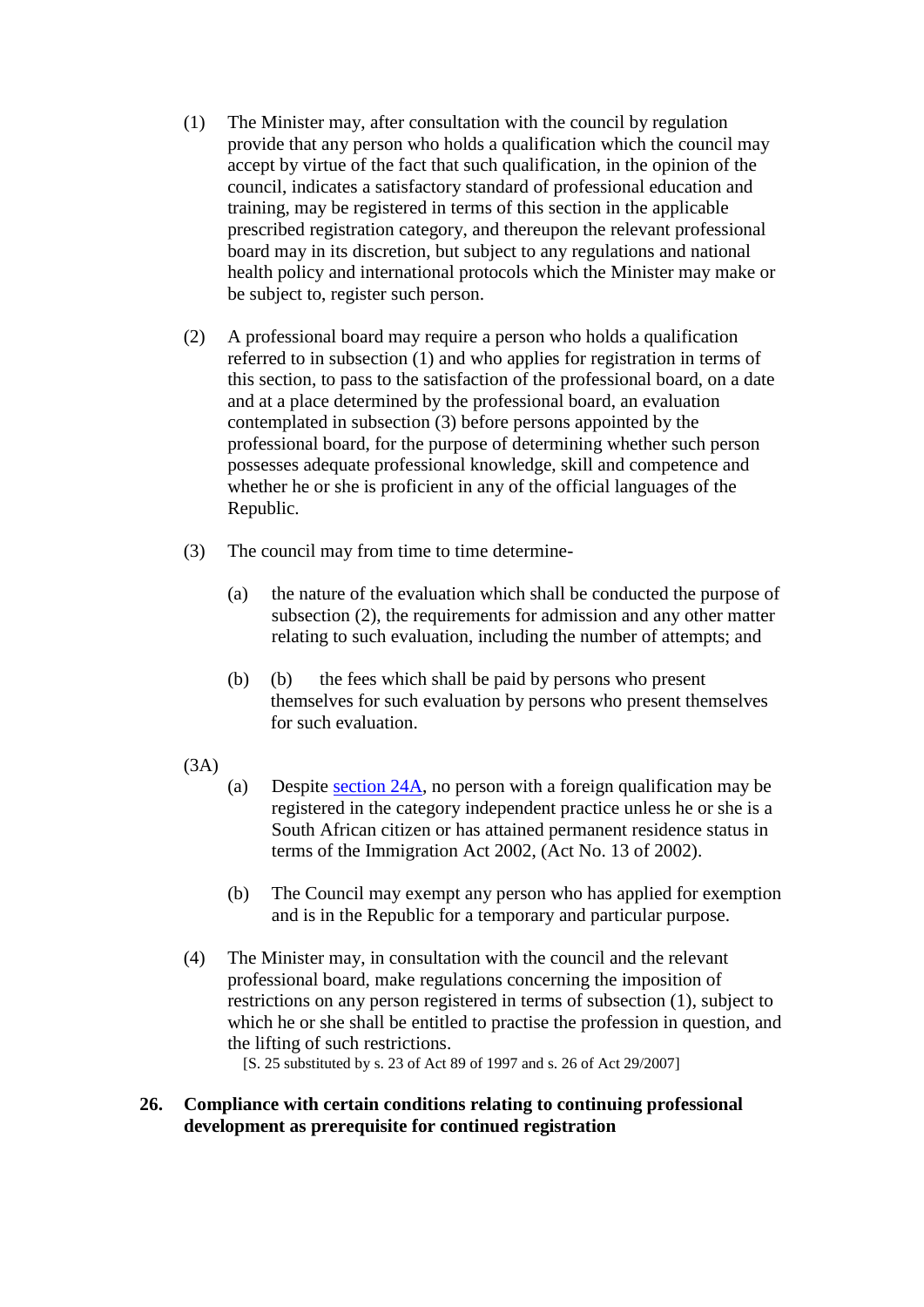(1) The Minister may, after consultation with the council by regulation provide that any person who holds a qualification which the council may accept by virtue of the fact that such qualification, in the opinion of the council, indicates a satisfactory standard of professional education and training, may be registered in terms of this section in the applicable prescribed registration category, and thereupon the relevant professional board may in its discretion, but subject to any regulations and national health policy and international protocols which the Minister may make or be subject to, register such person.

(2) A professional board may require a person who holds a qualification referred to in subsection (1) and who applies for registration in terms of this section, to pass to the satisfaction of the professional board, on a date and at a place determined by the professional board, an evaluation contemplated in subsection (3) before persons appointed by the professional board, for the purpose of determining whether such person possesses adequate professional knowledge, skill and competence and whether he or she is proficient in any of the official languages of the Republic.

(3) The council may from time to time determine-

(a) the nature of the evaluation which shall be conducted the purpose of subsection (2), the requirements for admission and any other matter relating to such evaluation, including the number of attempts; and

(b) (b) the fees which shall be paid by persons who present themselves for such evaluation by persons who present themselves for such evaluation.

(3A)

(a) Despite section 24A, no person with a foreign qualification may be registered in the category independent practice unless he or she is a South African citizen or has attained permanent residence status in terms of the Immigration Act 2002, (Act No. 13 of 2002).

(b) The Council may exempt any person who has applied for exemption and is in the Republic for a temporary and particular purpose.

(4) The Minister may, in consultation with the council and the relevant professional board, make regulations concerning the imposition of restrictions on any person registered in terms of subsection (1), subject to which he or she shall be entitled to practise the profession in question, and the lifting of such restrictions.

[S. 25 substituted by s. 23 of Act 89 of 1997 and s. 26 of Act 29/2007]

**26. Compliance with certain conditions relating to continuing professional development as prerequisite for continued registration**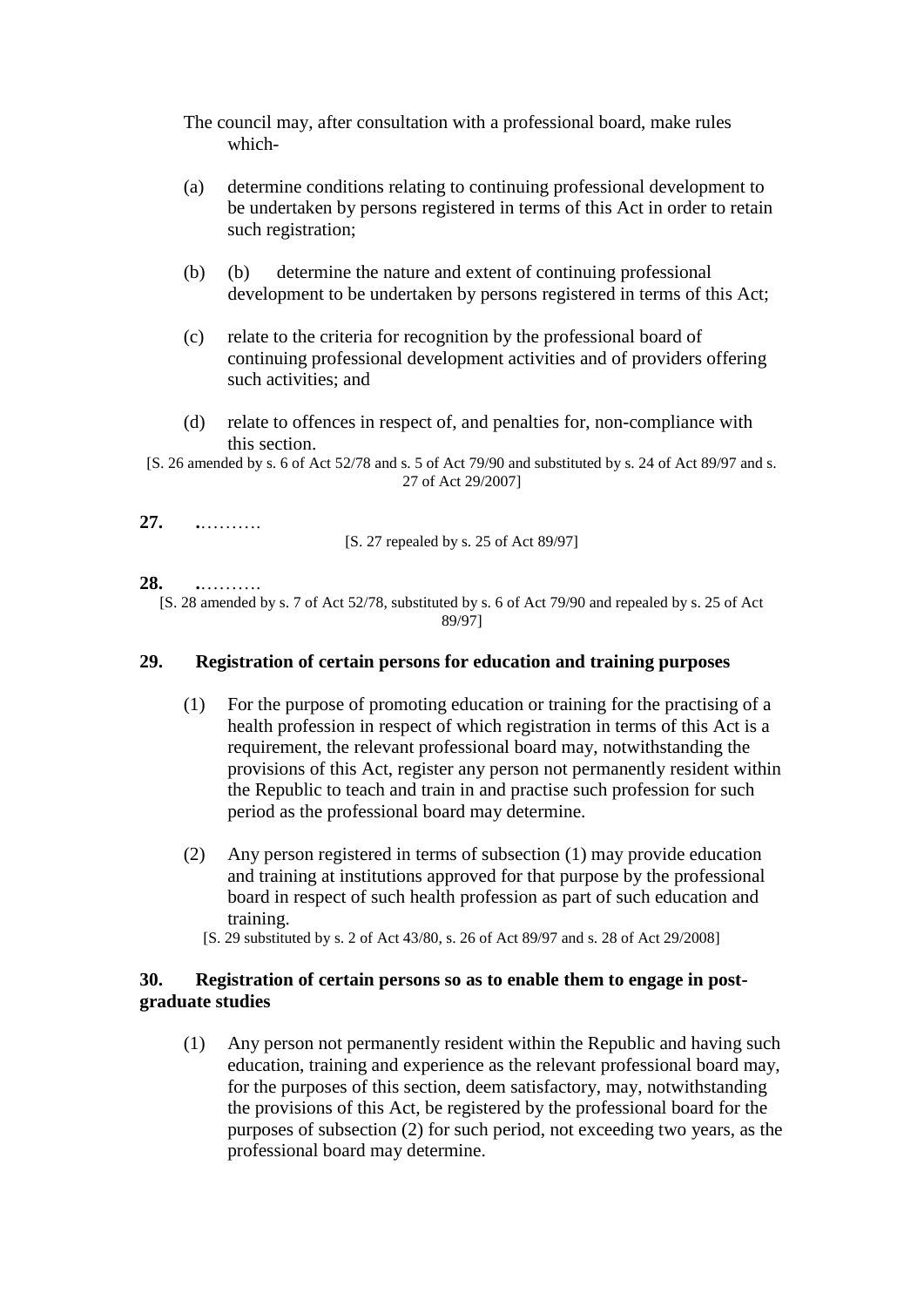The council may, after consultation with a professional board, make rules which-

(a) determine conditions relating to continuing professional development to be undertaken by persons registered in terms of this Act in order to retain such registration;

(b) (b) determine the nature and extent of continuing professional development to be undertaken by persons registered in terms of this Act;

(c) relate to the criteria for recognition by the professional board of continuing professional development activities and of providers offering such activities; and

(d) relate to offences in respect of, and penalties for, non-compliance with this section.

[S. 26 amended by s. 6 of Act 52/78 and s. 5 of Act 79/90 and substituted by s. 24 of Act 89/97 and s. 27 of Act 29/2007]

**27.** **.**……….

[S. 27 repealed by s. 25 of Act 89/97]

**28.** **.**……….

[S. 28 amended by s. 7 of Act 52/78, substituted by s. 6 of Act 79/90 and repealed by s. 25 of Act 89/97]

**29. Registration of certain persons for education and training purposes**

(1) For the purpose of promoting education or training for the practising of a health profession in respect of which registration in terms of this Act is a requirement, the relevant professional board may, notwithstanding the provisions of this Act, register any person not permanently resident within the Republic to teach and train in and practise such profession for such period as the professional board may determine.

(2) Any person registered in terms of subsection (1) may provide education and training at institutions approved for that purpose by the professional board in respect of such health profession as part of such education and training.

[S. 29 substituted by s. 2 of Act 43/80, s. 26 of Act 89/97 and s. 28 of Act 29/2008]

**30. Registration of certain persons so as to enable them to engage in post-graduate studies**

(1) Any person not permanently resident within the Republic and having such education, training and experience as the relevant professional board may, for the purposes of this section, deem satisfactory, may, notwithstanding the provisions of this Act, be registered by the professional board for the purposes of subsection (2) for such period, not exceeding two years, as the professional board may determine.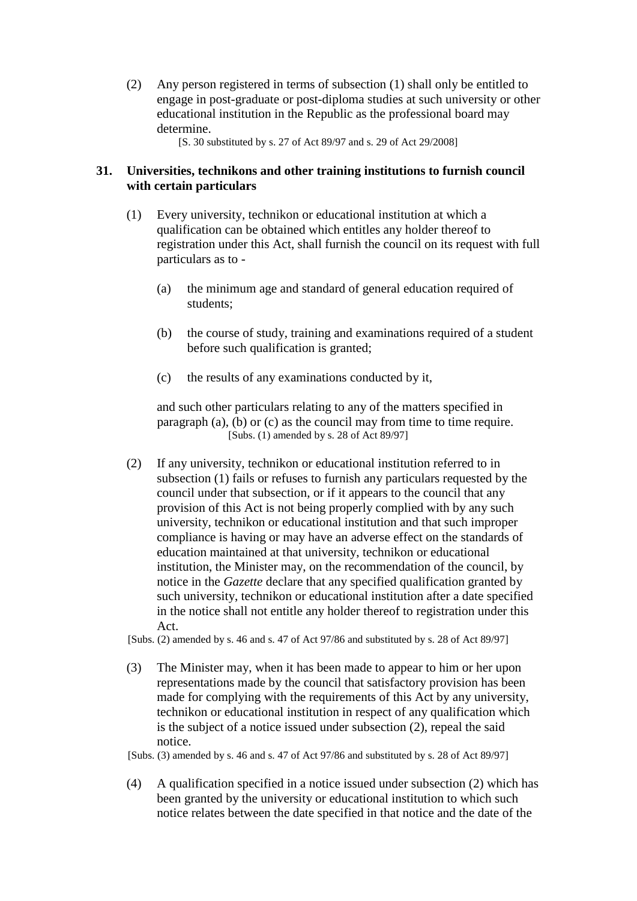(2) Any person registered in terms of subsection (1) shall only be entitled to engage in post-graduate or post-diploma studies at such university or other educational institution in the Republic as the professional board may determine.

[S. 30 substituted by s. 27 of Act 89/97 and s. 29 of Act 29/2008]

**31. Universities, technikons and other training institutions to furnish council with certain particulars**

(1) Every university, technikon or educational institution at which a qualification can be obtained which entitles any holder thereof to registration under this Act, shall furnish the council on its request with full particulars as to -

(a) the minimum age and standard of general education required of students;

(b) the course of study, training and examinations required of a student before such qualification is granted;

(c) the results of any examinations conducted by it,

and such other particulars relating to any of the matters specified in paragraph (a), (b) or (c) as the council may from time to time require.

[Subs. (1) amended by s. 28 of Act 89/97]

(2) If any university, technikon or educational institution referred to in subsection (1) fails or refuses to furnish any particulars requested by the council under that subsection, or if it appears to the council that any provision of this Act is not being properly complied with by any such university, technikon or educational institution and that such improper compliance is having or may have an adverse effect on the standards of education maintained at that university, technikon or educational institution, the Minister may, on the recommendation of the council, by notice in the *Gazette* declare that any specified qualification granted by such university, technikon or educational institution after a date specified in the notice shall not entitle any holder thereof to registration under this Act.

[Subs. (2) amended by s. 46 and s. 47 of Act 97/86 and substituted by s. 28 of Act 89/97]

(3) The Minister may, when it has been made to appear to him or her upon representations made by the council that satisfactory provision has been made for complying with the requirements of this Act by any university, technikon or educational institution in respect of any qualification which is the subject of a notice issued under subsection (2), repeal the said notice.

[Subs. (3) amended by s. 46 and s. 47 of Act 97/86 and substituted by s. 28 of Act 89/97]

(4) A qualification specified in a notice issued under subsection (2) which has been granted by the university or educational institution to which such notice relates between the date specified in that notice and the date of the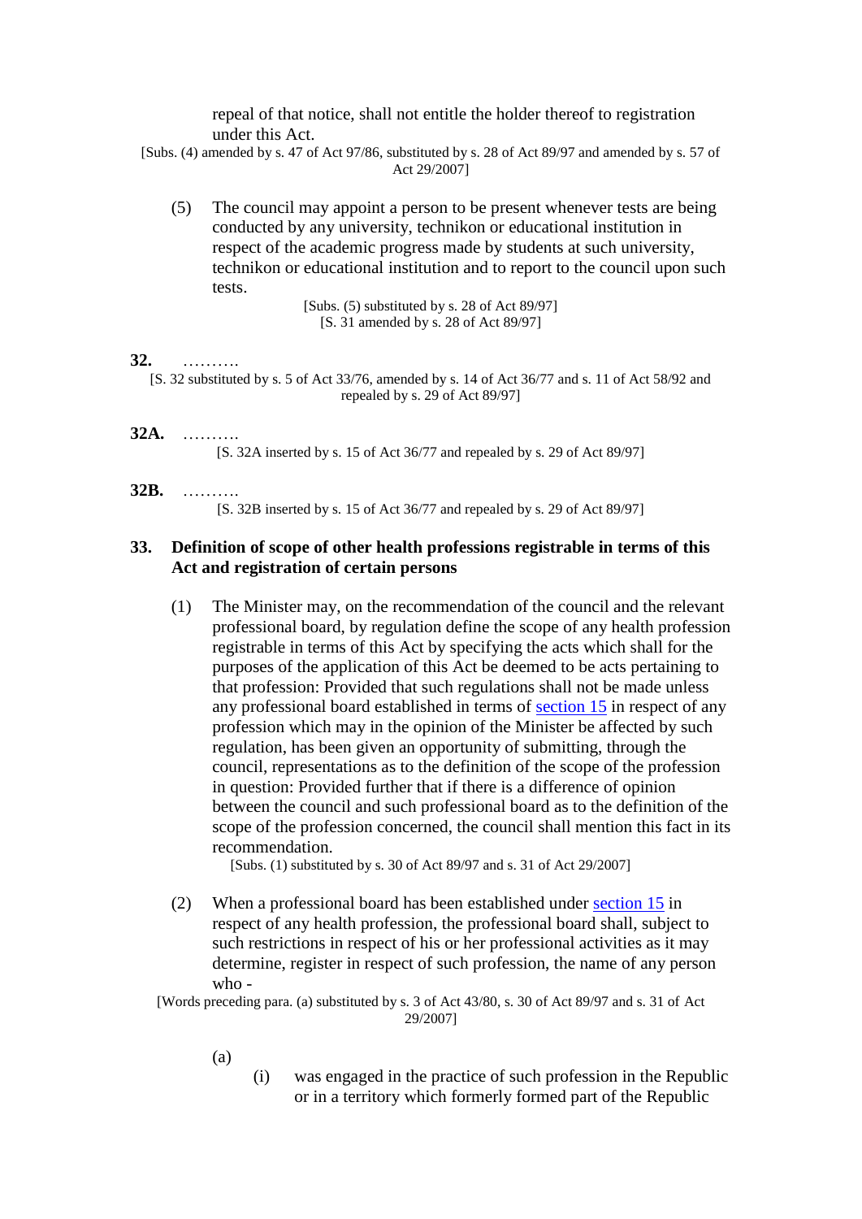repeal of that notice, shall not entitle the holder thereof to registration under this Act.

[Subs. (4) amended by s. 47 of Act 97/86, substituted by s. 28 of Act 89/97 and amended by s. 57 of Act 29/2007]

(5) The council may appoint a person to be present whenever tests are being conducted by any university, technikon or educational institution in respect of the academic progress made by students at such university, technikon or educational institution and to report to the council upon such tests.

[Subs. (5) substituted by s. 28 of Act 89/97]
[S. 31 amended by s. 28 of Act 89/97]

**32.** ……….

[S. 32 substituted by s. 5 of Act 33/76, amended by s. 14 of Act 36/77 and s. 11 of Act 58/92 and repealed by s. 29 of Act 89/97]

**32A.** ……….

[S. 32A inserted by s. 15 of Act 36/77 and repealed by s. 29 of Act 89/97]

**32B.** ……….

[S. 32B inserted by s. 15 of Act 36/77 and repealed by s. 29 of Act 89/97]

## 33. Definition of scope of other health professions registrable in terms of this Act and registration of certain persons

(1) The Minister may, on the recommendation of the council and the relevant professional board, by regulation define the scope of any health profession registrable in terms of this Act by specifying the acts which shall for the purposes of the application of this Act be deemed to be acts pertaining to that profession: Provided that such regulations shall not be made unless any professional board established in terms of section 15 in respect of any profession which may in the opinion of the Minister be affected by such regulation, has been given an opportunity of submitting, through the council, representations as to the definition of the scope of the profession in question: Provided further that if there is a difference of opinion between the council and such professional board as to the definition of the scope of the profession concerned, the council shall mention this fact in its recommendation.

[Subs. (1) substituted by s. 30 of Act 89/97 and s. 31 of Act 29/2007]

(2) When a professional board has been established under section 15 in respect of any health profession, the professional board shall, subject to such restrictions in respect of his or her professional activities as it may determine, register in respect of such profession, the name of any person who -

[Words preceding para. (a) substituted by s. 3 of Act 43/80, s. 30 of Act 89/97 and s. 31 of Act 29/2007]

(a)

(i) was engaged in the practice of such profession in the Republic or in a territory which formerly formed part of the Republic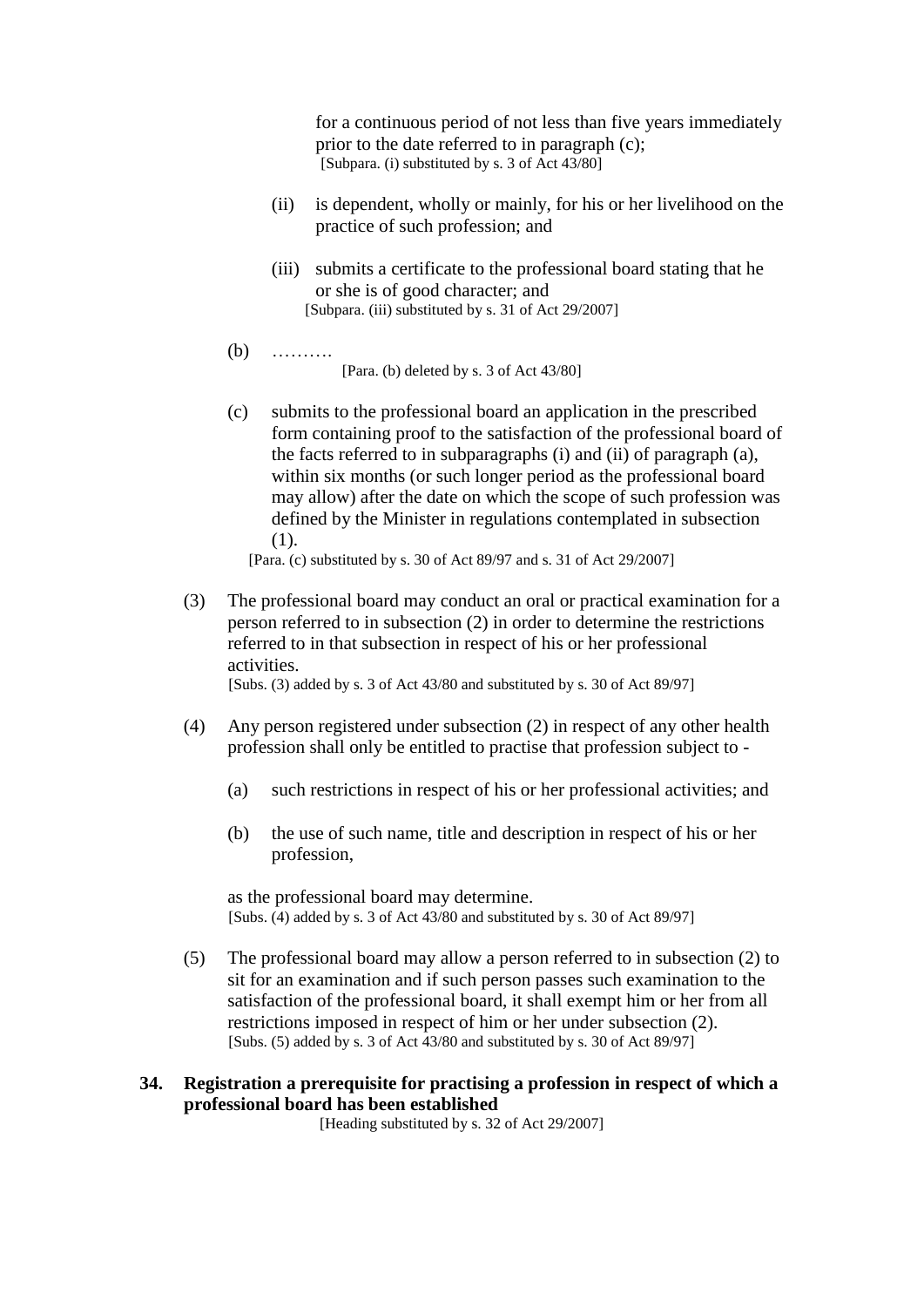for a continuous period of not less than five years immediately prior to the date referred to in paragraph (c);
[Subpara. (i) substituted by s. 3 of Act 43/80]

(ii) is dependent, wholly or mainly, for his or her livelihood on the practice of such profession; and

(iii) submits a certificate to the professional board stating that he or she is of good character; and
[Subpara. (iii) substituted by s. 31 of Act 29/2007]

(b) ……….
[Para. (b) deleted by s. 3 of Act 43/80]

(c) submits to the professional board an application in the prescribed form containing proof to the satisfaction of the professional board of the facts referred to in subparagraphs (i) and (ii) of paragraph (a), within six months (or such longer period as the professional board may allow) after the date on which the scope of such profession was defined by the Minister in regulations contemplated in subsection (1).
[Para. (c) substituted by s. 30 of Act 89/97 and s. 31 of Act 29/2007]

(3) The professional board may conduct an oral or practical examination for a person referred to in subsection (2) in order to determine the restrictions referred to in that subsection in respect of his or her professional activities.
[Subs. (3) added by s. 3 of Act 43/80 and substituted by s. 30 of Act 89/97]

(4) Any person registered under subsection (2) in respect of any other health profession shall only be entitled to practise that profession subject to -

(a) such restrictions in respect of his or her professional activities; and

(b) the use of such name, title and description in respect of his or her profession,

as the professional board may determine.
[Subs. (4) added by s. 3 of Act 43/80 and substituted by s. 30 of Act 89/97]

(5) The professional board may allow a person referred to in subsection (2) to sit for an examination and if such person passes such examination to the satisfaction of the professional board, it shall exempt him or her from all restrictions imposed in respect of him or her under subsection (2).
[Subs. (5) added by s. 3 of Act 43/80 and substituted by s. 30 of Act 89/97]

## 34. Registration a prerequisite for practising a profession in respect of which a professional board has been established

[Heading substituted by s. 32 of Act 29/2007]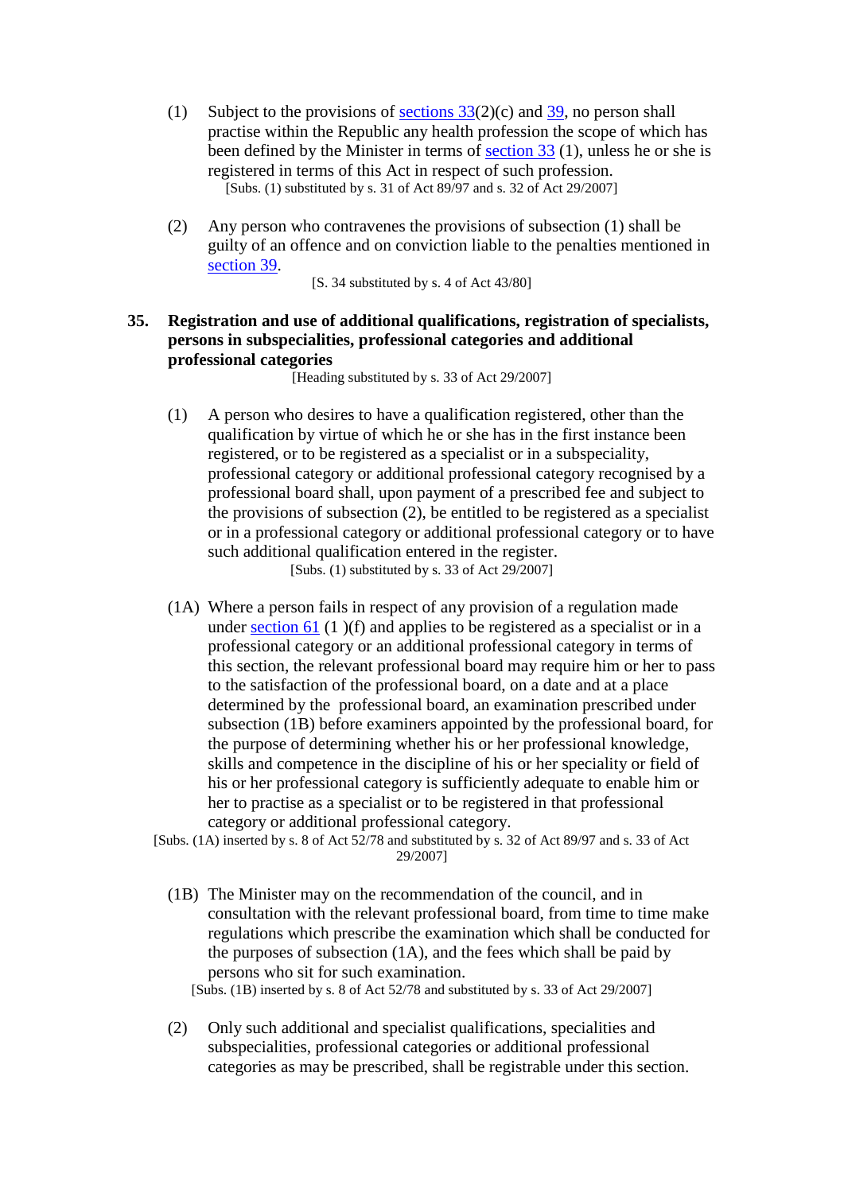(1) Subject to the provisions of sections 33(2)(c) and 39, no person shall practise within the Republic any health profession the scope of which has been defined by the Minister in terms of section 33 (1), unless he or she is registered in terms of this Act in respect of such profession.
[Subs. (1) substituted by s. 31 of Act 89/97 and s. 32 of Act 29/2007]

(2) Any person who contravenes the provisions of subsection (1) shall be guilty of an offence and on conviction liable to the penalties mentioned in section 39.
[S. 34 substituted by s. 4 of Act 43/80]

**35. Registration and use of additional qualifications, registration of specialists, persons in subspecialities, professional categories and additional professional categories**
[Heading substituted by s. 33 of Act 29/2007]

(1) A person who desires to have a qualification registered, other than the qualification by virtue of which he or she has in the first instance been registered, or to be registered as a specialist or in a subspeciality, professional category or additional professional category recognised by a professional board shall, upon payment of a prescribed fee and subject to the provisions of subsection (2), be entitled to be registered as a specialist or in a professional category or additional professional category or to have such additional qualification entered in the register.
[Subs. (1) substituted by s. 33 of Act 29/2007]

(1A) Where a person fails in respect of any provision of a regulation made under section 61 (1 )(f) and applies to be registered as a specialist or in a professional category or an additional professional category in terms of this section, the relevant professional board may require him or her to pass to the satisfaction of the professional board, on a date and at a place determined by the professional board, an examination prescribed under subsection (1B) before examiners appointed by the professional board, for the purpose of determining whether his or her professional knowledge, skills and competence in the discipline of his or her speciality or field of his or her professional category is sufficiently adequate to enable him or her to practise as a specialist or to be registered in that professional category or additional professional category.
[Subs. (1A) inserted by s. 8 of Act 52/78 and substituted by s. 32 of Act 89/97 and s. 33 of Act 29/2007]

(1B) The Minister may on the recommendation of the council, and in consultation with the relevant professional board, from time to time make regulations which prescribe the examination which shall be conducted for the purposes of subsection (1A), and the fees which shall be paid by persons who sit for such examination.
[Subs. (1B) inserted by s. 8 of Act 52/78 and substituted by s. 33 of Act 29/2007]

(2) Only such additional and specialist qualifications, specialities and subspecialities, professional categories or additional professional categories as may be prescribed, shall be registrable under this section.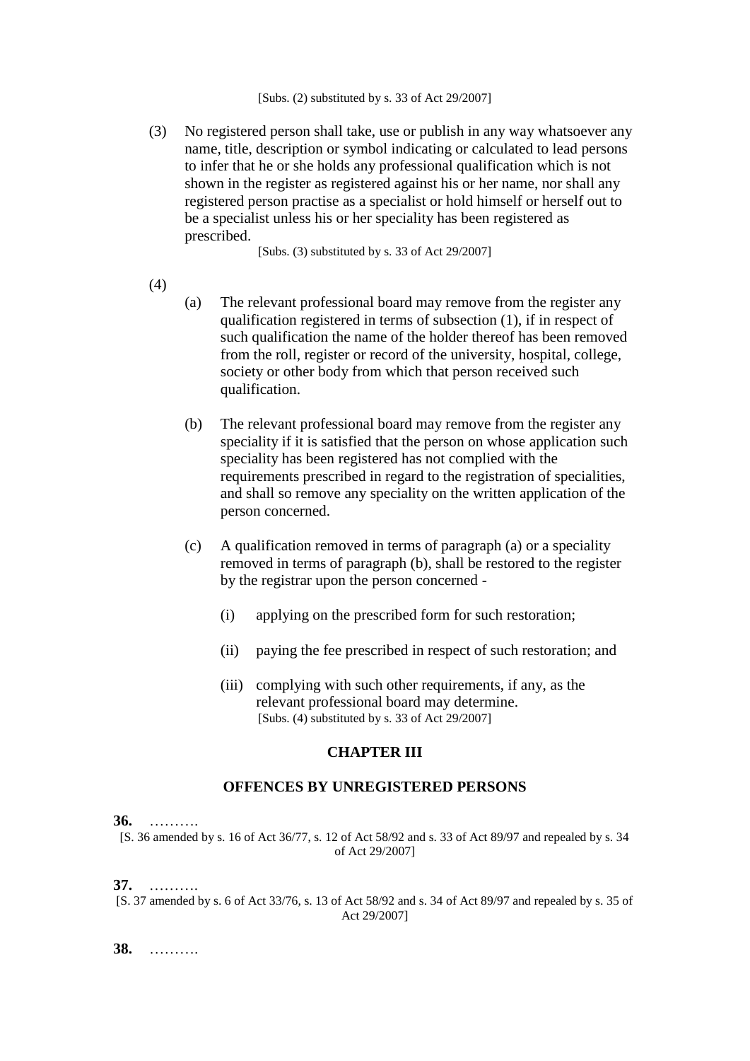[Subs. (2) substituted by s. 33 of Act 29/2007]

(3) No registered person shall take, use or publish in any way whatsoever any name, title, description or symbol indicating or calculated to lead persons to infer that he or she holds any professional qualification which is not shown in the register as registered against his or her name, nor shall any registered person practise as a specialist or hold himself or herself out to be a specialist unless his or her speciality has been registered as prescribed.

[Subs. (3) substituted by s. 33 of Act 29/2007]

(4)

(a) The relevant professional board may remove from the register any qualification registered in terms of subsection (1), if in respect of such qualification the name of the holder thereof has been removed from the roll, register or record of the university, hospital, college, society or other body from which that person received such qualification.

(b) The relevant professional board may remove from the register any speciality if it is satisfied that the person on whose application such speciality has been registered has not complied with the requirements prescribed in regard to the registration of specialities, and shall so remove any speciality on the written application of the person concerned.

(c) A qualification removed in terms of paragraph (a) or a speciality removed in terms of paragraph (b), shall be restored to the register by the registrar upon the person concerned -

(i) applying on the prescribed form for such restoration;

(ii) paying the fee prescribed in respect of such restoration; and

(iii) complying with such other requirements, if any, as the relevant professional board may determine.

[Subs. (4) substituted by s. 33 of Act 29/2007]

## CHAPTER III

## OFFENCES BY UNREGISTERED PERSONS

**36.** ……….

[S. 36 amended by s. 16 of Act 36/77, s. 12 of Act 58/92 and s. 33 of Act 89/97 and repealed by s. 34 of Act 29/2007]

**37.** ……….

[S. 37 amended by s. 6 of Act 33/76, s. 13 of Act 58/92 and s. 34 of Act 89/97 and repealed by s. 35 of Act 29/2007]

**38.** ……….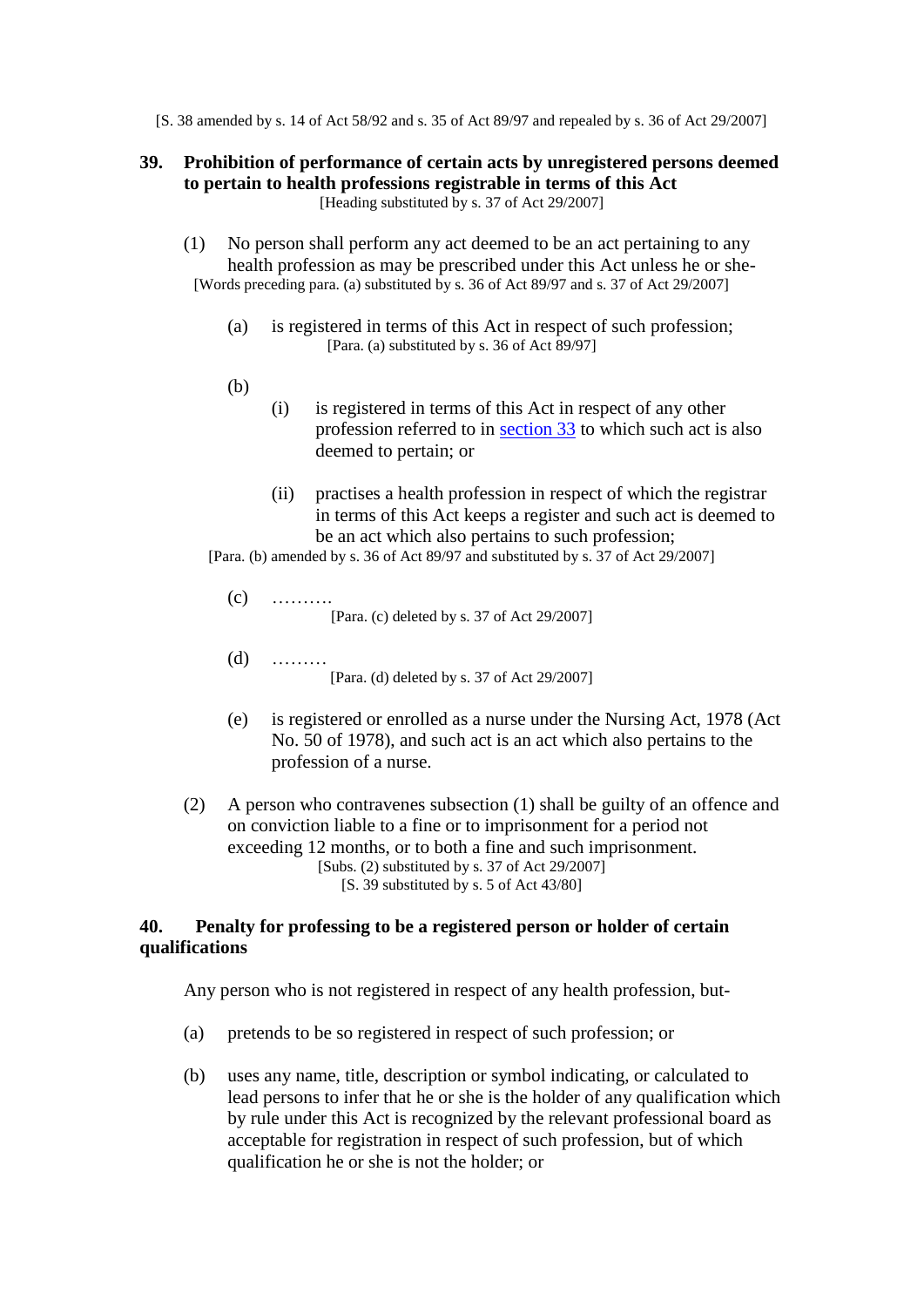[S. 38 amended by s. 14 of Act 58/92 and s. 35 of Act 89/97 and repealed by s. 36 of Act 29/2007]

### 39. Prohibition of performance of certain acts by unregistered persons deemed to pertain to health professions registrable in terms of this Act

[Heading substituted by s. 37 of Act 29/2007]

(1) No person shall perform any act deemed to be an act pertaining to any health profession as may be prescribed under this Act unless he or she-

[Words preceding para. (a) substituted by s. 36 of Act 89/97 and s. 37 of Act 29/2007]

(a) is registered in terms of this Act in respect of such profession;

[Para. (a) substituted by s. 36 of Act 89/97]

(b)

(i) is registered in terms of this Act in respect of any other profession referred to in section 33 to which such act is also deemed to pertain; or

(ii) practises a health profession in respect of which the registrar in terms of this Act keeps a register and such act is deemed to be an act which also pertains to such profession;

[Para. (b) amended by s. 36 of Act 89/97 and substituted by s. 37 of Act 29/2007]

(c) ……….

[Para. (c) deleted by s. 37 of Act 29/2007]

(d) ………

[Para. (d) deleted by s. 37 of Act 29/2007]

(e) is registered or enrolled as a nurse under the Nursing Act, 1978 (Act No. 50 of 1978), and such act is an act which also pertains to the profession of a nurse.

(2) A person who contravenes subsection (1) shall be guilty of an offence and on conviction liable to a fine or to imprisonment for a period not exceeding 12 months, or to both a fine and such imprisonment.

[Subs. (2) substituted by s. 37 of Act 29/2007]

[S. 39 substituted by s. 5 of Act 43/80]

### 40. Penalty for professing to be a registered person or holder of certain qualifications

Any person who is not registered in respect of any health profession, but-

(a) pretends to be so registered in respect of such profession; or

(b) uses any name, title, description or symbol indicating, or calculated to lead persons to infer that he or she is the holder of any qualification which by rule under this Act is recognized by the relevant professional board as acceptable for registration in respect of such profession, but of which qualification he or she is not the holder; or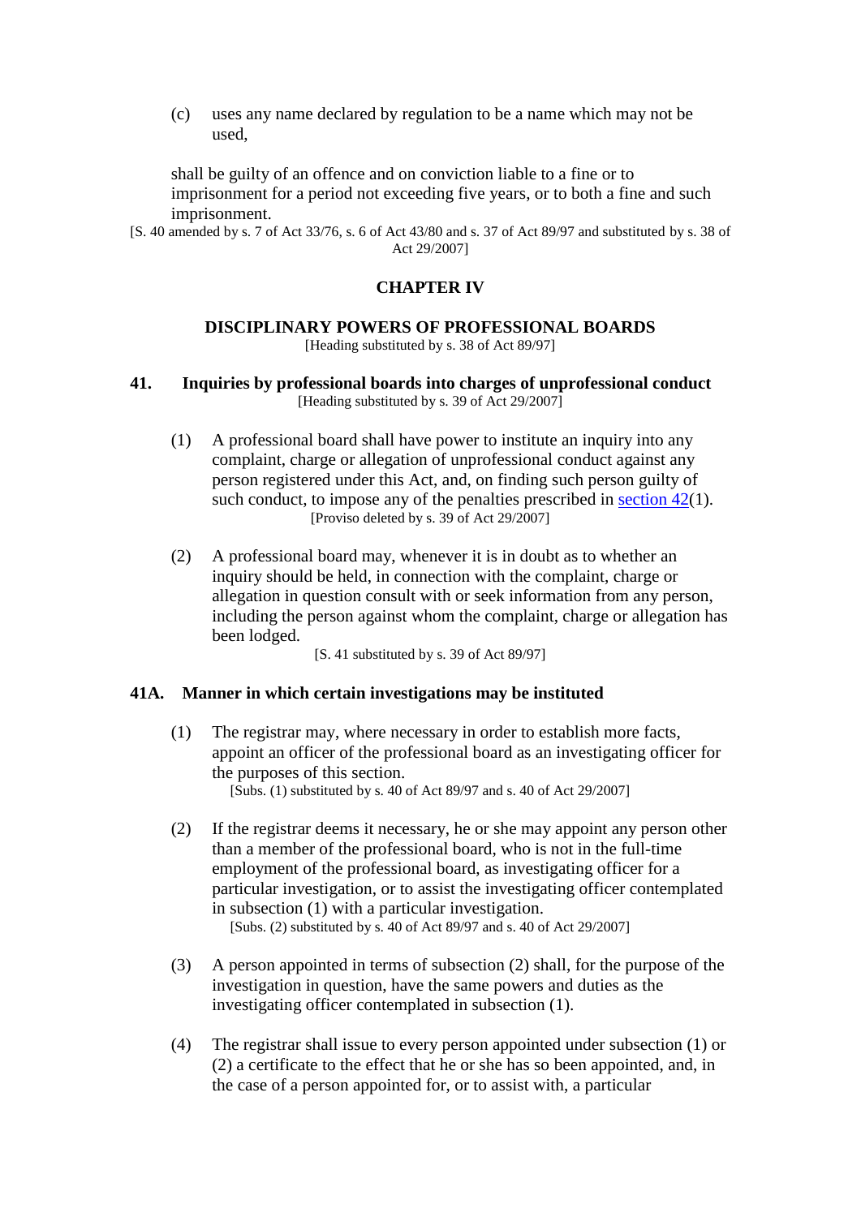(c) uses any name declared by regulation to be a name which may not be used,

shall be guilty of an offence and on conviction liable to a fine or to imprisonment for a period not exceeding five years, or to both a fine and such imprisonment.

[S. 40 amended by s. 7 of Act 33/76, s. 6 of Act 43/80 and s. 37 of Act 89/97 and substituted by s. 38 of Act 29/2007]

## CHAPTER IV

## DISCIPLINARY POWERS OF PROFESSIONAL BOARDS

[Heading substituted by s. 38 of Act 89/97]

### 41. Inquiries by professional boards into charges of unprofessional conduct

[Heading substituted by s. 39 of Act 29/2007]

(1) A professional board shall have power to institute an inquiry into any complaint, charge or allegation of unprofessional conduct against any person registered under this Act, and, on finding such person guilty of such conduct, to impose any of the penalties prescribed in section 42(1).

[Proviso deleted by s. 39 of Act 29/2007]

(2) A professional board may, whenever it is in doubt as to whether an inquiry should be held, in connection with the complaint, charge or allegation in question consult with or seek information from any person, including the person against whom the complaint, charge or allegation has been lodged.

[S. 41 substituted by s. 39 of Act 89/97]

### 41A. Manner in which certain investigations may be instituted

(1) The registrar may, where necessary in order to establish more facts, appoint an officer of the professional board as an investigating officer for the purposes of this section.

[Subs. (1) substituted by s. 40 of Act 89/97 and s. 40 of Act 29/2007]

(2) If the registrar deems it necessary, he or she may appoint any person other than a member of the professional board, who is not in the full-time employment of the professional board, as investigating officer for a particular investigation, or to assist the investigating officer contemplated in subsection (1) with a particular investigation.

[Subs. (2) substituted by s. 40 of Act 89/97 and s. 40 of Act 29/2007]

(3) A person appointed in terms of subsection (2) shall, for the purpose of the investigation in question, have the same powers and duties as the investigating officer contemplated in subsection (1).

(4) The registrar shall issue to every person appointed under subsection (1) or (2) a certificate to the effect that he or she has so been appointed, and, in the case of a person appointed for, or to assist with, a particular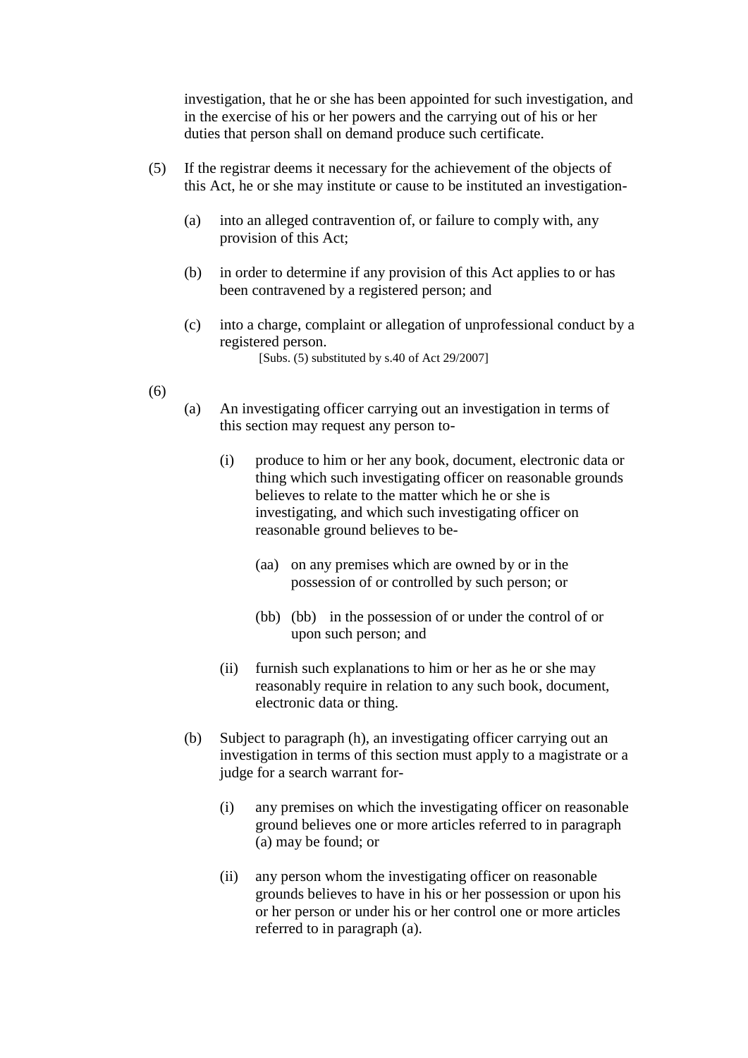investigation, that he or she has been appointed for such investigation, and in the exercise of his or her powers and the carrying out of his or her duties that person shall on demand produce such certificate.

(5) If the registrar deems it necessary for the achievement of the objects of this Act, he or she may institute or cause to be instituted an investigation-

(a) into an alleged contravention of, or failure to comply with, any provision of this Act;

(b) in order to determine if any provision of this Act applies to or has been contravened by a registered person; and

(c) into a charge, complaint or allegation of unprofessional conduct by a registered person.

[Subs. (5) substituted by s.40 of Act 29/2007]

(6)

(a) An investigating officer carrying out an investigation in terms of this section may request any person to-

(i) produce to him or her any book, document, electronic data or thing which such investigating officer on reasonable grounds believes to relate to the matter which he or she is investigating, and which such investigating officer on reasonable ground believes to be-

(aa) on any premises which are owned by or in the possession of or controlled by such person; or

(bb) (bb) in the possession of or under the control of or upon such person; and

(ii) furnish such explanations to him or her as he or she may reasonably require in relation to any such book, document, electronic data or thing.

(b) Subject to paragraph (h), an investigating officer carrying out an investigation in terms of this section must apply to a magistrate or a judge for a search warrant for-

(i) any premises on which the investigating officer on reasonable ground believes one or more articles referred to in paragraph (a) may be found; or

(ii) any person whom the investigating officer on reasonable grounds believes to have in his or her possession or upon his or her person or under his or her control one or more articles referred to in paragraph (a).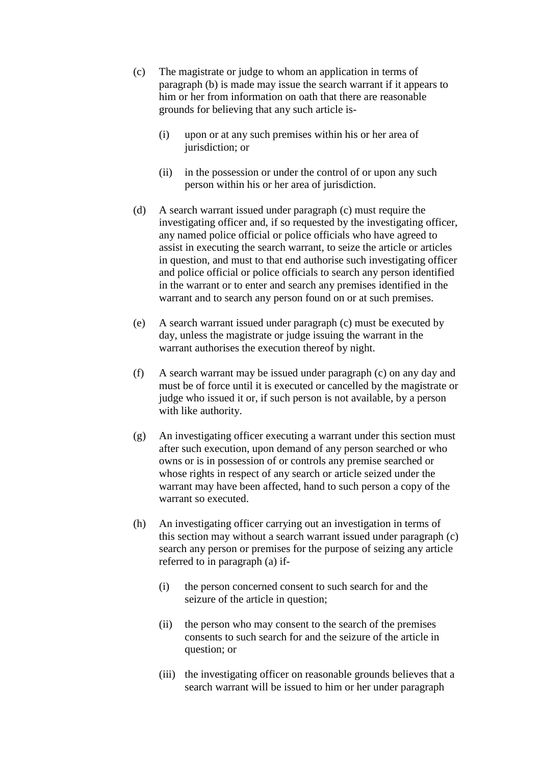(c) The magistrate or judge to whom an application in terms of paragraph (b) is made may issue the search warrant if it appears to him or her from information on oath that there are reasonable grounds for believing that any such article is-

    (i) upon or at any such premises within his or her area of jurisdiction; or

    (ii) in the possession or under the control of or upon any such person within his or her area of jurisdiction.

(d) A search warrant issued under paragraph (c) must require the investigating officer and, if so requested by the investigating officer, any named police official or police officials who have agreed to assist in executing the search warrant, to seize the article or articles in question, and must to that end authorise such investigating officer and police official or police officials to search any person identified in the warrant or to enter and search any premises identified in the warrant and to search any person found on or at such premises.

(e) A search warrant issued under paragraph (c) must be executed by day, unless the magistrate or judge issuing the warrant in the warrant authorises the execution thereof by night.

(f) A search warrant may be issued under paragraph (c) on any day and must be of force until it is executed or cancelled by the magistrate or judge who issued it or, if such person is not available, by a person with like authority.

(g) An investigating officer executing a warrant under this section must after such execution, upon demand of any person searched or who owns or is in possession of or controls any premise searched or whose rights in respect of any search or article seized under the warrant may have been affected, hand to such person a copy of the warrant so executed.

(h) An investigating officer carrying out an investigation in terms of this section may without a search warrant issued under paragraph (c) search any person or premises for the purpose of seizing any article referred to in paragraph (a) if-

    (i) the person concerned consent to such search for and the seizure of the article in question;

    (ii) the person who may consent to the search of the premises consents to such search for and the seizure of the article in question; or

    (iii) the investigating officer on reasonable grounds believes that a search warrant will be issued to him or her under paragraph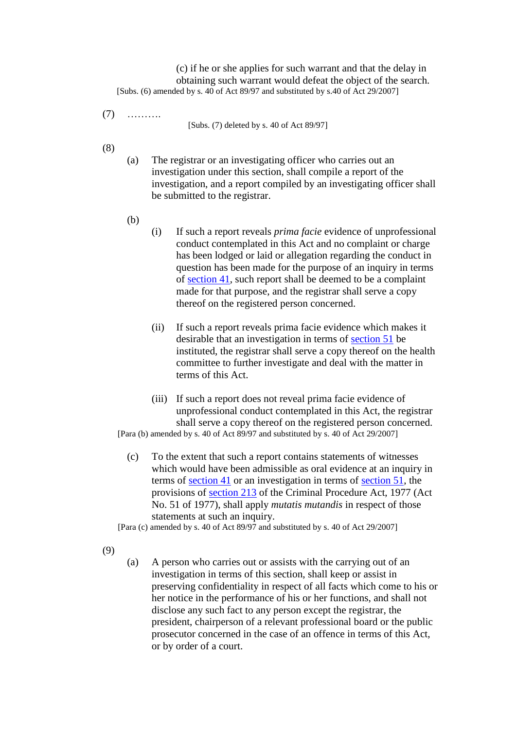(c) if he or she applies for such warrant and that the delay in obtaining such warrant would defeat the object of the search.

[Subs. (6) amended by s. 40 of Act 89/97 and substituted by s.40 of Act 29/2007]

(7) ……….

[Subs. (7) deleted by s. 40 of Act 89/97]

(8)

(a) The registrar or an investigating officer who carries out an investigation under this section, shall compile a report of the investigation, and a report compiled by an investigating officer shall be submitted to the registrar.

(b)

(i) If such a report reveals *prima facie* evidence of unprofessional conduct contemplated in this Act and no complaint or charge has been lodged or laid or allegation regarding the conduct in question has been made for the purpose of an inquiry in terms of section 41, such report shall be deemed to be a complaint made for that purpose, and the registrar shall serve a copy thereof on the registered person concerned.

(ii) If such a report reveals prima facie evidence which makes it desirable that an investigation in terms of section 51 be instituted, the registrar shall serve a copy thereof on the health committee to further investigate and deal with the matter in terms of this Act.

(iii) If such a report does not reveal prima facie evidence of unprofessional conduct contemplated in this Act, the registrar shall serve a copy thereof on the registered person concerned.

[Para (b) amended by s. 40 of Act 89/97 and substituted by s. 40 of Act 29/2007]

(c) To the extent that such a report contains statements of witnesses which would have been admissible as oral evidence at an inquiry in terms of section 41 or an investigation in terms of section 51, the provisions of section 213 of the Criminal Procedure Act, 1977 (Act No. 51 of 1977), shall apply *mutatis mutandis* in respect of those statements at such an inquiry.

[Para (c) amended by s. 40 of Act 89/97 and substituted by s. 40 of Act 29/2007]

(9)

(a) A person who carries out or assists with the carrying out of an investigation in terms of this section, shall keep or assist in preserving confidentiality in respect of all facts which come to his or her notice in the performance of his or her functions, and shall not disclose any such fact to any person except the registrar, the president, chairperson of a relevant professional board or the public prosecutor concerned in the case of an offence in terms of this Act, or by order of a court.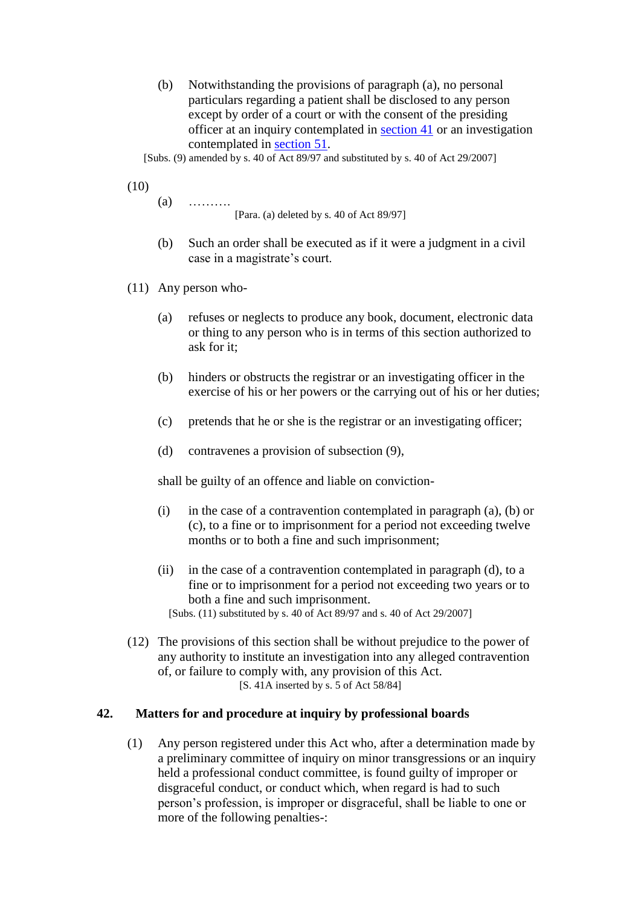(b) Notwithstanding the provisions of paragraph (a), no personal particulars regarding a patient shall be disclosed to any person except by order of a court or with the consent of the presiding officer at an inquiry contemplated in section 41 or an investigation contemplated in section 51.

[Subs. (9) amended by s. 40 of Act 89/97 and substituted by s. 40 of Act 29/2007]

(10)

(a) ……….

[Para. (a) deleted by s. 40 of Act 89/97]

(b) Such an order shall be executed as if it were a judgment in a civil case in a magistrate's court.

(11) Any person who-

(a) refuses or neglects to produce any book, document, electronic data or thing to any person who is in terms of this section authorized to ask for it;

(b) hinders or obstructs the registrar or an investigating officer in the exercise of his or her powers or the carrying out of his or her duties;

(c) pretends that he or she is the registrar or an investigating officer;

(d) contravenes a provision of subsection (9),

shall be guilty of an offence and liable on conviction-

(i) in the case of a contravention contemplated in paragraph (a), (b) or (c), to a fine or to imprisonment for a period not exceeding twelve months or to both a fine and such imprisonment;

(ii) in the case of a contravention contemplated in paragraph (d), to a fine or to imprisonment for a period not exceeding two years or to both a fine and such imprisonment.

[Subs. (11) substituted by s. 40 of Act 89/97 and s. 40 of Act 29/2007]

(12) The provisions of this section shall be without prejudice to the power of any authority to institute an investigation into any alleged contravention of, or failure to comply with, any provision of this Act.

[S. 41A inserted by s. 5 of Act 58/84]

## 42. Matters for and procedure at inquiry by professional boards

(1) Any person registered under this Act who, after a determination made by a preliminary committee of inquiry on minor transgressions or an inquiry held a professional conduct committee, is found guilty of improper or disgraceful conduct, or conduct which, when regard is had to such person's profession, is improper or disgraceful, shall be liable to one or more of the following penalties-: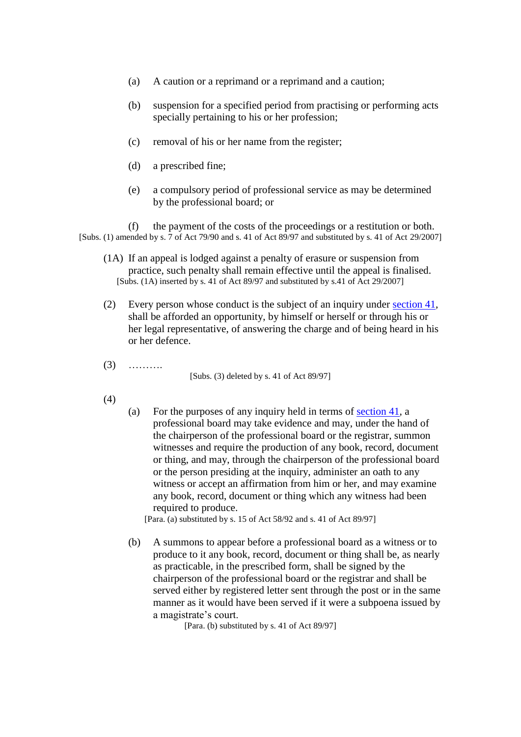(a) A caution or a reprimand or a reprimand and a caution;

(b) suspension for a specified period from practising or performing acts specially pertaining to his or her profession;

(c) removal of his or her name from the register;

(d) a prescribed fine;

(e) a compulsory period of professional service as may be determined by the professional board; or

(f) the payment of the costs of the proceedings or a restitution or both.

[Subs. (1) amended by s. 7 of Act 79/90 and s. 41 of Act 89/97 and substituted by s. 41 of Act 29/2007]

(1A) If an appeal is lodged against a penalty of erasure or suspension from practice, such penalty shall remain effective until the appeal is finalised.

[Subs. (1A) inserted by s. 41 of Act 89/97 and substituted by s.41 of Act 29/2007]

(2) Every person whose conduct is the subject of an inquiry under section 41, shall be afforded an opportunity, by himself or herself or through his or her legal representative, of answering the charge and of being heard in his or her defence.

(3) ……….

[Subs. (3) deleted by s. 41 of Act 89/97]

(4)

(a) For the purposes of any inquiry held in terms of section 41, a professional board may take evidence and may, under the hand of the chairperson of the professional board or the registrar, summon witnesses and require the production of any book, record, document or thing, and may, through the chairperson of the professional board or the person presiding at the inquiry, administer an oath to any witness or accept an affirmation from him or her, and may examine any book, record, document or thing which any witness had been required to produce.

[Para. (a) substituted by s. 15 of Act 58/92 and s. 41 of Act 89/97]

(b) A summons to appear before a professional board as a witness or to produce to it any book, record, document or thing shall be, as nearly as practicable, in the prescribed form, shall be signed by the chairperson of the professional board or the registrar and shall be served either by registered letter sent through the post or in the same manner as it would have been served if it were a subpoena issued by a magistrate's court.

[Para. (b) substituted by s. 41 of Act 89/97]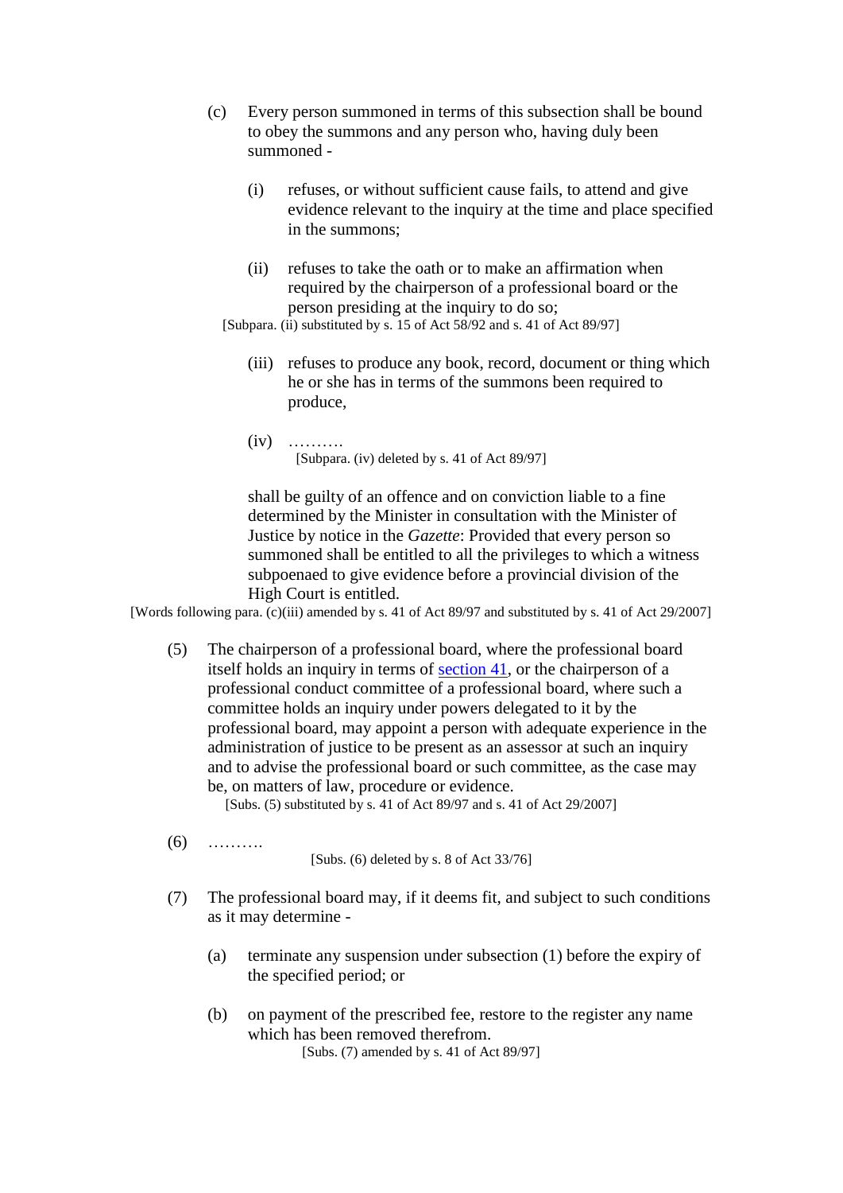(c) Every person summoned in terms of this subsection shall be bound to obey the summons and any person who, having duly been summoned -

(i) refuses, or without sufficient cause fails, to attend and give evidence relevant to the inquiry at the time and place specified in the summons;

(ii) refuses to take the oath or to make an affirmation when required by the chairperson of a professional board or the person presiding at the inquiry to do so;

[Subpara. (ii) substituted by s. 15 of Act 58/92 and s. 41 of Act 89/97]

(iii) refuses to produce any book, record, document or thing which he or she has in terms of the summons been required to produce,

(iv) ……….

[Subpara. (iv) deleted by s. 41 of Act 89/97]

shall be guilty of an offence and on conviction liable to a fine determined by the Minister in consultation with the Minister of Justice by notice in the *Gazette*: Provided that every person so summoned shall be entitled to all the privileges to which a witness subpoenaed to give evidence before a provincial division of the High Court is entitled.

[Words following para. (c)(iii) amended by s. 41 of Act 89/97 and substituted by s. 41 of Act 29/2007]

(5) The chairperson of a professional board, where the professional board itself holds an inquiry in terms of section 41, or the chairperson of a professional conduct committee of a professional board, where such a committee holds an inquiry under powers delegated to it by the professional board, may appoint a person with adequate experience in the administration of justice to be present as an assessor at such an inquiry and to advise the professional board or such committee, as the case may be, on matters of law, procedure or evidence.

[Subs. (5) substituted by s. 41 of Act 89/97 and s. 41 of Act 29/2007]

(6) ……….

[Subs. (6) deleted by s. 8 of Act 33/76]

(7) The professional board may, if it deems fit, and subject to such conditions as it may determine -

(a) terminate any suspension under subsection (1) before the expiry of the specified period; or

(b) on payment of the prescribed fee, restore to the register any name which has been removed therefrom.

[Subs. (7) amended by s. 41 of Act 89/97]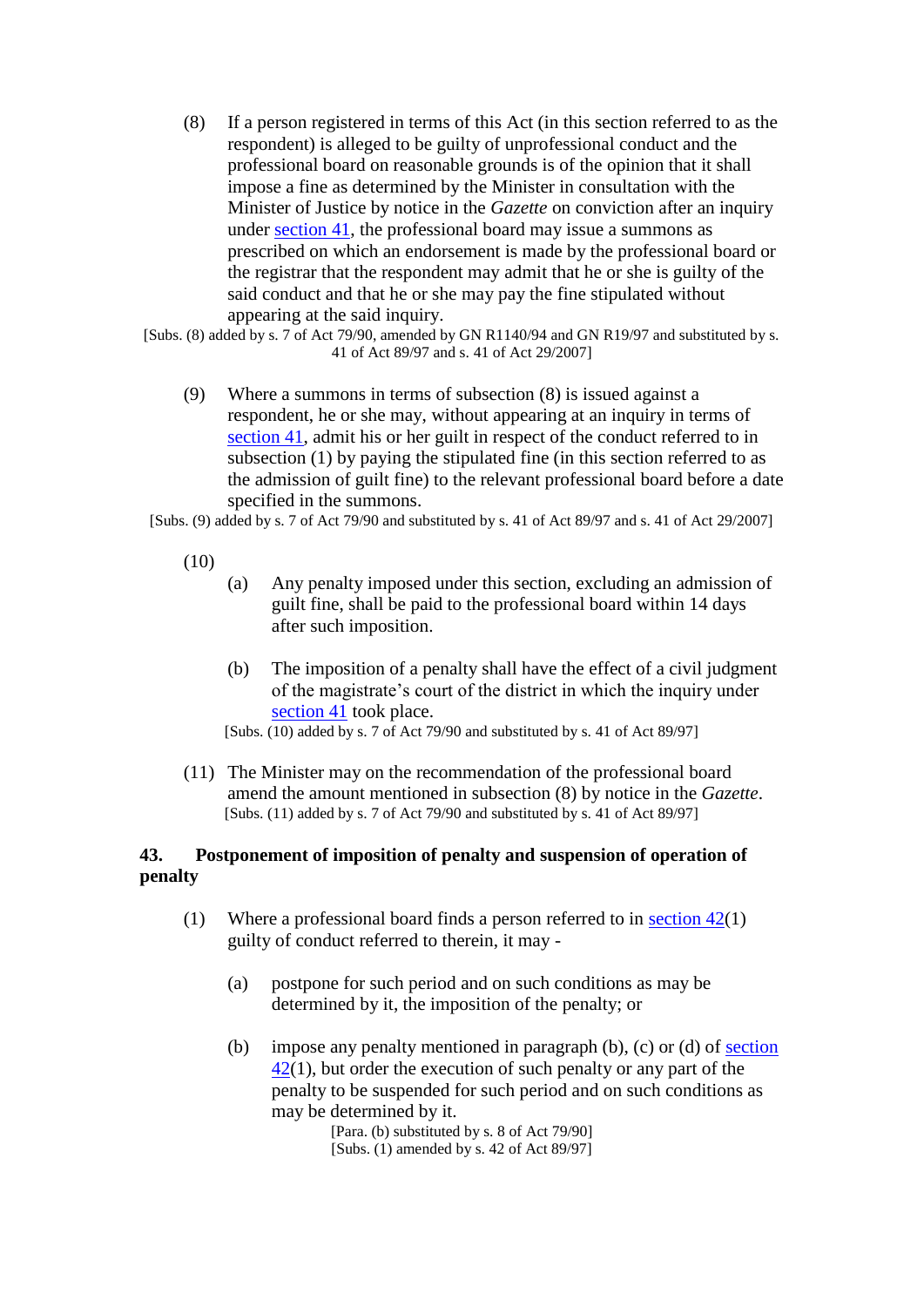(8) If a person registered in terms of this Act (in this section referred to as the respondent) is alleged to be guilty of unprofessional conduct and the professional board on reasonable grounds is of the opinion that it shall impose a fine as determined by the Minister in consultation with the Minister of Justice by notice in the *Gazette* on conviction after an inquiry under section 41, the professional board may issue a summons as prescribed on which an endorsement is made by the professional board or the registrar that the respondent may admit that he or she is guilty of the said conduct and that he or she may pay the fine stipulated without appearing at the said inquiry.

[Subs. (8) added by s. 7 of Act 79/90, amended by GN R1140/94 and GN R19/97 and substituted by s. 41 of Act 89/97 and s. 41 of Act 29/2007]

(9) Where a summons in terms of subsection (8) is issued against a respondent, he or she may, without appearing at an inquiry in terms of section 41, admit his or her guilt in respect of the conduct referred to in subsection (1) by paying the stipulated fine (in this section referred to as the admission of guilt fine) to the relevant professional board before a date specified in the summons.

[Subs. (9) added by s. 7 of Act 79/90 and substituted by s. 41 of Act 89/97 and s. 41 of Act 29/2007]

(10)

(a) Any penalty imposed under this section, excluding an admission of guilt fine, shall be paid to the professional board within 14 days after such imposition.

(b) The imposition of a penalty shall have the effect of a civil judgment of the magistrate's court of the district in which the inquiry under section 41 took place.

[Subs. (10) added by s. 7 of Act 79/90 and substituted by s. 41 of Act 89/97]

(11) The Minister may on the recommendation of the professional board amend the amount mentioned in subsection (8) by notice in the *Gazette*.

[Subs. (11) added by s. 7 of Act 79/90 and substituted by s. 41 of Act 89/97]

## 43. Postponement of imposition of penalty and suspension of operation of penalty

(1) Where a professional board finds a person referred to in section 42(1) guilty of conduct referred to therein, it may -

(a) postpone for such period and on such conditions as may be determined by it, the imposition of the penalty; or

(b) impose any penalty mentioned in paragraph (b), (c) or (d) of section 42(1), but order the execution of such penalty or any part of the penalty to be suspended for such period and on such conditions as may be determined by it.

[Para. (b) substituted by s. 8 of Act 79/90]
[Subs. (1) amended by s. 42 of Act 89/97]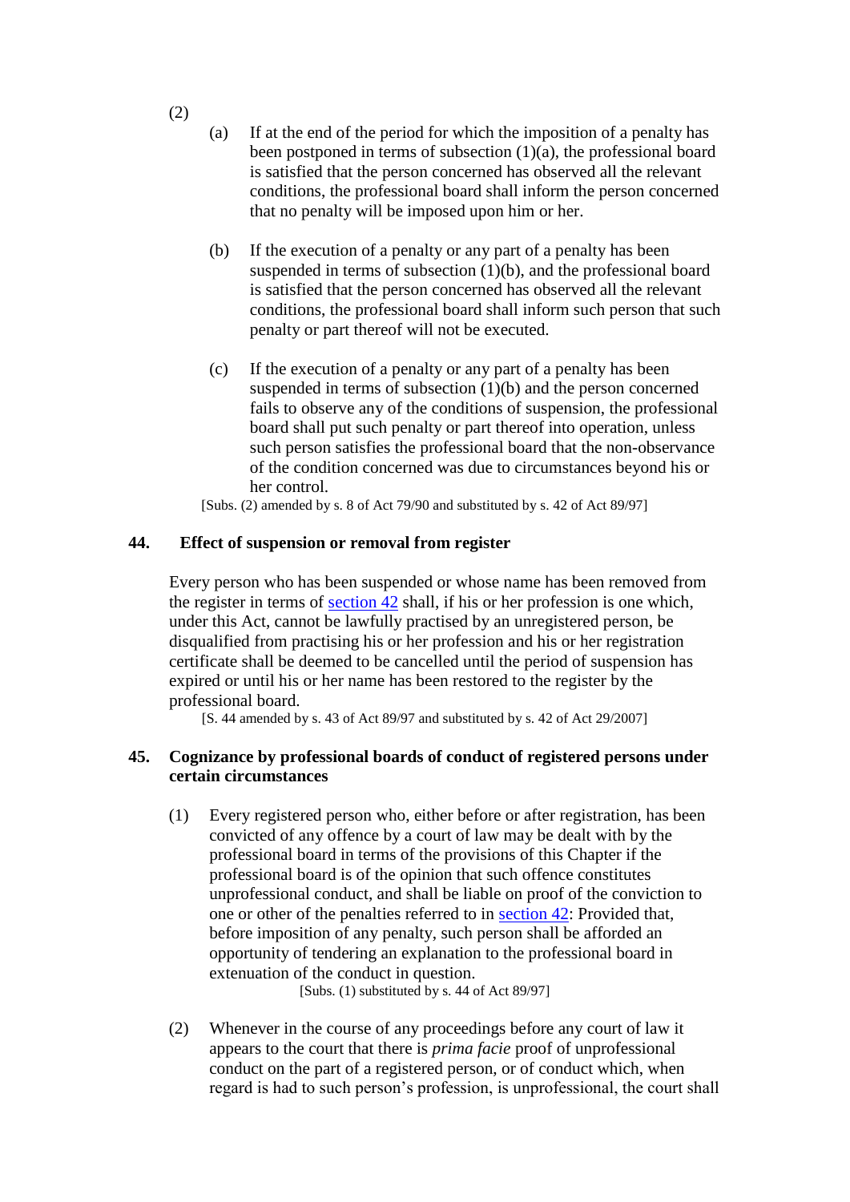(2)

(a) If at the end of the period for which the imposition of a penalty has been postponed in terms of subsection (1)(a), the professional board is satisfied that the person concerned has observed all the relevant conditions, the professional board shall inform the person concerned that no penalty will be imposed upon him or her.

(b) If the execution of a penalty or any part of a penalty has been suspended in terms of subsection (1)(b), and the professional board is satisfied that the person concerned has observed all the relevant conditions, the professional board shall inform such person that such penalty or part thereof will not be executed.

(c) If the execution of a penalty or any part of a penalty has been suspended in terms of subsection (1)(b) and the person concerned fails to observe any of the conditions of suspension, the professional board shall put such penalty or part thereof into operation, unless such person satisfies the professional board that the non-observance of the condition concerned was due to circumstances beyond his or her control.

[Subs. (2) amended by s. 8 of Act 79/90 and substituted by s. 42 of Act 89/97]

## 44. Effect of suspension or removal from register

Every person who has been suspended or whose name has been removed from the register in terms of section 42 shall, if his or her profession is one which, under this Act, cannot be lawfully practised by an unregistered person, be disqualified from practising his or her profession and his or her registration certificate shall be deemed to be cancelled until the period of suspension has expired or until his or her name has been restored to the register by the professional board.

[S. 44 amended by s. 43 of Act 89/97 and substituted by s. 42 of Act 29/2007]

## 45. Cognizance by professional boards of conduct of registered persons under certain circumstances

(1) Every registered person who, either before or after registration, has been convicted of any offence by a court of law may be dealt with by the professional board in terms of the provisions of this Chapter if the professional board is of the opinion that such offence constitutes unprofessional conduct, and shall be liable on proof of the conviction to one or other of the penalties referred to in section 42: Provided that, before imposition of any penalty, such person shall be afforded an opportunity of tendering an explanation to the professional board in extenuation of the conduct in question.

[Subs. (1) substituted by s. 44 of Act 89/97]

(2) Whenever in the course of any proceedings before any court of law it appears to the court that there is *prima facie* proof of unprofessional conduct on the part of a registered person, or of conduct which, when regard is had to such person's profession, is unprofessional, the court shall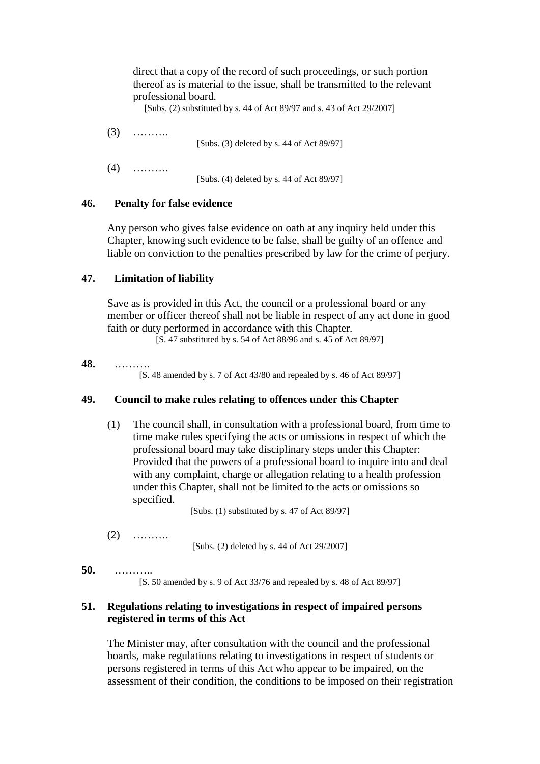direct that a copy of the record of such proceedings, or such portion thereof as is material to the issue, shall be transmitted to the relevant professional board.

[Subs. (2) substituted by s. 44 of Act 89/97 and s. 43 of Act 29/2007]

(3) ……….

[Subs. (3) deleted by s. 44 of Act 89/97]

(4) ……….

[Subs. (4) deleted by s. 44 of Act 89/97]

**46. Penalty for false evidence**

Any person who gives false evidence on oath at any inquiry held under this Chapter, knowing such evidence to be false, shall be guilty of an offence and liable on conviction to the penalties prescribed by law for the crime of perjury.

**47. Limitation of liability**

Save as is provided in this Act, the council or a professional board or any member or officer thereof shall not be liable in respect of any act done in good faith or duty performed in accordance with this Chapter.

[S. 47 substituted by s. 54 of Act 88/96 and s. 45 of Act 89/97]

**48.** ……….

[S. 48 amended by s. 7 of Act 43/80 and repealed by s. 46 of Act 89/97]

**49. Council to make rules relating to offences under this Chapter**

(1) The council shall, in consultation with a professional board, from time to time make rules specifying the acts or omissions in respect of which the professional board may take disciplinary steps under this Chapter: Provided that the powers of a professional board to inquire into and deal with any complaint, charge or allegation relating to a health profession under this Chapter, shall not be limited to the acts or omissions so specified.

[Subs. (1) substituted by s. 47 of Act 89/97]

(2) ……….

[Subs. (2) deleted by s. 44 of Act 29/2007]

**50.** ………..

[S. 50 amended by s. 9 of Act 33/76 and repealed by s. 48 of Act 89/97]

**51. Regulations relating to investigations in respect of impaired persons registered in terms of this Act**

The Minister may, after consultation with the council and the professional boards, make regulations relating to investigations in respect of students or persons registered in terms of this Act who appear to be impaired, on the assessment of their condition, the conditions to be imposed on their registration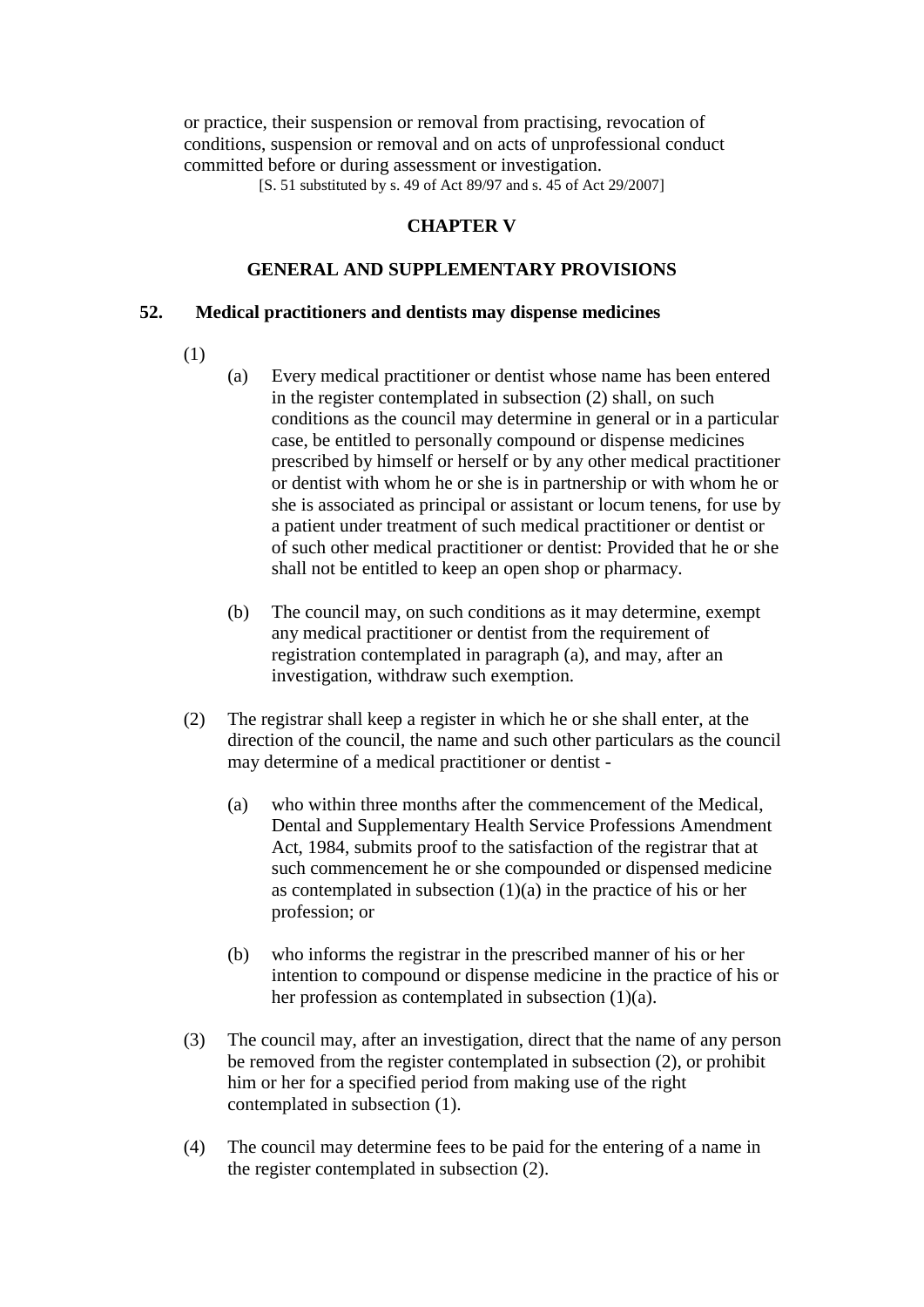or practice, their suspension or removal from practising, revocation of conditions, suspension or removal and on acts of unprofessional conduct committed before or during assessment or investigation.

[S. 51 substituted by s. 49 of Act 89/97 and s. 45 of Act 29/2007]

## CHAPTER V

## GENERAL AND SUPPLEMENTARY PROVISIONS

### 52. Medical practitioners and dentists may dispense medicines

(1)

(a) Every medical practitioner or dentist whose name has been entered in the register contemplated in subsection (2) shall, on such conditions as the council may determine in general or in a particular case, be entitled to personally compound or dispense medicines prescribed by himself or herself or by any other medical practitioner or dentist with whom he or she is in partnership or with whom he or she is associated as principal or assistant or locum tenens, for use by a patient under treatment of such medical practitioner or dentist or of such other medical practitioner or dentist: Provided that he or she shall not be entitled to keep an open shop or pharmacy.

(b) The council may, on such conditions as it may determine, exempt any medical practitioner or dentist from the requirement of registration contemplated in paragraph (a), and may, after an investigation, withdraw such exemption.

(2) The registrar shall keep a register in which he or she shall enter, at the direction of the council, the name and such other particulars as the council may determine of a medical practitioner or dentist -

(a) who within three months after the commencement of the Medical, Dental and Supplementary Health Service Professions Amendment Act, 1984, submits proof to the satisfaction of the registrar that at such commencement he or she compounded or dispensed medicine as contemplated in subsection (1)(a) in the practice of his or her profession; or

(b) who informs the registrar in the prescribed manner of his or her intention to compound or dispense medicine in the practice of his or her profession as contemplated in subsection (1)(a).

(3) The council may, after an investigation, direct that the name of any person be removed from the register contemplated in subsection (2), or prohibit him or her for a specified period from making use of the right contemplated in subsection (1).

(4) The council may determine fees to be paid for the entering of a name in the register contemplated in subsection (2).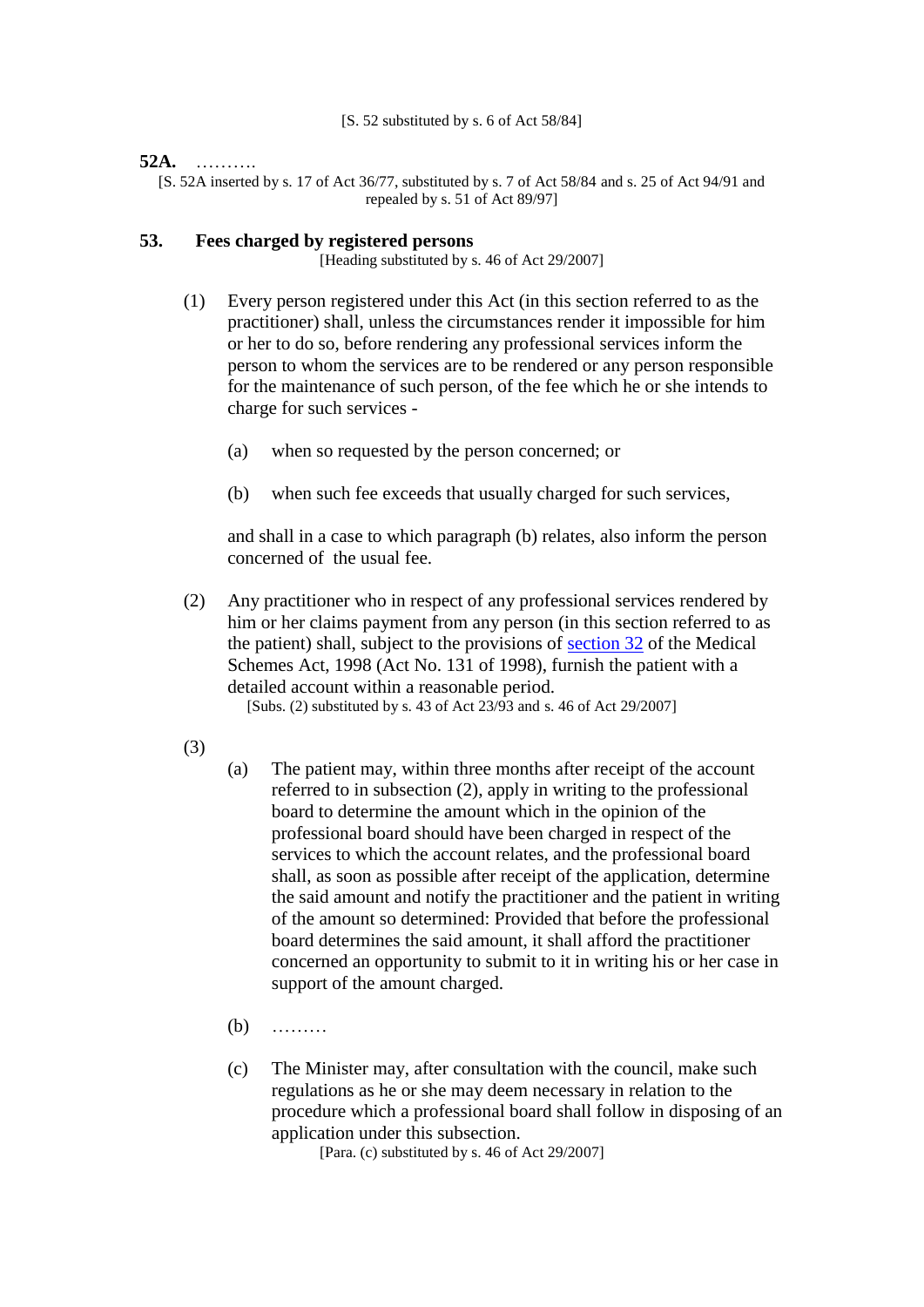[S. 52 substituted by s. 6 of Act 58/84]

**52A.** ……….

[S. 52A inserted by s. 17 of Act 36/77, substituted by s. 7 of Act 58/84 and s. 25 of Act 94/91 and repealed by s. 51 of Act 89/97]

## 53. Fees charged by registered persons

[Heading substituted by s. 46 of Act 29/2007]

(1) Every person registered under this Act (in this section referred to as the practitioner) shall, unless the circumstances render it impossible for him or her to do so, before rendering any professional services inform the person to whom the services are to be rendered or any person responsible for the maintenance of such person, of the fee which he or she intends to charge for such services -

(a) when so requested by the person concerned; or

(b) when such fee exceeds that usually charged for such services,

and shall in a case to which paragraph (b) relates, also inform the person concerned of the usual fee.

(2) Any practitioner who in respect of any professional services rendered by him or her claims payment from any person (in this section referred to as the patient) shall, subject to the provisions of section 32 of the Medical Schemes Act, 1998 (Act No. 131 of 1998), furnish the patient with a detailed account within a reasonable period.

[Subs. (2) substituted by s. 43 of Act 23/93 and s. 46 of Act 29/2007]

(3)

(a) The patient may, within three months after receipt of the account referred to in subsection (2), apply in writing to the professional board to determine the amount which in the opinion of the professional board should have been charged in respect of the services to which the account relates, and the professional board shall, as soon as possible after receipt of the application, determine the said amount and notify the practitioner and the patient in writing of the amount so determined: Provided that before the professional board determines the said amount, it shall afford the practitioner concerned an opportunity to submit to it in writing his or her case in support of the amount charged.

(b) ………

(c) The Minister may, after consultation with the council, make such regulations as he or she may deem necessary in relation to the procedure which a professional board shall follow in disposing of an application under this subsection.

[Para. (c) substituted by s. 46 of Act 29/2007]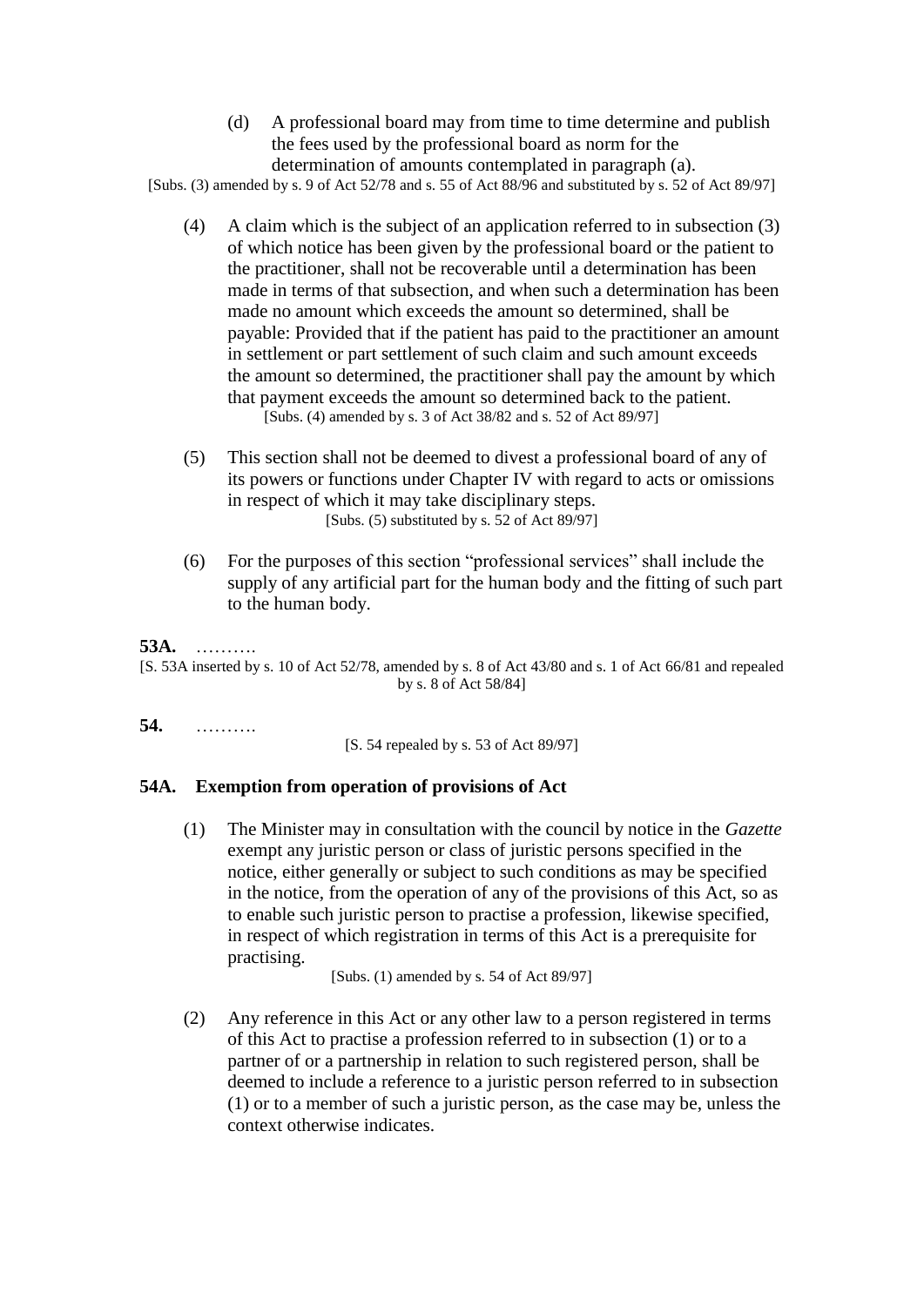(d) A professional board may from time to time determine and publish the fees used by the professional board as norm for the determination of amounts contemplated in paragraph (a).

[Subs. (3) amended by s. 9 of Act 52/78 and s. 55 of Act 88/96 and substituted by s. 52 of Act 89/97]

(4) A claim which is the subject of an application referred to in subsection (3) of which notice has been given by the professional board or the patient to the practitioner, shall not be recoverable until a determination has been made in terms of that subsection, and when such a determination has been made no amount which exceeds the amount so determined, shall be payable: Provided that if the patient has paid to the practitioner an amount in settlement or part settlement of such claim and such amount exceeds the amount so determined, the practitioner shall pay the amount by which that payment exceeds the amount so determined back to the patient.

[Subs. (4) amended by s. 3 of Act 38/82 and s. 52 of Act 89/97]

(5) This section shall not be deemed to divest a professional board of any of its powers or functions under Chapter IV with regard to acts or omissions in respect of which it may take disciplinary steps.

[Subs. (5) substituted by s. 52 of Act 89/97]

(6) For the purposes of this section "professional services" shall include the supply of any artificial part for the human body and the fitting of such part to the human body.

**53A.** ……….

[S. 53A inserted by s. 10 of Act 52/78, amended by s. 8 of Act 43/80 and s. 1 of Act 66/81 and repealed by s. 8 of Act 58/84]

**54.** ……….

[S. 54 repealed by s. 53 of Act 89/97]

### 54A. Exemption from operation of provisions of Act

(1) The Minister may in consultation with the council by notice in the *Gazette* exempt any juristic person or class of juristic persons specified in the notice, either generally or subject to such conditions as may be specified in the notice, from the operation of any of the provisions of this Act, so as to enable such juristic person to practise a profession, likewise specified, in respect of which registration in terms of this Act is a prerequisite for practising.

[Subs. (1) amended by s. 54 of Act 89/97]

(2) Any reference in this Act or any other law to a person registered in terms of this Act to practise a profession referred to in subsection (1) or to a partner of or a partnership in relation to such registered person, shall be deemed to include a reference to a juristic person referred to in subsection (1) or to a member of such a juristic person, as the case may be, unless the context otherwise indicates.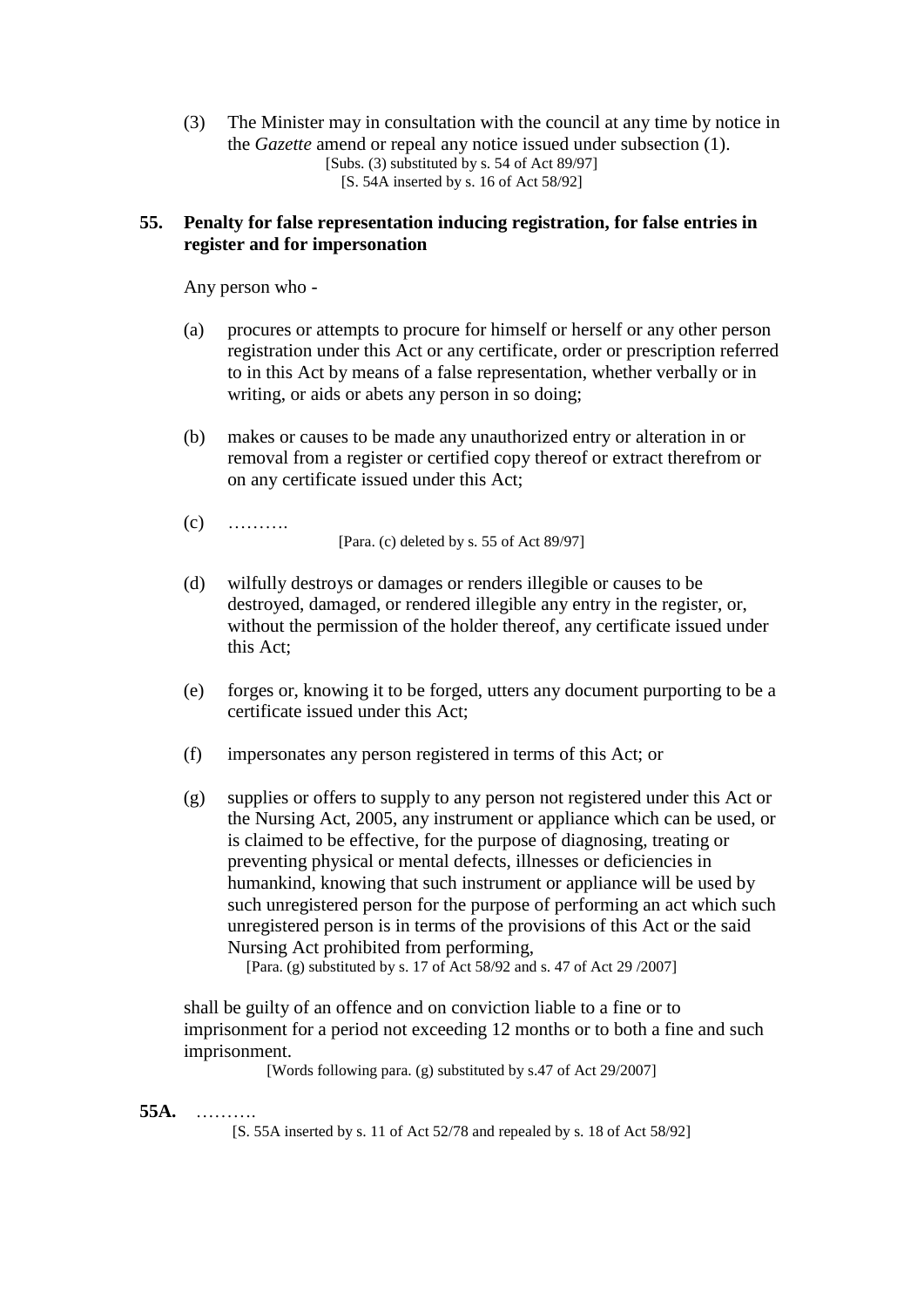(3) The Minister may in consultation with the council at any time by notice in the *Gazette* amend or repeal any notice issued under subsection (1).
[Subs. (3) substituted by s. 54 of Act 89/97]
[S. 54A inserted by s. 16 of Act 58/92]

### 55. Penalty for false representation inducing registration, for false entries in register and for impersonation

Any person who -

(a) procures or attempts to procure for himself or herself or any other person registration under this Act or any certificate, order or prescription referred to in this Act by means of a false representation, whether verbally or in writing, or aids or abets any person in so doing;

(b) makes or causes to be made any unauthorized entry or alteration in or removal from a register or certified copy thereof or extract therefrom or on any certificate issued under this Act;

(c) ……….
[Para. (c) deleted by s. 55 of Act 89/97]

(d) wilfully destroys or damages or renders illegible or causes to be destroyed, damaged, or rendered illegible any entry in the register, or, without the permission of the holder thereof, any certificate issued under this Act;

(e) forges or, knowing it to be forged, utters any document purporting to be a certificate issued under this Act;

(f) impersonates any person registered in terms of this Act; or

(g) supplies or offers to supply to any person not registered under this Act or the Nursing Act, 2005, any instrument or appliance which can be used, or is claimed to be effective, for the purpose of diagnosing, treating or preventing physical or mental defects, illnesses or deficiencies in humankind, knowing that such instrument or appliance will be used by such unregistered person for the purpose of performing an act which such unregistered person is in terms of the provisions of this Act or the said Nursing Act prohibited from performing,
[Para. (g) substituted by s. 17 of Act 58/92 and s. 47 of Act 29 /2007]

shall be guilty of an offence and on conviction liable to a fine or to imprisonment for a period not exceeding 12 months or to both a fine and such imprisonment.
[Words following para. (g) substituted by s.47 of Act 29/2007]

**55A.** ……….
[S. 55A inserted by s. 11 of Act 52/78 and repealed by s. 18 of Act 58/92]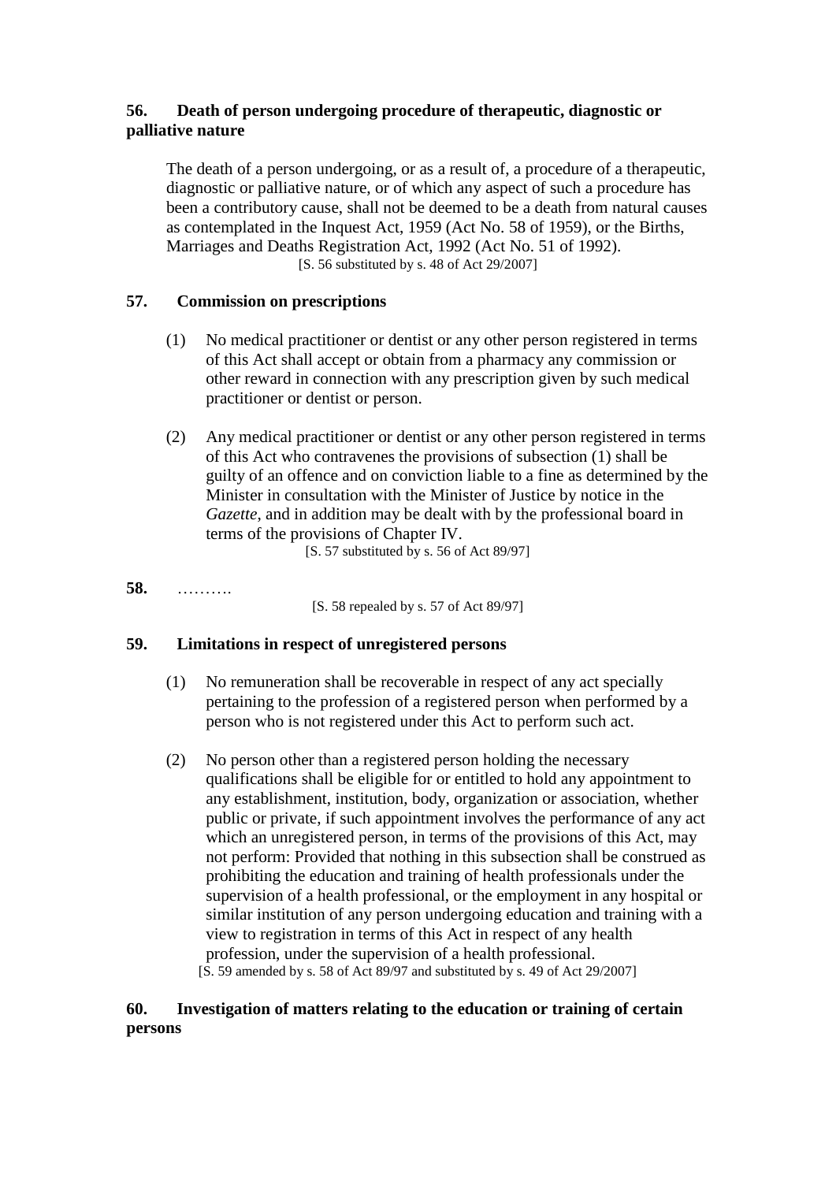**56. Death of person undergoing procedure of therapeutic, diagnostic or palliative nature**

The death of a person undergoing, or as a result of, a procedure of a therapeutic, diagnostic or palliative nature, or of which any aspect of such a procedure has been a contributory cause, shall not be deemed to be a death from natural causes as contemplated in the Inquest Act, 1959 (Act No. 58 of 1959), or the Births, Marriages and Deaths Registration Act, 1992 (Act No. 51 of 1992).

[S. 56 substituted by s. 48 of Act 29/2007]

**57. Commission on prescriptions**

(1) No medical practitioner or dentist or any other person registered in terms of this Act shall accept or obtain from a pharmacy any commission or other reward in connection with any prescription given by such medical practitioner or dentist or person.

(2) Any medical practitioner or dentist or any other person registered in terms of this Act who contravenes the provisions of subsection (1) shall be guilty of an offence and on conviction liable to a fine as determined by the Minister in consultation with the Minister of Justice by notice in the *Gazette*, and in addition may be dealt with by the professional board in terms of the provisions of Chapter IV.

[S. 57 substituted by s. 56 of Act 89/97]

**58.** ……….

[S. 58 repealed by s. 57 of Act 89/97]

**59. Limitations in respect of unregistered persons**

(1) No remuneration shall be recoverable in respect of any act specially pertaining to the profession of a registered person when performed by a person who is not registered under this Act to perform such act.

(2) No person other than a registered person holding the necessary qualifications shall be eligible for or entitled to hold any appointment to any establishment, institution, body, organization or association, whether public or private, if such appointment involves the performance of any act which an unregistered person, in terms of the provisions of this Act, may not perform: Provided that nothing in this subsection shall be construed as prohibiting the education and training of health professionals under the supervision of a health professional, or the employment in any hospital or similar institution of any person undergoing education and training with a view to registration in terms of this Act in respect of any health profession, under the supervision of a health professional.

[S. 59 amended by s. 58 of Act 89/97 and substituted by s. 49 of Act 29/2007]

**60. Investigation of matters relating to the education or training of certain persons**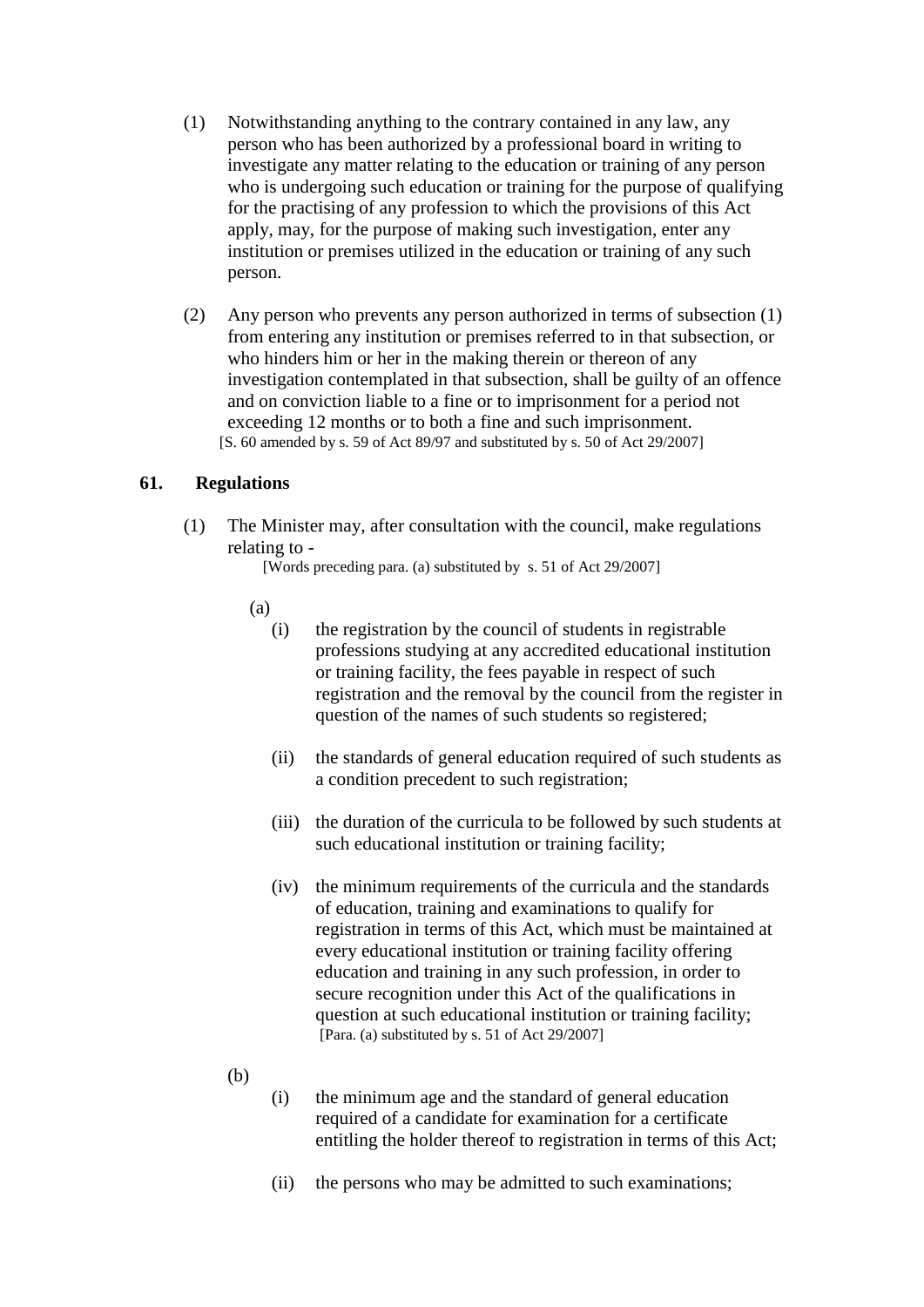(1) Notwithstanding anything to the contrary contained in any law, any person who has been authorized by a professional board in writing to investigate any matter relating to the education or training of any person who is undergoing such education or training for the purpose of qualifying for the practising of any profession to which the provisions of this Act apply, may, for the purpose of making such investigation, enter any institution or premises utilized in the education or training of any such person.

(2) Any person who prevents any person authorized in terms of subsection (1) from entering any institution or premises referred to in that subsection, or who hinders him or her in the making therein or thereon of any investigation contemplated in that subsection, shall be guilty of an offence and on conviction liable to a fine or to imprisonment for a period not exceeding 12 months or to both a fine and such imprisonment.
[S. 60 amended by s. 59 of Act 89/97 and substituted by s. 50 of Act 29/2007]

### 61. Regulations

(1) The Minister may, after consultation with the council, make regulations relating to -
[Words preceding para. (a) substituted by s. 51 of Act 29/2007]

(a)

(i) the registration by the council of students in registrable professions studying at any accredited educational institution or training facility, the fees payable in respect of such registration and the removal by the council from the register in question of the names of such students so registered;

(ii) the standards of general education required of such students as a condition precedent to such registration;

(iii) the duration of the curricula to be followed by such students at such educational institution or training facility;

(iv) the minimum requirements of the curricula and the standards of education, training and examinations to qualify for registration in terms of this Act, which must be maintained at every educational institution or training facility offering education and training in any such profession, in order to secure recognition under this Act of the qualifications in question at such educational institution or training facility;
[Para. (a) substituted by s. 51 of Act 29/2007]

(b)

(i) the minimum age and the standard of general education required of a candidate for examination for a certificate entitling the holder thereof to registration in terms of this Act;

(ii) the persons who may be admitted to such examinations;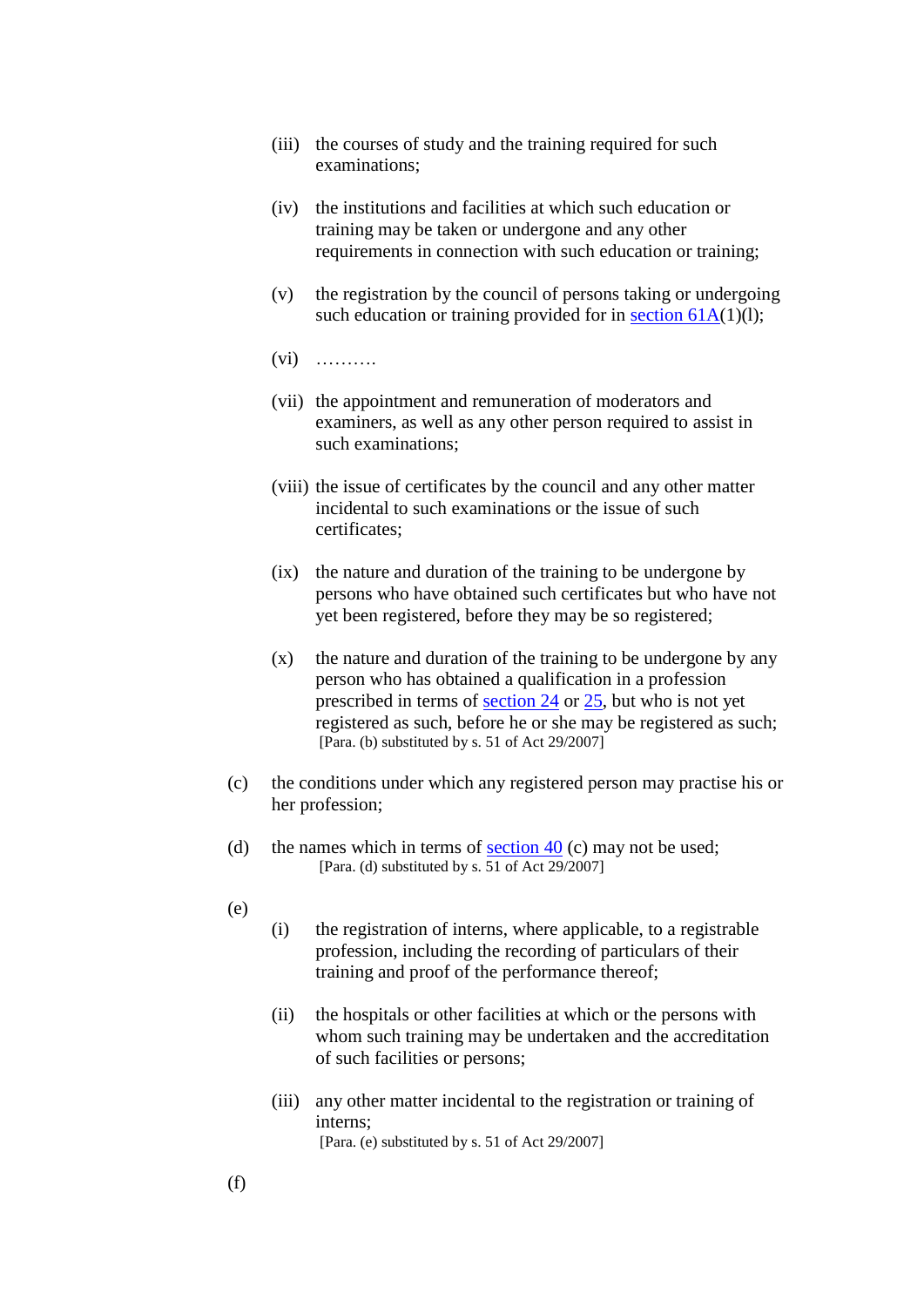(iii) the courses of study and the training required for such examinations;

(iv) the institutions and facilities at which such education or training may be taken or undergone and any other requirements in connection with such education or training;

(v) the registration by the council of persons taking or undergoing such education or training provided for in section 61A(1)(l);

(vi) ……….

(vii) the appointment and remuneration of moderators and examiners, as well as any other person required to assist in such examinations;

(viii) the issue of certificates by the council and any other matter incidental to such examinations or the issue of such certificates;

(ix) the nature and duration of the training to be undergone by persons who have obtained such certificates but who have not yet been registered, before they may be so registered;

(x) the nature and duration of the training to be undergone by any person who has obtained a qualification in a profession prescribed in terms of section 24 or 25, but who is not yet registered as such, before he or she may be registered as such;
[Para. (b) substituted by s. 51 of Act 29/2007]

(c) the conditions under which any registered person may practise his or her profession;

(d) the names which in terms of section 40 (c) may not be used;
[Para. (d) substituted by s. 51 of Act 29/2007]

(e)

(i) the registration of interns, where applicable, to a registrable profession, including the recording of particulars of their training and proof of the performance thereof;

(ii) the hospitals or other facilities at which or the persons with whom such training may be undertaken and the accreditation of such facilities or persons;

(iii) any other matter incidental to the registration or training of interns;
[Para. (e) substituted by s. 51 of Act 29/2007]

(f)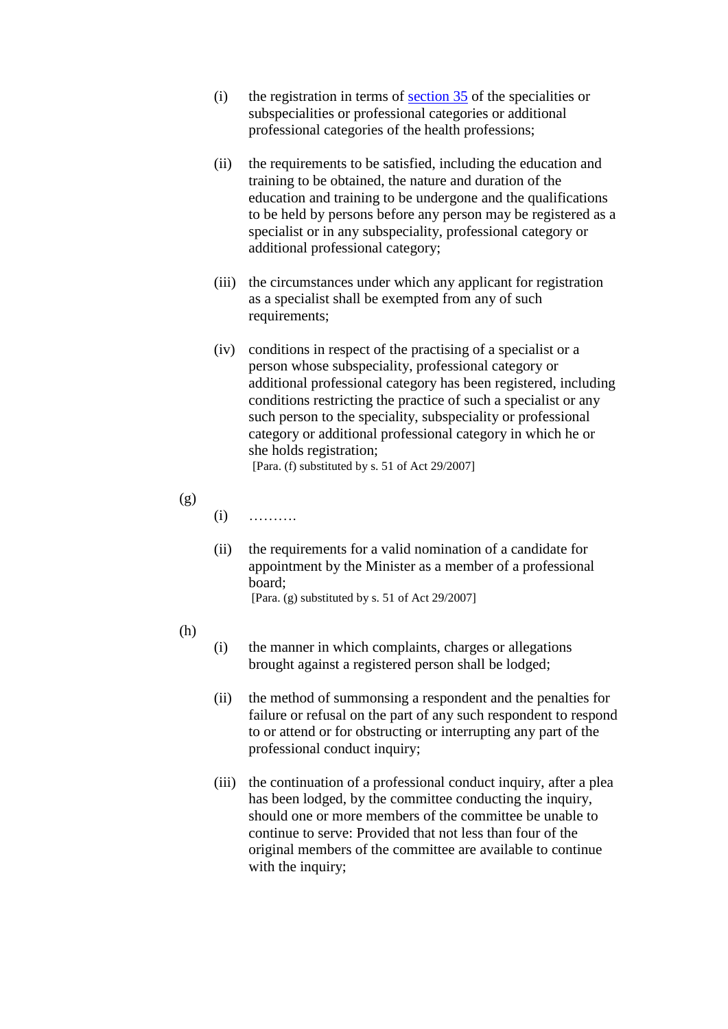(i) the registration in terms of section 35 of the specialities or subspecialities or professional categories or additional professional categories of the health professions;

(ii) the requirements to be satisfied, including the education and training to be obtained, the nature and duration of the education and training to be undergone and the qualifications to be held by persons before any person may be registered as a specialist or in any subspeciality, professional category or additional professional category;

(iii) the circumstances under which any applicant for registration as a specialist shall be exempted from any of such requirements;

(iv) conditions in respect of the practising of a specialist or a person whose subspeciality, professional category or additional professional category has been registered, including conditions restricting the practice of such a specialist or any such person to the speciality, subspeciality or professional category or additional professional category in which he or she holds registration;
[Para. (f) substituted by s. 51 of Act 29/2007]

(g)

(i) ……….

(ii) the requirements for a valid nomination of a candidate for appointment by the Minister as a member of a professional board;
[Para. (g) substituted by s. 51 of Act 29/2007]

(h)

(i) the manner in which complaints, charges or allegations brought against a registered person shall be lodged;

(ii) the method of summonsing a respondent and the penalties for failure or refusal on the part of any such respondent to respond to or attend or for obstructing or interrupting any part of the professional conduct inquiry;

(iii) the continuation of a professional conduct inquiry, after a plea has been lodged, by the committee conducting the inquiry, should one or more members of the committee be unable to continue to serve: Provided that not less than four of the original members of the committee are available to continue with the inquiry;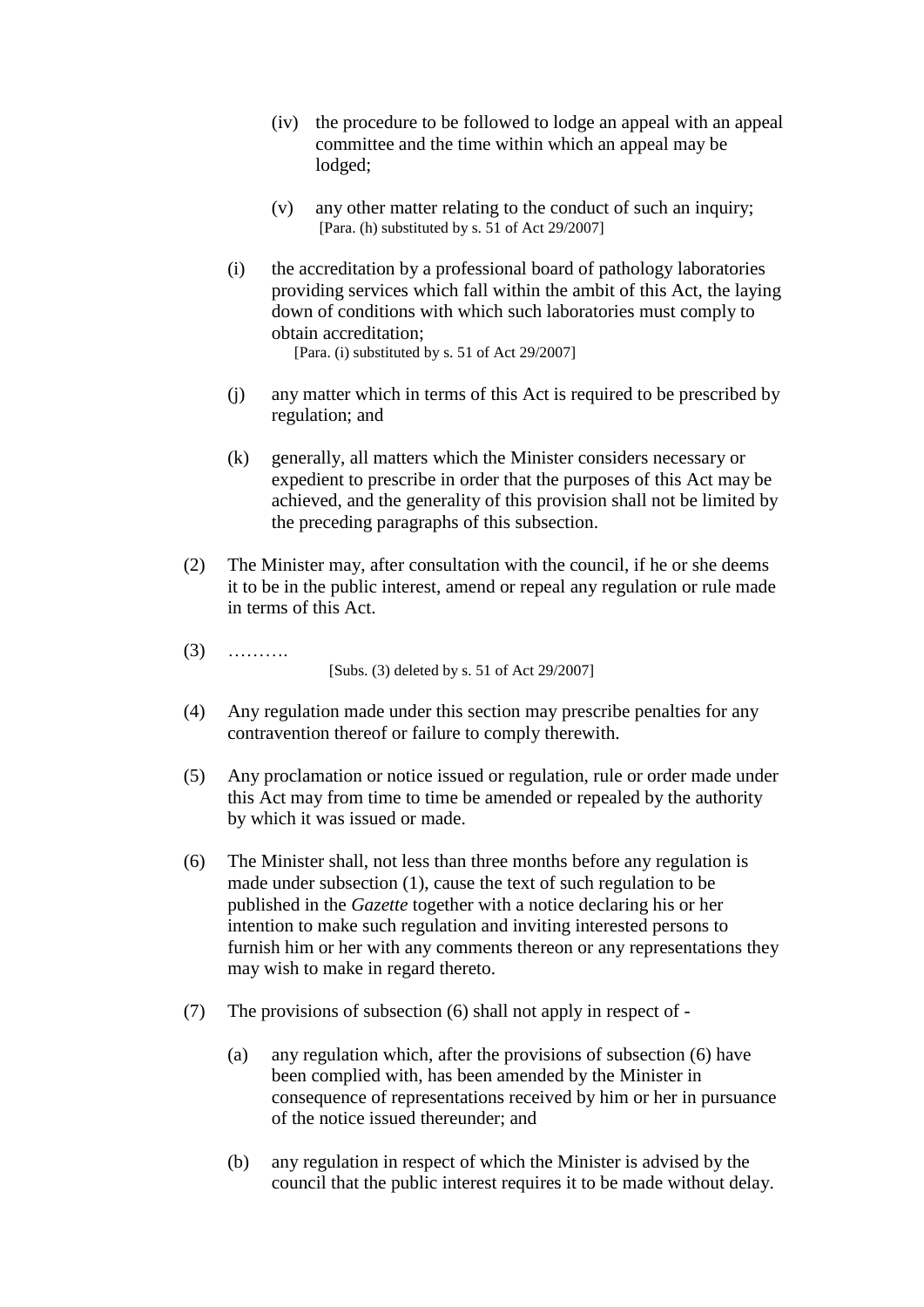(iv) the procedure to be followed to lodge an appeal with an appeal committee and the time within which an appeal may be lodged;

(v) any other matter relating to the conduct of such an inquiry;
[Para. (h) substituted by s. 51 of Act 29/2007]

(i) the accreditation by a professional board of pathology laboratories providing services which fall within the ambit of this Act, the laying down of conditions with which such laboratories must comply to obtain accreditation;
[Para. (i) substituted by s. 51 of Act 29/2007]

(j) any matter which in terms of this Act is required to be prescribed by regulation; and

(k) generally, all matters which the Minister considers necessary or expedient to prescribe in order that the purposes of this Act may be achieved, and the generality of this provision shall not be limited by the preceding paragraphs of this subsection.

(2) The Minister may, after consultation with the council, if he or she deems it to be in the public interest, amend or repeal any regulation or rule made in terms of this Act.

(3) ……….
[Subs. (3) deleted by s. 51 of Act 29/2007]

(4) Any regulation made under this section may prescribe penalties for any contravention thereof or failure to comply therewith.

(5) Any proclamation or notice issued or regulation, rule or order made under this Act may from time to time be amended or repealed by the authority by which it was issued or made.

(6) The Minister shall, not less than three months before any regulation is made under subsection (1), cause the text of such regulation to be published in the *Gazette* together with a notice declaring his or her intention to make such regulation and inviting interested persons to furnish him or her with any comments thereon or any representations they may wish to make in regard thereto.

(7) The provisions of subsection (6) shall not apply in respect of -

(a) any regulation which, after the provisions of subsection (6) have been complied with, has been amended by the Minister in consequence of representations received by him or her in pursuance of the notice issued thereunder; and

(b) any regulation in respect of which the Minister is advised by the council that the public interest requires it to be made without delay.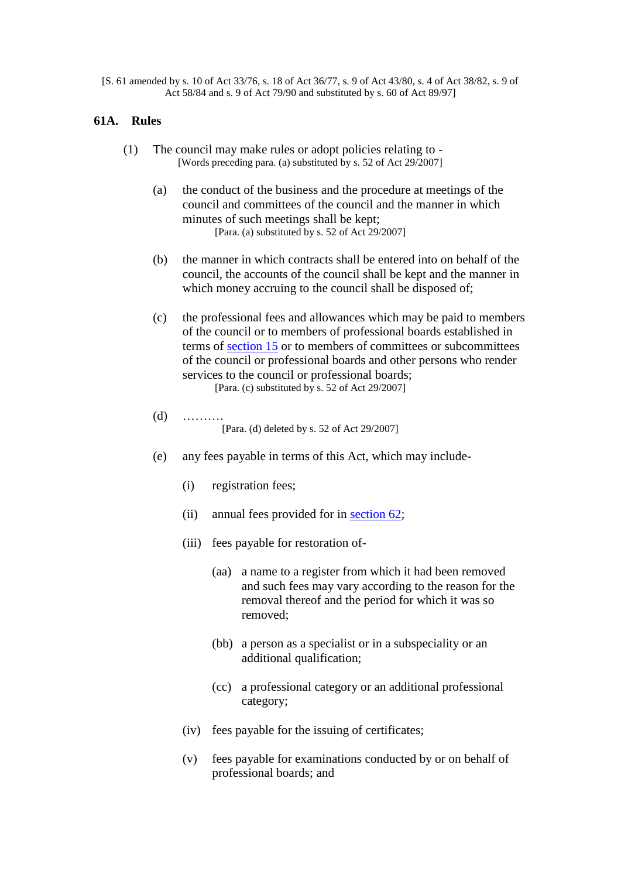[S. 61 amended by s. 10 of Act 33/76, s. 18 of Act 36/77, s. 9 of Act 43/80, s. 4 of Act 38/82, s. 9 of Act 58/84 and s. 9 of Act 79/90 and substituted by s. 60 of Act 89/97]

### 61A. Rules

(1) The council may make rules or adopt policies relating to -
[Words preceding para. (a) substituted by s. 52 of Act 29/2007]

(a) the conduct of the business and the procedure at meetings of the council and committees of the council and the manner in which minutes of such meetings shall be kept;
[Para. (a) substituted by s. 52 of Act 29/2007]

(b) the manner in which contracts shall be entered into on behalf of the council, the accounts of the council shall be kept and the manner in which money accruing to the council shall be disposed of;

(c) the professional fees and allowances which may be paid to members of the council or to members of professional boards established in terms of section 15 or to members of committees or subcommittees of the council or professional boards and other persons who render services to the council or professional boards;
[Para. (c) substituted by s. 52 of Act 29/2007]

(d) ……….
[Para. (d) deleted by s. 52 of Act 29/2007]

(e) any fees payable in terms of this Act, which may include-

(i) registration fees;

(ii) annual fees provided for in section 62;

(iii) fees payable for restoration of-

(aa) a name to a register from which it had been removed and such fees may vary according to the reason for the removal thereof and the period for which it was so removed;

(bb) a person as a specialist or in a subspeciality or an additional qualification;

(cc) a professional category or an additional professional category;

(iv) fees payable for the issuing of certificates;

(v) fees payable for examinations conducted by or on behalf of professional boards; and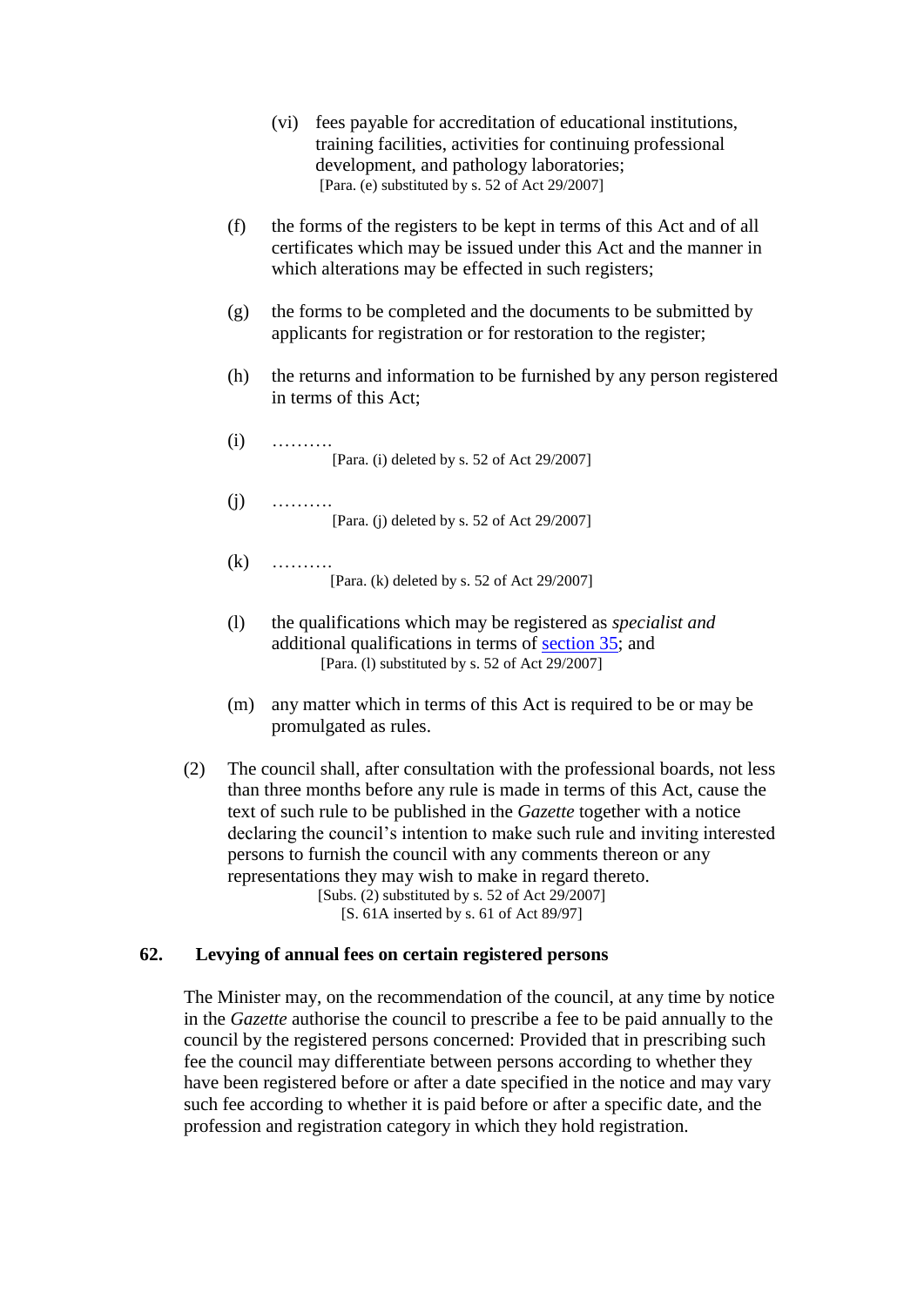(vi) fees payable for accreditation of educational institutions, training facilities, activities for continuing professional development, and pathology laboratories;
[Para. (e) substituted by s. 52 of Act 29/2007]

(f) the forms of the registers to be kept in terms of this Act and of all certificates which may be issued under this Act and the manner in which alterations may be effected in such registers;

(g) the forms to be completed and the documents to be submitted by applicants for registration or for restoration to the register;

(h) the returns and information to be furnished by any person registered in terms of this Act;

(i) ……….
[Para. (i) deleted by s. 52 of Act 29/2007]

(j) ……….
[Para. (j) deleted by s. 52 of Act 29/2007]

(k) ……….
[Para. (k) deleted by s. 52 of Act 29/2007]

(l) the qualifications which may be registered as *specialist and* additional qualifications in terms of section 35; and
[Para. (l) substituted by s. 52 of Act 29/2007]

(m) any matter which in terms of this Act is required to be or may be promulgated as rules.

(2) The council shall, after consultation with the professional boards, not less than three months before any rule is made in terms of this Act, cause the text of such rule to be published in the *Gazette* together with a notice declaring the council's intention to make such rule and inviting interested persons to furnish the council with any comments thereon or any representations they may wish to make in regard thereto.
[Subs. (2) substituted by s. 52 of Act 29/2007]
[S. 61A inserted by s. 61 of Act 89/97]

### 62. Levying of annual fees on certain registered persons

The Minister may, on the recommendation of the council, at any time by notice in the *Gazette* authorise the council to prescribe a fee to be paid annually to the council by the registered persons concerned: Provided that in prescribing such fee the council may differentiate between persons according to whether they have been registered before or after a date specified in the notice and may vary such fee according to whether it is paid before or after a specific date, and the profession and registration category in which they hold registration.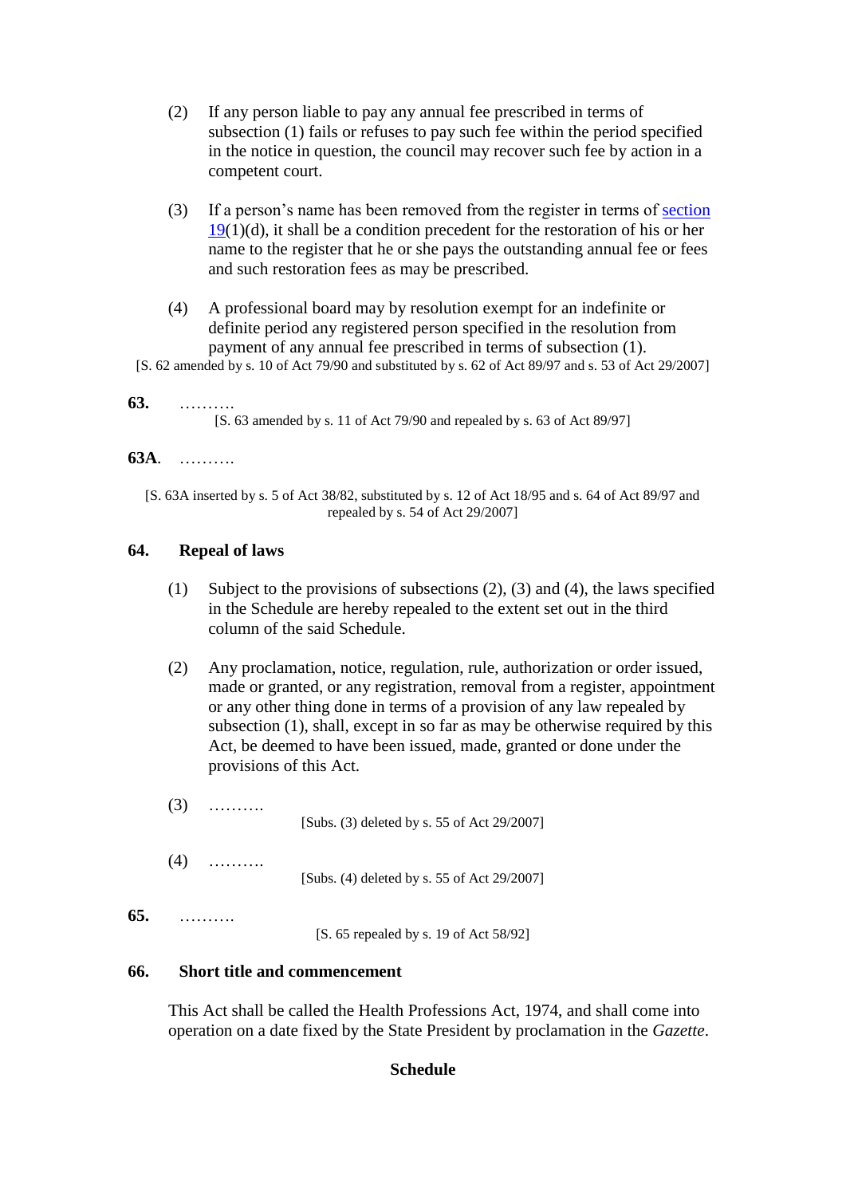(2) If any person liable to pay any annual fee prescribed in terms of subsection (1) fails or refuses to pay such fee within the period specified in the notice in question, the council may recover such fee by action in a competent court.

(3) If a person's name has been removed from the register in terms of section 19(1)(d), it shall be a condition precedent for the restoration of his or her name to the register that he or she pays the outstanding annual fee or fees and such restoration fees as may be prescribed.

(4) A professional board may by resolution exempt for an indefinite or definite period any registered person specified in the resolution from payment of any annual fee prescribed in terms of subsection (1).

[S. 62 amended by s. 10 of Act 79/90 and substituted by s. 62 of Act 89/97 and s. 53 of Act 29/2007]

**63.** ……….

[S. 63 amended by s. 11 of Act 79/90 and repealed by s. 63 of Act 89/97]

**63A**. ……….

[S. 63A inserted by s. 5 of Act 38/82, substituted by s. 12 of Act 18/95 and s. 64 of Act 89/97 and repealed by s. 54 of Act 29/2007]

### 64. Repeal of laws

(1) Subject to the provisions of subsections (2), (3) and (4), the laws specified in the Schedule are hereby repealed to the extent set out in the third column of the said Schedule.

(2) Any proclamation, notice, regulation, rule, authorization or order issued, made or granted, or any registration, removal from a register, appointment or any other thing done in terms of a provision of any law repealed by subsection (1), shall, except in so far as may be otherwise required by this Act, be deemed to have been issued, made, granted or done under the provisions of this Act.

(3) ……….

[Subs. (3) deleted by s. 55 of Act 29/2007]

(4) ……….

[Subs. (4) deleted by s. 55 of Act 29/2007]

**65.** ……….

[S. 65 repealed by s. 19 of Act 58/92]

### 66. Short title and commencement

This Act shall be called the Health Professions Act, 1974, and shall come into operation on a date fixed by the State President by proclamation in the *Gazette*.

## Schedule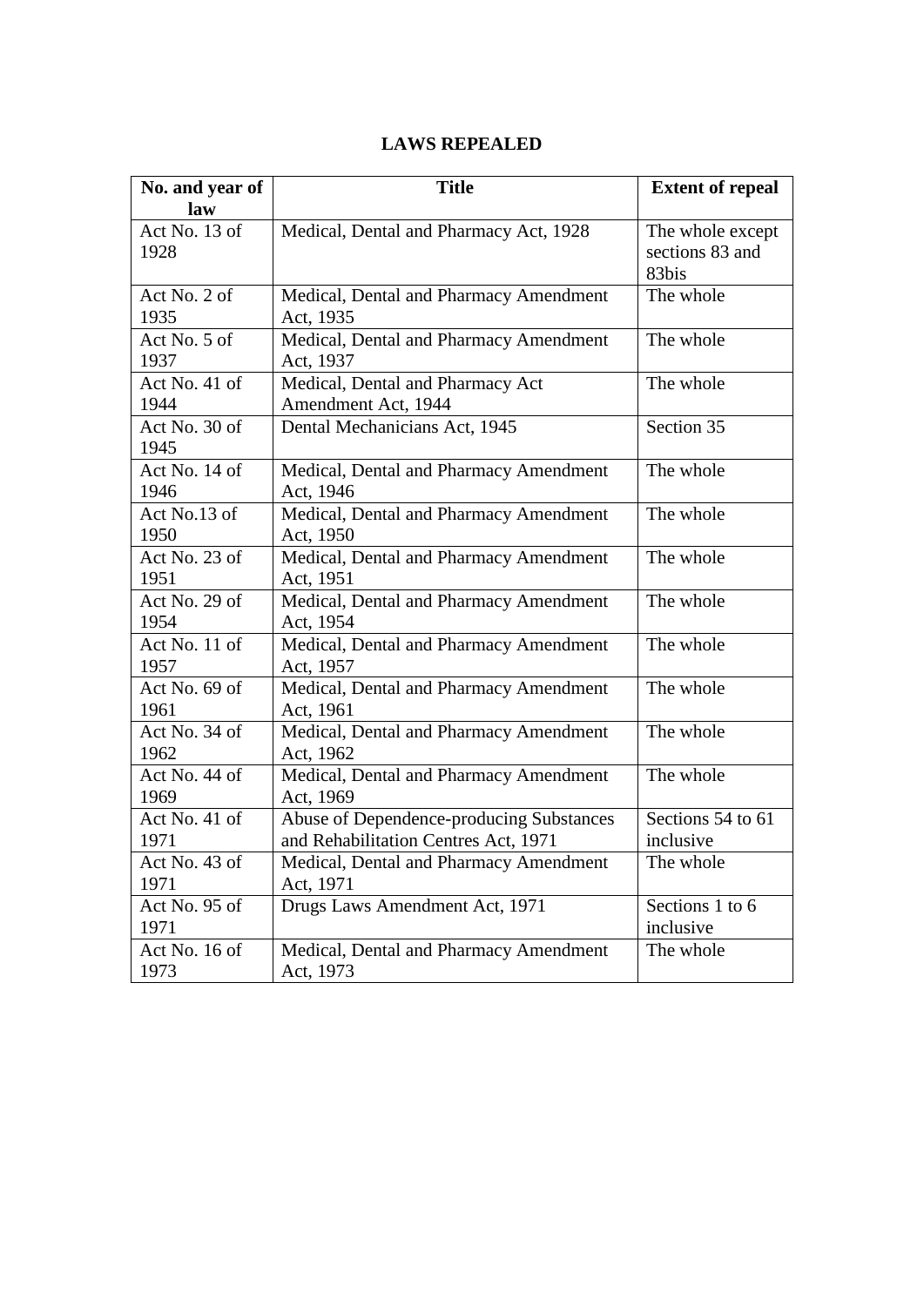**LAWS REPEALED**

| No. and year of law | Title | Extent of repeal |
|---|---|---|
| Act No. 13 of 1928 | Medical, Dental and Pharmacy Act, 1928 | The whole except sections 83 and 83bis |
| Act No. 2 of 1935 | Medical, Dental and Pharmacy Amendment Act, 1935 | The whole |
| Act No. 5 of 1937 | Medical, Dental and Pharmacy Amendment Act, 1937 | The whole |
| Act No. 41 of 1944 | Medical, Dental and Pharmacy Act Amendment Act, 1944 | The whole |
| Act No. 30 of 1945 | Dental Mechanicians Act, 1945 | Section 35 |
| Act No. 14 of 1946 | Medical, Dental and Pharmacy Amendment Act, 1946 | The whole |
| Act No.13 of 1950 | Medical, Dental and Pharmacy Amendment Act, 1950 | The whole |
| Act No. 23 of 1951 | Medical, Dental and Pharmacy Amendment Act, 1951 | The whole |
| Act No. 29 of 1954 | Medical, Dental and Pharmacy Amendment Act, 1954 | The whole |
| Act No. 11 of 1957 | Medical, Dental and Pharmacy Amendment Act, 1957 | The whole |
| Act No. 69 of 1961 | Medical, Dental and Pharmacy Amendment Act, 1961 | The whole |
| Act No. 34 of 1962 | Medical, Dental and Pharmacy Amendment Act, 1962 | The whole |
| Act No. 44 of 1969 | Medical, Dental and Pharmacy Amendment Act, 1969 | The whole |
| Act No. 41 of 1971 | Abuse of Dependence-producing Substances and Rehabilitation Centres Act, 1971 | Sections 54 to 61 inclusive |
| Act No. 43 of 1971 | Medical, Dental and Pharmacy Amendment Act, 1971 | The whole |
| Act No. 95 of 1971 | Drugs Laws Amendment Act, 1971 | Sections 1 to 6 inclusive |
| Act No. 16 of 1973 | Medical, Dental and Pharmacy Amendment Act, 1973 | The whole |